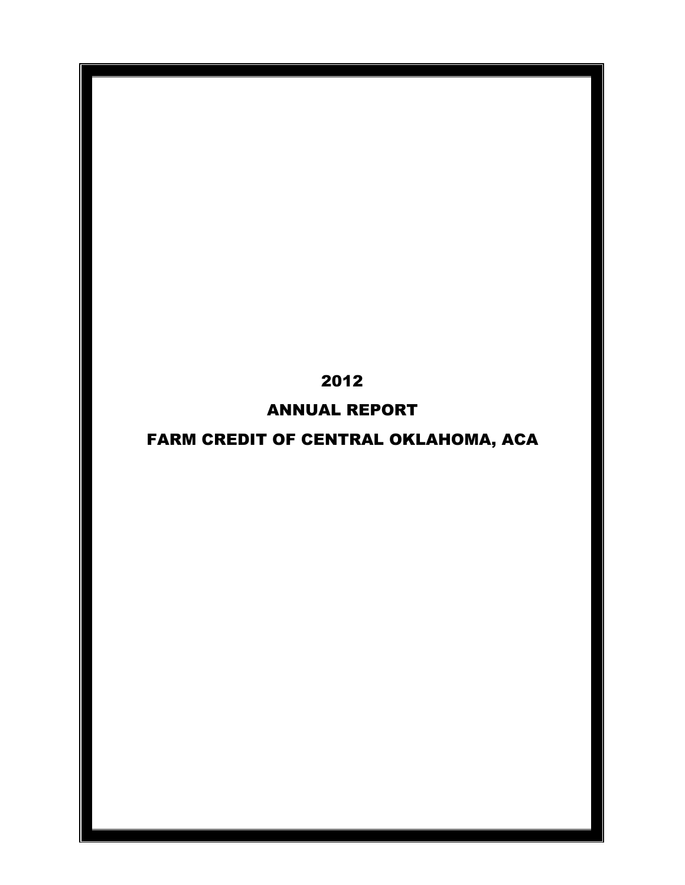# 2012

# ANNUAL REPORT

# FARM CREDIT OF CENTRAL OKLAHOMA, ACA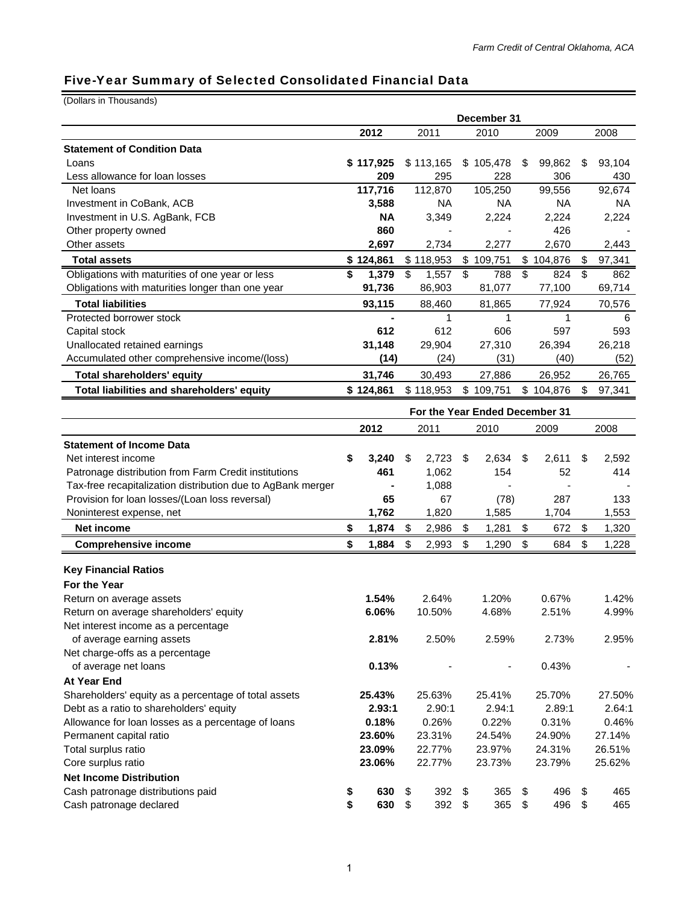## Five-Year Summary of Selected Consolidated Financial Data

(Dollars in Thousands)

| | December 31 | | | | |
|---|---|---|---|---|---|
| | **2012** | 2011 | 2010 | 2009 | 2008 |
| **Statement of Condition Data** | | | | | |
| Loans | **$ 117,925** | $ 113,165 | $ 105,478 | $ 99,862 | $ 93,104 |
| Less allowance for loan losses | **209** | 295 | 228 | 306 | 430 |
| Net loans | **117,716** | 112,870 | 105,250 | 99,556 | 92,674 |
| Investment in CoBank, ACB | **3,588** | NA | NA | NA | NA |
| Investment in U.S. AgBank, FCB | **NA** | 3,349 | 2,224 | 2,224 | 2,224 |
| Other property owned | **860** | - | - | 426 | - |
| Other assets | **2,697** | 2,734 | 2,277 | 2,670 | 2,443 |
| **Total assets** | **$ 124,861** | $ 118,953 | $ 109,751 | $ 104,876 | $ 97,341 |
| Obligations with maturities of one year or less | **$ 1,379** | $ 1,557 | $ 788 | $ 824 | $ 862 |
| Obligations with maturities longer than one year | **91,736** | 86,903 | 81,077 | 77,100 | 69,714 |
| **Total liabilities** | **93,115** | 88,460 | 81,865 | 77,924 | 70,576 |
| Protected borrower stock | **-** | 1 | 1 | 1 | 6 |
| Capital stock | **612** | 612 | 606 | 597 | 593 |
| Unallocated retained earnings | **31,148** | 29,904 | 27,310 | 26,394 | 26,218 |
| Accumulated other comprehensive income/(loss) | **(14)** | (24) | (31) | (40) | (52) |
| **Total shareholders' equity** | **31,746** | 30,493 | 27,886 | 26,952 | 26,765 |
| **Total liabilities and shareholders' equity** | **$ 124,861** | $ 118,953 | $ 109,751 | $ 104,876 | $ 97,341 |

| | For the Year Ended December 31 | | | | |
|---|---|---|---|---|---|
| | **2012** | 2011 | 2010 | 2009 | 2008 |
| **Statement of Income Data** | | | | | |
| Net interest income | **$ 3,240** | $ 2,723 | $ 2,634 | $ 2,611 | $ 2,592 |
| Patronage distribution from Farm Credit institutions | **461** | 1,062 | 154 | 52 | 414 |
| Tax-free recapitalization distribution due to AgBank merger | **-** | 1,088 | - | - | - |
| Provision for loan losses/(Loan loss reversal) | **65** | 67 | (78) | 287 | 133 |
| Noninterest expense, net | **1,762** | 1,820 | 1,585 | 1,704 | 1,553 |
| **Net income** | **$ 1,874** | $ 2,986 | $ 1,281 | $ 672 | $ 1,320 |
| **Comprehensive income** | **$ 1,884** | $ 2,993 | $ 1,290 | $ 684 | $ 1,228 |
| | | | | | |
| **Key Financial Ratios** | | | | | |
| **For the Year** | | | | | |
| Return on average assets | **1.54%** | 2.64% | 1.20% | 0.67% | 1.42% |
| Return on average shareholders' equity | **6.06%** | 10.50% | 4.68% | 2.51% | 4.99% |
| Net interest income as a percentage of average earning assets | **2.81%** | 2.50% | 2.59% | 2.73% | 2.95% |
| Net charge-offs as a percentage of average net loans | **0.13%** | - | - | 0.43% | - |
| **At Year End** | | | | | |
| Shareholders' equity as a percentage of total assets | **25.43%** | 25.63% | 25.41% | 25.70% | 27.50% |
| Debt as a ratio to shareholders' equity | **2.93:1** | 2.90:1 | 2.94:1 | 2.89:1 | 2.64:1 |
| Allowance for loan losses as a percentage of loans | **0.18%** | 0.26% | 0.22% | 0.31% | 0.46% |
| Permanent capital ratio | **23.60%** | 23.31% | 24.54% | 24.90% | 27.14% |
| Total surplus ratio | **23.09%** | 22.77% | 23.97% | 24.31% | 26.51% |
| Core surplus ratio | **23.06%** | 22.77% | 23.73% | 23.79% | 25.62% |
| **Net Income Distribution** | | | | | |
| Cash patronage distributions paid | **$ 630** | $ 392 | $ 365 | $ 496 | $ 465 |
| Cash patronage declared | **$ 630** | $ 392 | $ 365 | $ 496 | $ 465 |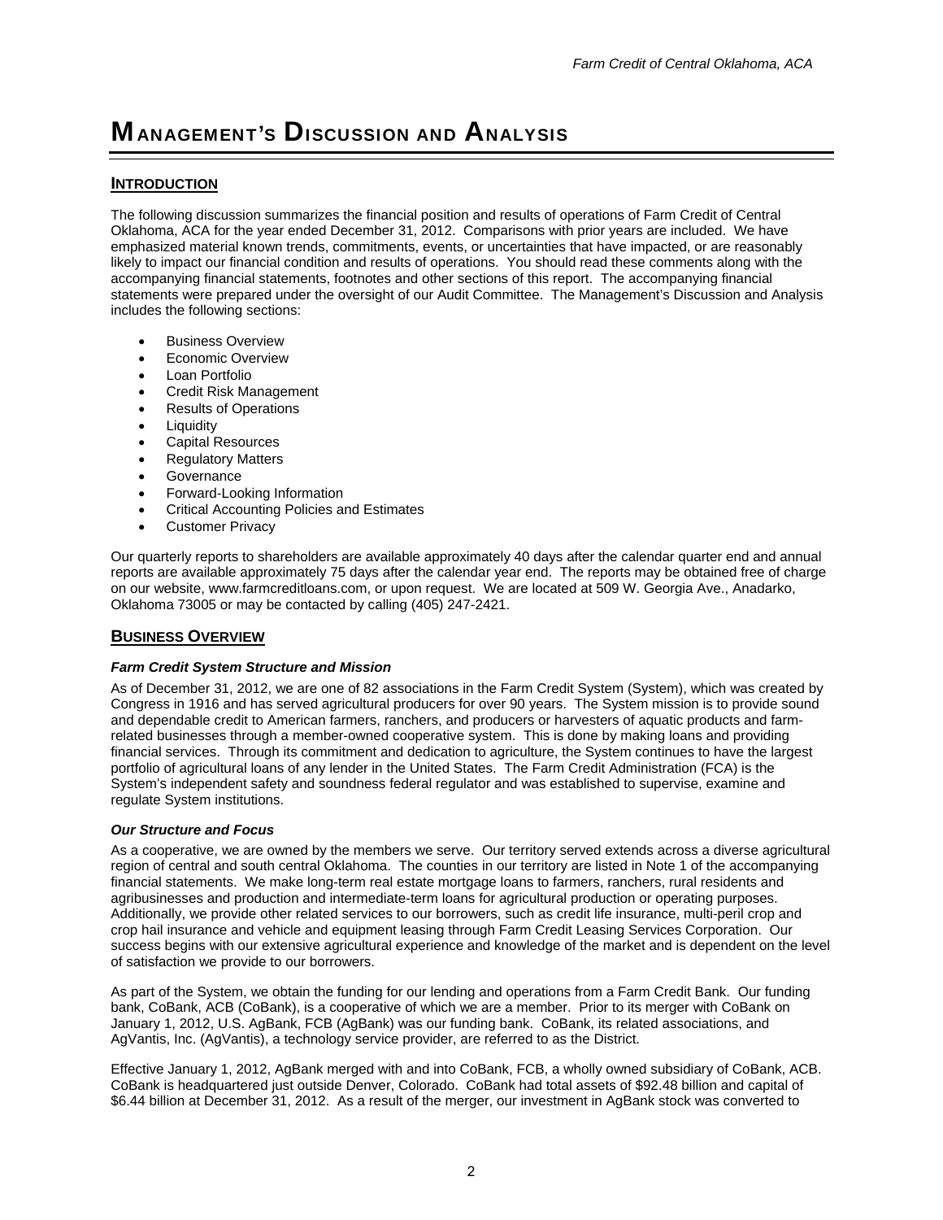# MANAGEMENT'S DISCUSSION AND ANALYSIS

## INTRODUCTION

The following discussion summarizes the financial position and results of operations of Farm Credit of Central Oklahoma, ACA for the year ended December 31, 2012. Comparisons with prior years are included. We have emphasized material known trends, commitments, events, or uncertainties that have impacted, or are reasonably likely to impact our financial condition and results of operations. You should read these comments along with the accompanying financial statements, footnotes and other sections of this report. The accompanying financial statements were prepared under the oversight of our Audit Committee. The Management's Discussion and Analysis includes the following sections:

- Business Overview
- Economic Overview
- Loan Portfolio
- Credit Risk Management
- Results of Operations
- Liquidity
- Capital Resources
- Regulatory Matters
- Governance
- Forward-Looking Information
- Critical Accounting Policies and Estimates
- Customer Privacy

Our quarterly reports to shareholders are available approximately 40 days after the calendar quarter end and annual reports are available approximately 75 days after the calendar year end. The reports may be obtained free of charge on our website, www.farmcreditloans.com, or upon request. We are located at 509 W. Georgia Ave., Anadarko, Oklahoma 73005 or may be contacted by calling (405) 247-2421.

## BUSINESS OVERVIEW

### *Farm Credit System Structure and Mission*

As of December 31, 2012, we are one of 82 associations in the Farm Credit System (System), which was created by Congress in 1916 and has served agricultural producers for over 90 years. The System mission is to provide sound and dependable credit to American farmers, ranchers, and producers or harvesters of aquatic products and farm-related businesses through a member-owned cooperative system. This is done by making loans and providing financial services. Through its commitment and dedication to agriculture, the System continues to have the largest portfolio of agricultural loans of any lender in the United States. The Farm Credit Administration (FCA) is the System's independent safety and soundness federal regulator and was established to supervise, examine and regulate System institutions.

### *Our Structure and Focus*

As a cooperative, we are owned by the members we serve. Our territory served extends across a diverse agricultural region of central and south central Oklahoma. The counties in our territory are listed in Note 1 of the accompanying financial statements. We make long-term real estate mortgage loans to farmers, ranchers, rural residents and agribusinesses and production and intermediate-term loans for agricultural production or operating purposes. Additionally, we provide other related services to our borrowers, such as credit life insurance, multi-peril crop and crop hail insurance and vehicle and equipment leasing through Farm Credit Leasing Services Corporation. Our success begins with our extensive agricultural experience and knowledge of the market and is dependent on the level of satisfaction we provide to our borrowers.

As part of the System, we obtain the funding for our lending and operations from a Farm Credit Bank. Our funding bank, CoBank, ACB (CoBank), is a cooperative of which we are a member. Prior to its merger with CoBank on January 1, 2012, U.S. AgBank, FCB (AgBank) was our funding bank. CoBank, its related associations, and AgVantis, Inc. (AgVantis), a technology service provider, are referred to as the District.

Effective January 1, 2012, AgBank merged with and into CoBank, FCB, a wholly owned subsidiary of CoBank, ACB. CoBank is headquartered just outside Denver, Colorado. CoBank had total assets of $92.48 billion and capital of $6.44 billion at December 31, 2012. As a result of the merger, our investment in AgBank stock was converted to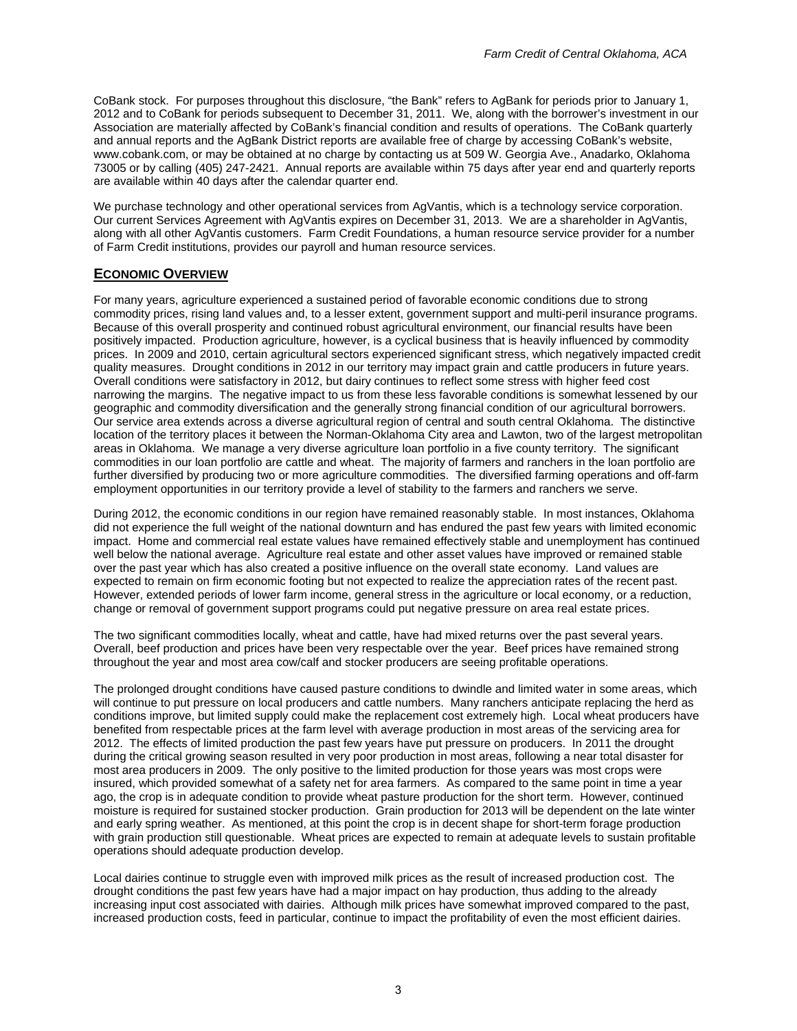CoBank stock. For purposes throughout this disclosure, "the Bank" refers to AgBank for periods prior to January 1, 2012 and to CoBank for periods subsequent to December 31, 2011. We, along with the borrower's investment in our Association are materially affected by CoBank's financial condition and results of operations. The CoBank quarterly and annual reports and the AgBank District reports are available free of charge by accessing CoBank's website, www.cobank.com, or may be obtained at no charge by contacting us at 509 W. Georgia Ave., Anadarko, Oklahoma 73005 or by calling (405) 247-2421. Annual reports are available within 75 days after year end and quarterly reports are available within 40 days after the calendar quarter end.

We purchase technology and other operational services from AgVantis, which is a technology service corporation. Our current Services Agreement with AgVantis expires on December 31, 2013. We are a shareholder in AgVantis, along with all other AgVantis customers. Farm Credit Foundations, a human resource service provider for a number of Farm Credit institutions, provides our payroll and human resource services.

## ECONOMIC OVERVIEW

For many years, agriculture experienced a sustained period of favorable economic conditions due to strong commodity prices, rising land values and, to a lesser extent, government support and multi-peril insurance programs. Because of this overall prosperity and continued robust agricultural environment, our financial results have been positively impacted. Production agriculture, however, is a cyclical business that is heavily influenced by commodity prices. In 2009 and 2010, certain agricultural sectors experienced significant stress, which negatively impacted credit quality measures. Drought conditions in 2012 in our territory may impact grain and cattle producers in future years. Overall conditions were satisfactory in 2012, but dairy continues to reflect some stress with higher feed cost narrowing the margins. The negative impact to us from these less favorable conditions is somewhat lessened by our geographic and commodity diversification and the generally strong financial condition of our agricultural borrowers. Our service area extends across a diverse agricultural region of central and south central Oklahoma. The distinctive location of the territory places it between the Norman-Oklahoma City area and Lawton, two of the largest metropolitan areas in Oklahoma. We manage a very diverse agriculture loan portfolio in a five county territory. The significant commodities in our loan portfolio are cattle and wheat. The majority of farmers and ranchers in the loan portfolio are further diversified by producing two or more agriculture commodities. The diversified farming operations and off-farm employment opportunities in our territory provide a level of stability to the farmers and ranchers we serve.

During 2012, the economic conditions in our region have remained reasonably stable. In most instances, Oklahoma did not experience the full weight of the national downturn and has endured the past few years with limited economic impact. Home and commercial real estate values have remained effectively stable and unemployment has continued well below the national average. Agriculture real estate and other asset values have improved or remained stable over the past year which has also created a positive influence on the overall state economy. Land values are expected to remain on firm economic footing but not expected to realize the appreciation rates of the recent past. However, extended periods of lower farm income, general stress in the agriculture or local economy, or a reduction, change or removal of government support programs could put negative pressure on area real estate prices.

The two significant commodities locally, wheat and cattle, have had mixed returns over the past several years. Overall, beef production and prices have been very respectable over the year. Beef prices have remained strong throughout the year and most area cow/calf and stocker producers are seeing profitable operations.

The prolonged drought conditions have caused pasture conditions to dwindle and limited water in some areas, which will continue to put pressure on local producers and cattle numbers. Many ranchers anticipate replacing the herd as conditions improve, but limited supply could make the replacement cost extremely high. Local wheat producers have benefited from respectable prices at the farm level with average production in most areas of the servicing area for 2012. The effects of limited production the past few years have put pressure on producers. In 2011 the drought during the critical growing season resulted in very poor production in most areas, following a near total disaster for most area producers in 2009. The only positive to the limited production for those years was most crops were insured, which provided somewhat of a safety net for area farmers. As compared to the same point in time a year ago, the crop is in adequate condition to provide wheat pasture production for the short term. However, continued moisture is required for sustained stocker production. Grain production for 2013 will be dependent on the late winter and early spring weather. As mentioned, at this point the crop is in decent shape for short-term forage production with grain production still questionable. Wheat prices are expected to remain at adequate levels to sustain profitable operations should adequate production develop.

Local dairies continue to struggle even with improved milk prices as the result of increased production cost. The drought conditions the past few years have had a major impact on hay production, thus adding to the already increasing input cost associated with dairies. Although milk prices have somewhat improved compared to the past, increased production costs, feed in particular, continue to impact the profitability of even the most efficient dairies.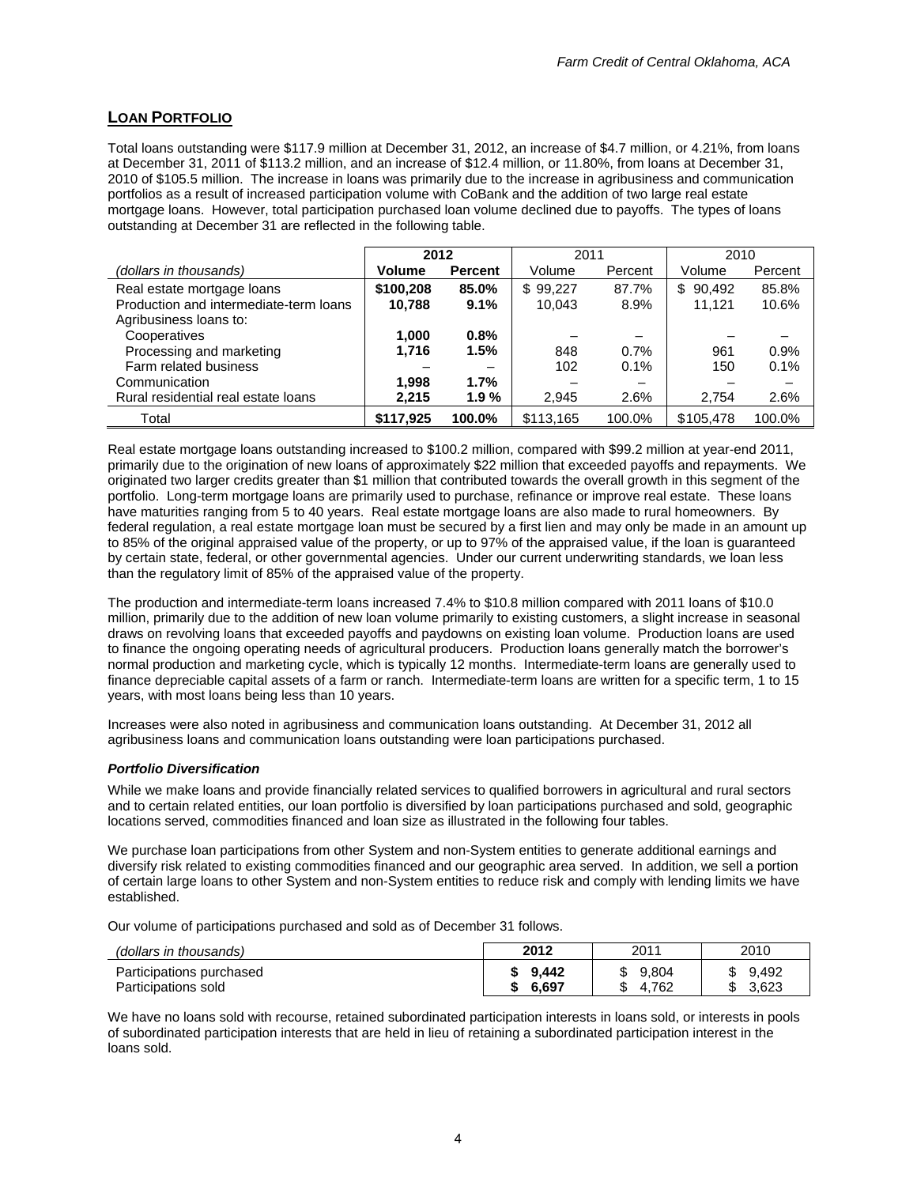## LOAN PORTFOLIO

Total loans outstanding were $117.9 million at December 31, 2012, an increase of $4.7 million, or 4.21%, from loans at December 31, 2011 of $113.2 million, and an increase of $12.4 million, or 11.80%, from loans at December 31, 2010 of $105.5 million. The increase in loans was primarily due to the increase in agribusiness and communication portfolios as a result of increased participation volume with CoBank and the addition of two large real estate mortgage loans. However, total participation purchased loan volume declined due to payoffs. The types of loans outstanding at December 31 are reflected in the following table.

| | **2012** | | 2011 | | 2010 | |
|---|---|---|---|---|---|---|
| *(dollars in thousands)* | **Volume** | **Percent** | Volume | Percent | Volume | Percent |
| Real estate mortgage loans | **$100,208** | **85.0%** | $ 99,227 | 87.7% | $ 90,492 | 85.8% |
| Production and intermediate-term loans | **10,788** | **9.1%** | 10,043 | 8.9% | 11,121 | 10.6% |
| Agribusiness loans to: | | | | | | |
| Cooperatives | **1,000** | **0.8%** | – | – | – | – |
| Processing and marketing | **1,716** | **1.5%** | 848 | 0.7% | 961 | 0.9% |
| Farm related business | – | – | 102 | 0.1% | 150 | 0.1% |
| Communication | **1,998** | **1.7%** | – | – | – | – |
| Rural residential real estate loans | **2,215** | **1.9 %** | 2,945 | 2.6% | 2,754 | 2.6% |
| Total | **$117,925** | **100.0%** | $113,165 | 100.0% | $105,478 | 100.0% |

Real estate mortgage loans outstanding increased to $100.2 million, compared with $99.2 million at year-end 2011, primarily due to the origination of new loans of approximately $22 million that exceeded payoffs and repayments. We originated two larger credits greater than $1 million that contributed towards the overall growth in this segment of the portfolio. Long-term mortgage loans are primarily used to purchase, refinance or improve real estate. These loans have maturities ranging from 5 to 40 years. Real estate mortgage loans are also made to rural homeowners. By federal regulation, a real estate mortgage loan must be secured by a first lien and may only be made in an amount up to 85% of the original appraised value of the property, or up to 97% of the appraised value, if the loan is guaranteed by certain state, federal, or other governmental agencies. Under our current underwriting standards, we loan less than the regulatory limit of 85% of the appraised value of the property.

The production and intermediate-term loans increased 7.4% to $10.8 million compared with 2011 loans of $10.0 million, primarily due to the addition of new loan volume primarily to existing customers, a slight increase in seasonal draws on revolving loans that exceeded payoffs and paydowns on existing loan volume. Production loans are used to finance the ongoing operating needs of agricultural producers. Production loans generally match the borrower's normal production and marketing cycle, which is typically 12 months. Intermediate-term loans are generally used to finance depreciable capital assets of a farm or ranch. Intermediate-term loans are written for a specific term, 1 to 15 years, with most loans being less than 10 years.

Increases were also noted in agribusiness and communication loans outstanding. At December 31, 2012 all agribusiness loans and communication loans outstanding were loan participations purchased.

### *Portfolio Diversification*

While we make loans and provide financially related services to qualified borrowers in agricultural and rural sectors and to certain related entities, our loan portfolio is diversified by loan participations purchased and sold, geographic locations served, commodities financed and loan size as illustrated in the following four tables.

We purchase loan participations from other System and non-System entities to generate additional earnings and diversify risk related to existing commodities financed and our geographic area served. In addition, we sell a portion of certain large loans to other System and non-System entities to reduce risk and comply with lending limits we have established.

Our volume of participations purchased and sold as of December 31 follows.

| *(dollars in thousands)* | **2012** | 2011 | 2010 |
|---|---|---|---|
| Participations purchased | **$ 9,442** | $ 9,804 | $ 9,492 |
| Participations sold | **$ 6,697** | $ 4,762 | $ 3,623 |

We have no loans sold with recourse, retained subordinated participation interests in loans sold, or interests in pools of subordinated participation interests that are held in lieu of retaining a subordinated participation interest in the loans sold.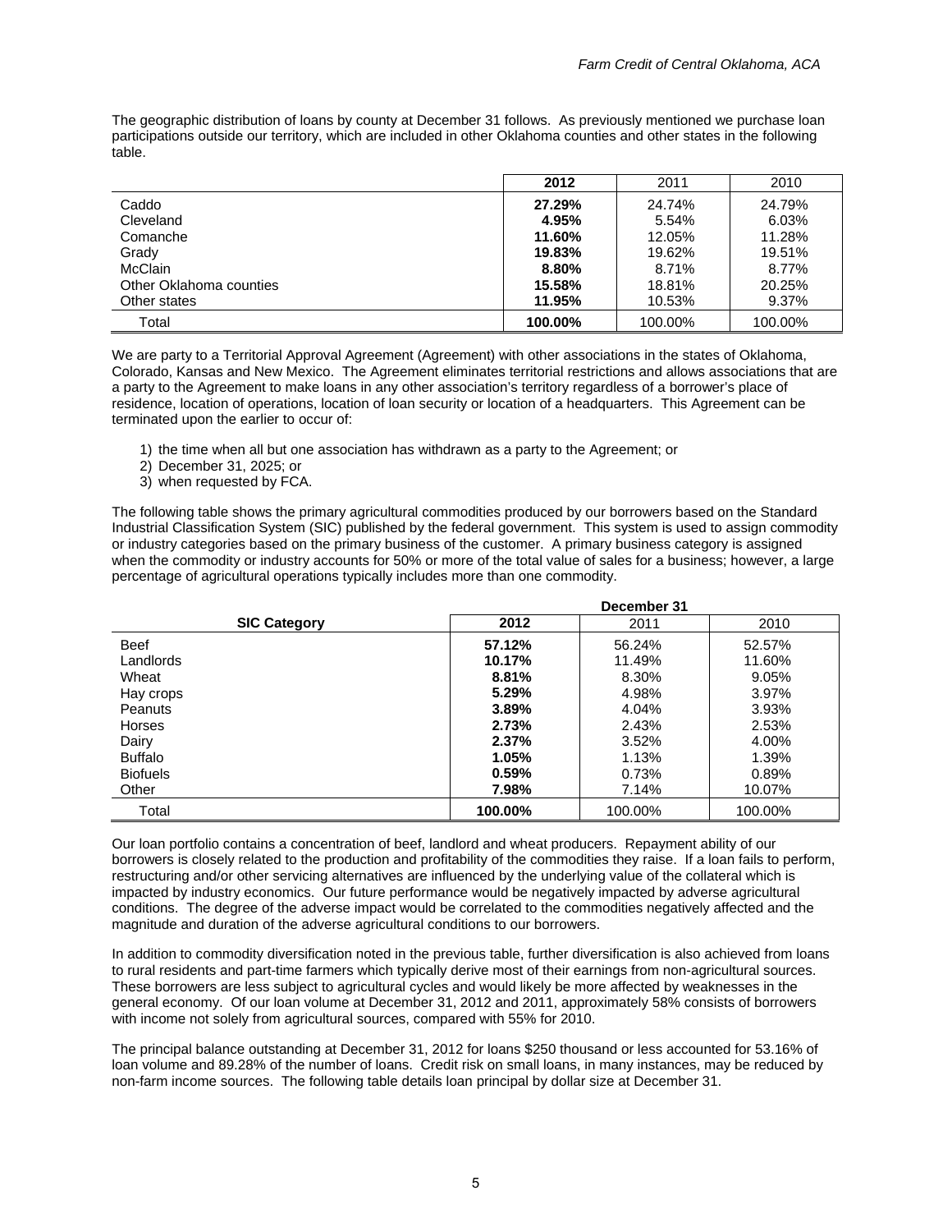The geographic distribution of loans by county at December 31 follows. As previously mentioned we purchase loan participations outside our territory, which are included in other Oklahoma counties and other states in the following table.

| | 2012 | 2011 | 2010 |
|---|---|---|---|
| Caddo | **27.29%** | 24.74% | 24.79% |
| Cleveland | **4.95%** | 5.54% | 6.03% |
| Comanche | **11.60%** | 12.05% | 11.28% |
| Grady | **19.83%** | 19.62% | 19.51% |
| McClain | **8.80%** | 8.71% | 8.77% |
| Other Oklahoma counties | **15.58%** | 18.81% | 20.25% |
| Other states | **11.95%** | 10.53% | 9.37% |
| Total | **100.00%** | 100.00% | 100.00% |

We are party to a Territorial Approval Agreement (Agreement) with other associations in the states of Oklahoma, Colorado, Kansas and New Mexico. The Agreement eliminates territorial restrictions and allows associations that are a party to the Agreement to make loans in any other association's territory regardless of a borrower's place of residence, location of operations, location of loan security or location of a headquarters. This Agreement can be terminated upon the earlier to occur of:

1) the time when all but one association has withdrawn as a party to the Agreement; or
2) December 31, 2025; or
3) when requested by FCA.

The following table shows the primary agricultural commodities produced by our borrowers based on the Standard Industrial Classification System (SIC) published by the federal government. This system is used to assign commodity or industry categories based on the primary business of the customer. A primary business category is assigned when the commodity or industry accounts for 50% or more of the total value of sales for a business; however, a large percentage of agricultural operations typically includes more than one commodity.

| | December 31 | | |
|---|---|---|---|
| **SIC Category** | **2012** | 2011 | 2010 |
| Beef | **57.12%** | 56.24% | 52.57% |
| Landlords | **10.17%** | 11.49% | 11.60% |
| Wheat | **8.81%** | 8.30% | 9.05% |
| Hay crops | **5.29%** | 4.98% | 3.97% |
| Peanuts | **3.89%** | 4.04% | 3.93% |
| Horses | **2.73%** | 2.43% | 2.53% |
| Dairy | **2.37%** | 3.52% | 4.00% |
| Buffalo | **1.05%** | 1.13% | 1.39% |
| Biofuels | **0.59%** | 0.73% | 0.89% |
| Other | **7.98%** | 7.14% | 10.07% |
| Total | **100.00%** | 100.00% | 100.00% |

Our loan portfolio contains a concentration of beef, landlord and wheat producers. Repayment ability of our borrowers is closely related to the production and profitability of the commodities they raise. If a loan fails to perform, restructuring and/or other servicing alternatives are influenced by the underlying value of the collateral which is impacted by industry economics. Our future performance would be negatively impacted by adverse agricultural conditions. The degree of the adverse impact would be correlated to the commodities negatively affected and the magnitude and duration of the adverse agricultural conditions to our borrowers.

In addition to commodity diversification noted in the previous table, further diversification is also achieved from loans to rural residents and part-time farmers which typically derive most of their earnings from non-agricultural sources. These borrowers are less subject to agricultural cycles and would likely be more affected by weaknesses in the general economy. Of our loan volume at December 31, 2012 and 2011, approximately 58% consists of borrowers with income not solely from agricultural sources, compared with 55% for 2010.

The principal balance outstanding at December 31, 2012 for loans $250 thousand or less accounted for 53.16% of loan volume and 89.28% of the number of loans. Credit risk on small loans, in many instances, may be reduced by non-farm income sources. The following table details loan principal by dollar size at December 31.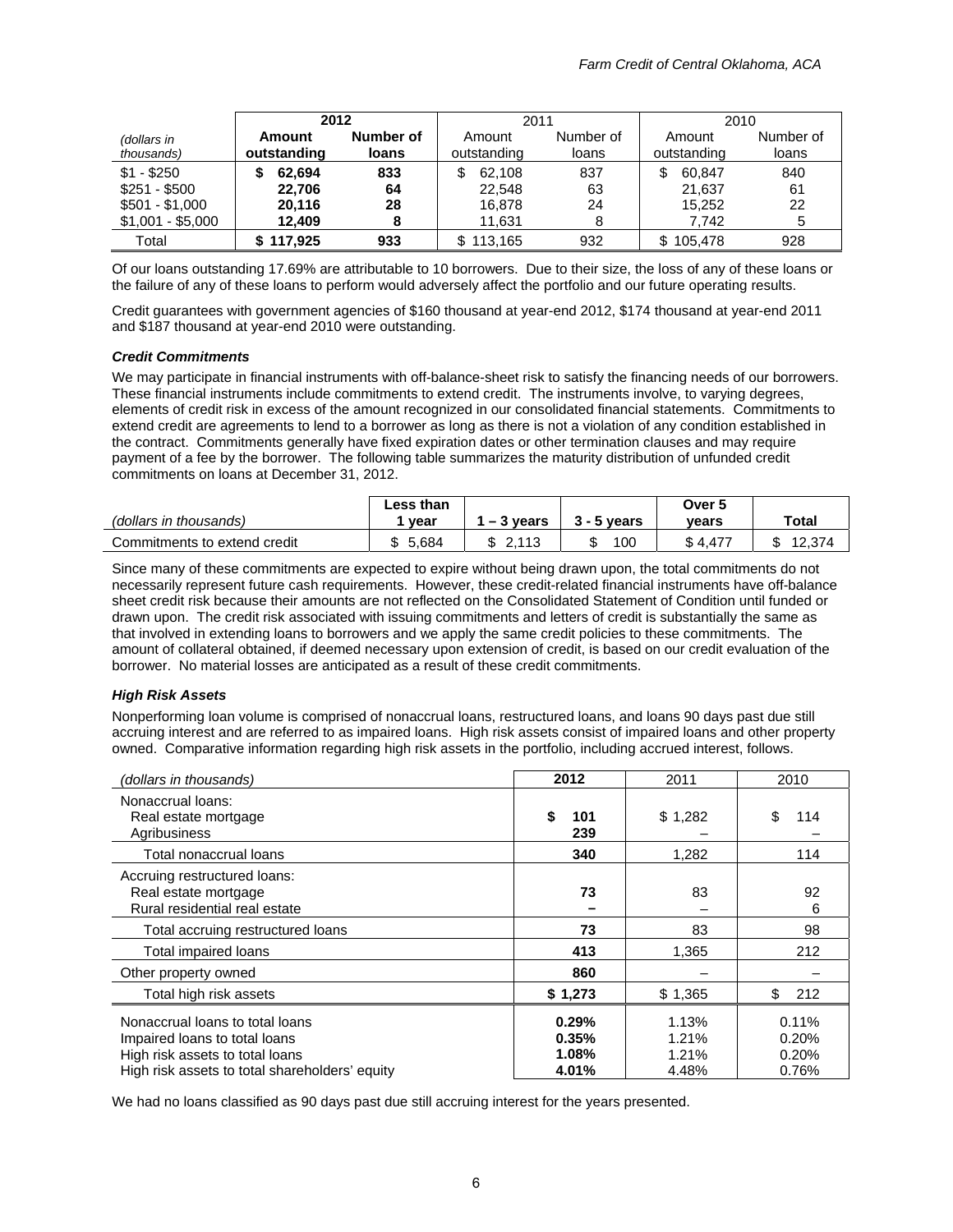| (dollars in thousands) | 2012 | | 2011 | | 2010 | |
|---|---|---|---|---|---|---|
| | **Amount outstanding** | **Number of loans** | Amount outstanding | Number of loans | Amount outstanding | Number of loans |
| $1 - $250 | **$ 62,694** | **833** | $ 62,108 | 837 | $ 60,847 | 840 |
| $251 - $500 | **22,706** | **64** | 22,548 | 63 | 21,637 | 61 |
| $501 - $1,000 | **20,116** | **28** | 16,878 | 24 | 15,252 | 22 |
| $1,001 - $5,000 | **12,409** | **8** | 11,631 | 8 | 7,742 | 5 |
| Total | **$ 117,925** | **933** | $ 113,165 | 932 | $ 105,478 | 928 |

Of our loans outstanding 17.69% are attributable to 10 borrowers. Due to their size, the loss of any of these loans or the failure of any of these loans to perform would adversely affect the portfolio and our future operating results.

Credit guarantees with government agencies of $160 thousand at year-end 2012, $174 thousand at year-end 2011 and $187 thousand at year-end 2010 were outstanding.

***Credit Commitments***

We may participate in financial instruments with off-balance-sheet risk to satisfy the financing needs of our borrowers. These financial instruments include commitments to extend credit. The instruments involve, to varying degrees, elements of credit risk in excess of the amount recognized in our consolidated financial statements. Commitments to extend credit are agreements to lend to a borrower as long as there is not a violation of any condition established in the contract. Commitments generally have fixed expiration dates or other termination clauses and may require payment of a fee by the borrower. The following table summarizes the maturity distribution of unfunded credit commitments on loans at December 31, 2012.

| (dollars in thousands) | Less than 1 year | 1 – 3 years | 3 - 5 years | Over 5 years | Total |
|---|---|---|---|---|---|
| Commitments to extend credit | $ 5,684 | $ 2,113 | $ 100 | $ 4,477 | $ 12,374 |

Since many of these commitments are expected to expire without being drawn upon, the total commitments do not necessarily represent future cash requirements. However, these credit-related financial instruments have off-balance sheet credit risk because their amounts are not reflected on the Consolidated Statement of Condition until funded or drawn upon. The credit risk associated with issuing commitments and letters of credit is substantially the same as that involved in extending loans to borrowers and we apply the same credit policies to these commitments. The amount of collateral obtained, if deemed necessary upon extension of credit, is based on our credit evaluation of the borrower. No material losses are anticipated as a result of these credit commitments.

***High Risk Assets***

Nonperforming loan volume is comprised of nonaccrual loans, restructured loans, and loans 90 days past due still accruing interest and are referred to as impaired loans. High risk assets consist of impaired loans and other property owned. Comparative information regarding high risk assets in the portfolio, including accrued interest, follows.

| (dollars in thousands) | 2012 | 2011 | 2010 |
|---|---|---|---|
| Nonaccrual loans: | | | |
| Real estate mortgage | **$ 101** | $ 1,282 | $ 114 |
| Agribusiness | **239** | – | – |
| Total nonaccrual loans | **340** | 1,282 | 114 |
| Accruing restructured loans: | | | |
| Real estate mortgage | **73** | 83 | 92 |
| Rural residential real estate | **–** | – | 6 |
| Total accruing restructured loans | **73** | 83 | 98 |
| Total impaired loans | **413** | 1,365 | 212 |
| Other property owned | **860** | – | – |
| Total high risk assets | **$ 1,273** | $ 1,365 | $ 212 |
| Nonaccrual loans to total loans | **0.29%** | 1.13% | 0.11% |
| Impaired loans to total loans | **0.35%** | 1.21% | 0.20% |
| High risk assets to total loans | **1.08%** | 1.21% | 0.20% |
| High risk assets to total shareholders' equity | **4.01%** | 4.48% | 0.76% |

We had no loans classified as 90 days past due still accruing interest for the years presented.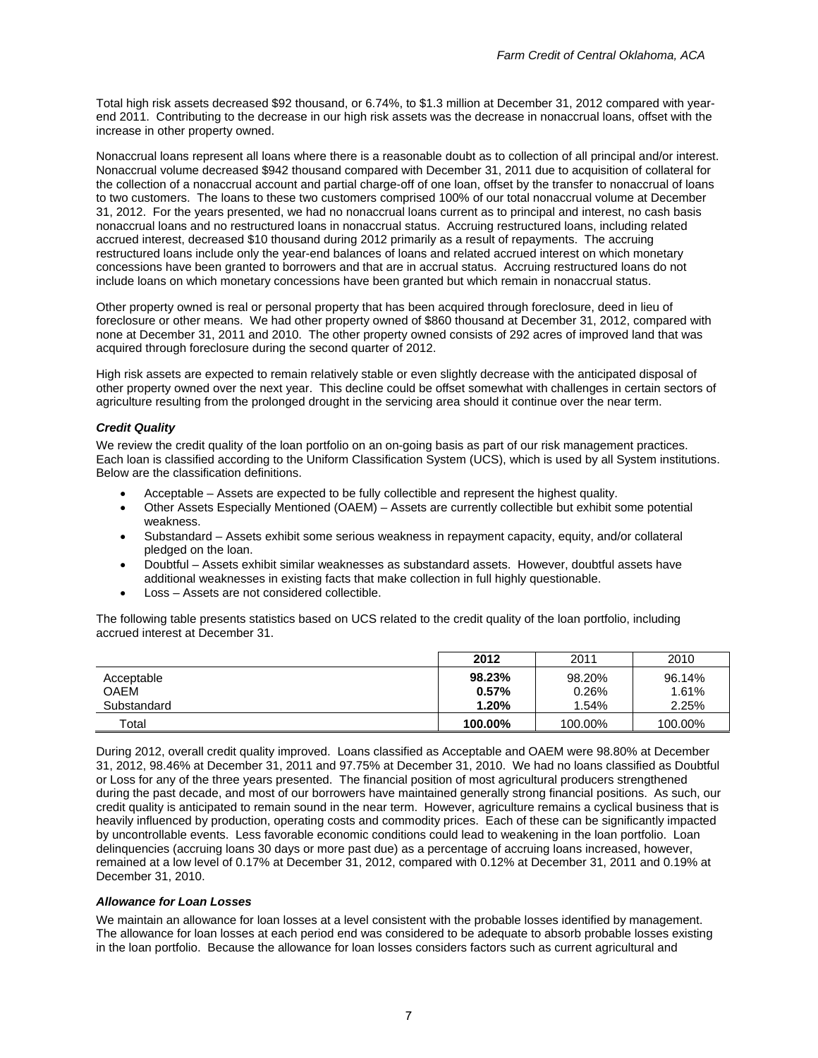Total high risk assets decreased $92 thousand, or 6.74%, to $1.3 million at December 31, 2012 compared with year-end 2011. Contributing to the decrease in our high risk assets was the decrease in nonaccrual loans, offset with the increase in other property owned.

Nonaccrual loans represent all loans where there is a reasonable doubt as to collection of all principal and/or interest. Nonaccrual volume decreased $942 thousand compared with December 31, 2011 due to acquisition of collateral for the collection of a nonaccrual account and partial charge-off of one loan, offset by the transfer to nonaccrual of loans to two customers. The loans to these two customers comprised 100% of our total nonaccrual volume at December 31, 2012. For the years presented, we had no nonaccrual loans current as to principal and interest, no cash basis nonaccrual loans and no restructured loans in nonaccrual status. Accruing restructured loans, including related accrued interest, decreased $10 thousand during 2012 primarily as a result of repayments. The accruing restructured loans include only the year-end balances of loans and related accrued interest on which monetary concessions have been granted to borrowers and that are in accrual status. Accruing restructured loans do not include loans on which monetary concessions have been granted but which remain in nonaccrual status.

Other property owned is real or personal property that has been acquired through foreclosure, deed in lieu of foreclosure or other means. We had other property owned of $860 thousand at December 31, 2012, compared with none at December 31, 2011 and 2010. The other property owned consists of 292 acres of improved land that was acquired through foreclosure during the second quarter of 2012.

High risk assets are expected to remain relatively stable or even slightly decrease with the anticipated disposal of other property owned over the next year. This decline could be offset somewhat with challenges in certain sectors of agriculture resulting from the prolonged drought in the servicing area should it continue over the near term.

### *Credit Quality*

We review the credit quality of the loan portfolio on an on-going basis as part of our risk management practices. Each loan is classified according to the Uniform Classification System (UCS), which is used by all System institutions. Below are the classification definitions.

- Acceptable – Assets are expected to be fully collectible and represent the highest quality.
- Other Assets Especially Mentioned (OAEM) – Assets are currently collectible but exhibit some potential weakness.
- Substandard – Assets exhibit some serious weakness in repayment capacity, equity, and/or collateral pledged on the loan.
- Doubtful – Assets exhibit similar weaknesses as substandard assets. However, doubtful assets have additional weaknesses in existing facts that make collection in full highly questionable.
- Loss – Assets are not considered collectible.

The following table presents statistics based on UCS related to the credit quality of the loan portfolio, including accrued interest at December 31.

| | **2012** | 2011 | 2010 |
|---|---|---|---|
| Acceptable | **98.23%** | 98.20% | 96.14% |
| OAEM | **0.57%** | 0.26% | 1.61% |
| Substandard | **1.20%** | 1.54% | 2.25% |
| Total | **100.00%** | 100.00% | 100.00% |

During 2012, overall credit quality improved. Loans classified as Acceptable and OAEM were 98.80% at December 31, 2012, 98.46% at December 31, 2011 and 97.75% at December 31, 2010. We had no loans classified as Doubtful or Loss for any of the three years presented. The financial position of most agricultural producers strengthened during the past decade, and most of our borrowers have maintained generally strong financial positions. As such, our credit quality is anticipated to remain sound in the near term. However, agriculture remains a cyclical business that is heavily influenced by production, operating costs and commodity prices. Each of these can be significantly impacted by uncontrollable events. Less favorable economic conditions could lead to weakening in the loan portfolio. Loan delinquencies (accruing loans 30 days or more past due) as a percentage of accruing loans increased, however, remained at a low level of 0.17% at December 31, 2012, compared with 0.12% at December 31, 2011 and 0.19% at December 31, 2010.

### *Allowance for Loan Losses*

We maintain an allowance for loan losses at a level consistent with the probable losses identified by management. The allowance for loan losses at each period end was considered to be adequate to absorb probable losses existing in the loan portfolio. Because the allowance for loan losses considers factors such as current agricultural and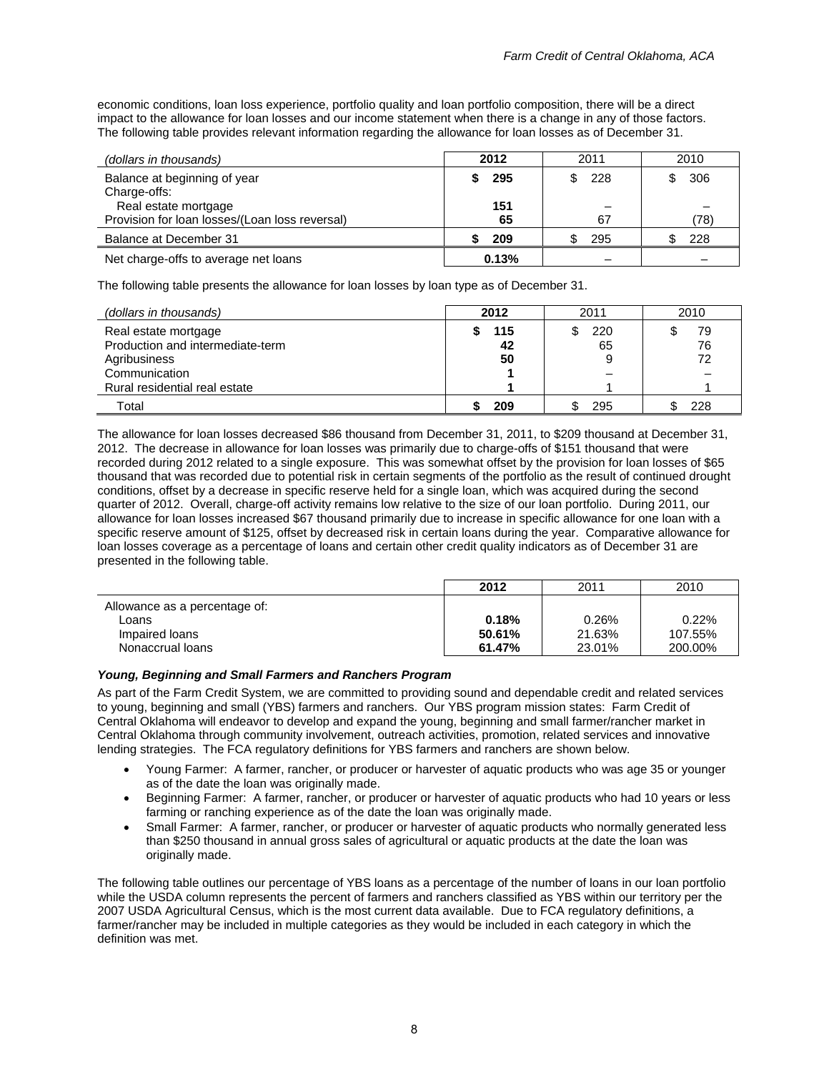economic conditions, loan loss experience, portfolio quality and loan portfolio composition, there will be a direct impact to the allowance for loan losses and our income statement when there is a change in any of those factors. The following table provides relevant information regarding the allowance for loan losses as of December 31.

| *(dollars in thousands)* | **2012** | 2011 | 2010 |
|---|---|---|---|
| Balance at beginning of year | **$ 295** | $ 228 | $ 306 |
| Charge-offs: | | | |
| Real estate mortgage | **151** | – | – |
| Provision for loan losses/(Loan loss reversal) | **65** | 67 | (78) |
| Balance at December 31 | **$ 209** | $ 295 | $ 228 |
| Net charge-offs to average net loans | **0.13%** | – | – |

The following table presents the allowance for loan losses by loan type as of December 31.

| *(dollars in thousands)* | **2012** | 2011 | 2010 |
|---|---|---|---|
| Real estate mortgage | **$ 115** | $ 220 | $ 79 |
| Production and intermediate-term | **42** | 65 | 76 |
| Agribusiness | **50** | 9 | 72 |
| Communication | **1** | – | – |
| Rural residential real estate | **1** | 1 | 1 |
| Total | **$ 209** | $ 295 | $ 228 |

The allowance for loan losses decreased $86 thousand from December 31, 2011, to $209 thousand at December 31, 2012. The decrease in allowance for loan losses was primarily due to charge-offs of $151 thousand that were recorded during 2012 related to a single exposure. This was somewhat offset by the provision for loan losses of $65 thousand that was recorded due to potential risk in certain segments of the portfolio as the result of continued drought conditions, offset by a decrease in specific reserve held for a single loan, which was acquired during the second quarter of 2012. Overall, charge-off activity remains low relative to the size of our loan portfolio. During 2011, our allowance for loan losses increased $67 thousand primarily due to increase in specific allowance for one loan with a specific reserve amount of $125, offset by decreased risk in certain loans during the year. Comparative allowance for loan losses coverage as a percentage of loans and certain other credit quality indicators as of December 31 are presented in the following table.

| | **2012** | 2011 | 2010 |
|---|---|---|---|
| Allowance as a percentage of: | | | |
| Loans | **0.18%** | 0.26% | 0.22% |
| Impaired loans | **50.61%** | 21.63% | 107.55% |
| Nonaccrual loans | **61.47%** | 23.01% | 200.00% |

### *Young, Beginning and Small Farmers and Ranchers Program*

As part of the Farm Credit System, we are committed to providing sound and dependable credit and related services to young, beginning and small (YBS) farmers and ranchers. Our YBS program mission states: Farm Credit of Central Oklahoma will endeavor to develop and expand the young, beginning and small farmer/rancher market in Central Oklahoma through community involvement, outreach activities, promotion, related services and innovative lending strategies. The FCA regulatory definitions for YBS farmers and ranchers are shown below.

- Young Farmer: A farmer, rancher, or producer or harvester of aquatic products who was age 35 or younger as of the date the loan was originally made.
- Beginning Farmer: A farmer, rancher, or producer or harvester of aquatic products who had 10 years or less farming or ranching experience as of the date the loan was originally made.
- Small Farmer: A farmer, rancher, or producer or harvester of aquatic products who normally generated less than $250 thousand in annual gross sales of agricultural or aquatic products at the date the loan was originally made.

The following table outlines our percentage of YBS loans as a percentage of the number of loans in our loan portfolio while the USDA column represents the percent of farmers and ranchers classified as YBS within our territory per the 2007 USDA Agricultural Census, which is the most current data available. Due to FCA regulatory definitions, a farmer/rancher may be included in multiple categories as they would be included in each category in which the definition was met.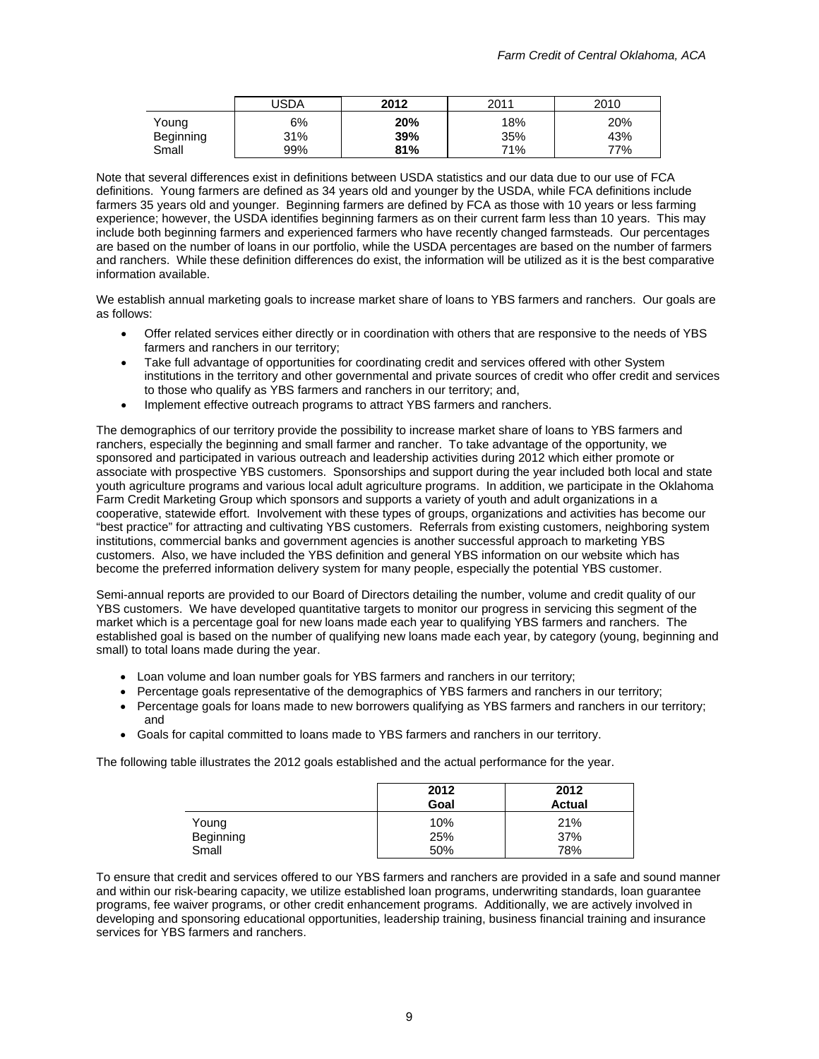| | USDA | **2012** | 2011 | 2010 |
|---|---|---|---|---|
| Young | 6% | **20%** | 18% | 20% |
| Beginning | 31% | **39%** | 35% | 43% |
| Small | 99% | **81%** | 71% | 77% |

Note that several differences exist in definitions between USDA statistics and our data due to our use of FCA definitions. Young farmers are defined as 34 years old and younger by the USDA, while FCA definitions include farmers 35 years old and younger. Beginning farmers are defined by FCA as those with 10 years or less farming experience; however, the USDA identifies beginning farmers as on their current farm less than 10 years. This may include both beginning farmers and experienced farmers who have recently changed farmsteads. Our percentages are based on the number of loans in our portfolio, while the USDA percentages are based on the number of farmers and ranchers. While these definition differences do exist, the information will be utilized as it is the best comparative information available.

We establish annual marketing goals to increase market share of loans to YBS farmers and ranchers. Our goals are as follows:

- Offer related services either directly or in coordination with others that are responsive to the needs of YBS farmers and ranchers in our territory;
- Take full advantage of opportunities for coordinating credit and services offered with other System institutions in the territory and other governmental and private sources of credit who offer credit and services to those who qualify as YBS farmers and ranchers in our territory; and,
- Implement effective outreach programs to attract YBS farmers and ranchers.

The demographics of our territory provide the possibility to increase market share of loans to YBS farmers and ranchers, especially the beginning and small farmer and rancher. To take advantage of the opportunity, we sponsored and participated in various outreach and leadership activities during 2012 which either promote or associate with prospective YBS customers. Sponsorships and support during the year included both local and state youth agriculture programs and various local adult agriculture programs. In addition, we participate in the Oklahoma Farm Credit Marketing Group which sponsors and supports a variety of youth and adult organizations in a cooperative, statewide effort. Involvement with these types of groups, organizations and activities has become our "best practice" for attracting and cultivating YBS customers. Referrals from existing customers, neighboring system institutions, commercial banks and government agencies is another successful approach to marketing YBS customers. Also, we have included the YBS definition and general YBS information on our website which has become the preferred information delivery system for many people, especially the potential YBS customer.

Semi-annual reports are provided to our Board of Directors detailing the number, volume and credit quality of our YBS customers. We have developed quantitative targets to monitor our progress in servicing this segment of the market which is a percentage goal for new loans made each year to qualifying YBS farmers and ranchers. The established goal is based on the number of qualifying new loans made each year, by category (young, beginning and small) to total loans made during the year.

- Loan volume and loan number goals for YBS farmers and ranchers in our territory;
- Percentage goals representative of the demographics of YBS farmers and ranchers in our territory;
- Percentage goals for loans made to new borrowers qualifying as YBS farmers and ranchers in our territory; and
- Goals for capital committed to loans made to YBS farmers and ranchers in our territory.

The following table illustrates the 2012 goals established and the actual performance for the year.

| | **2012 Goal** | **2012 Actual** |
|---|---|---|
| Young | 10% | 21% |
| Beginning | 25% | 37% |
| Small | 50% | 78% |

To ensure that credit and services offered to our YBS farmers and ranchers are provided in a safe and sound manner and within our risk-bearing capacity, we utilize established loan programs, underwriting standards, loan guarantee programs, fee waiver programs, or other credit enhancement programs. Additionally, we are actively involved in developing and sponsoring educational opportunities, leadership training, business financial training and insurance services for YBS farmers and ranchers.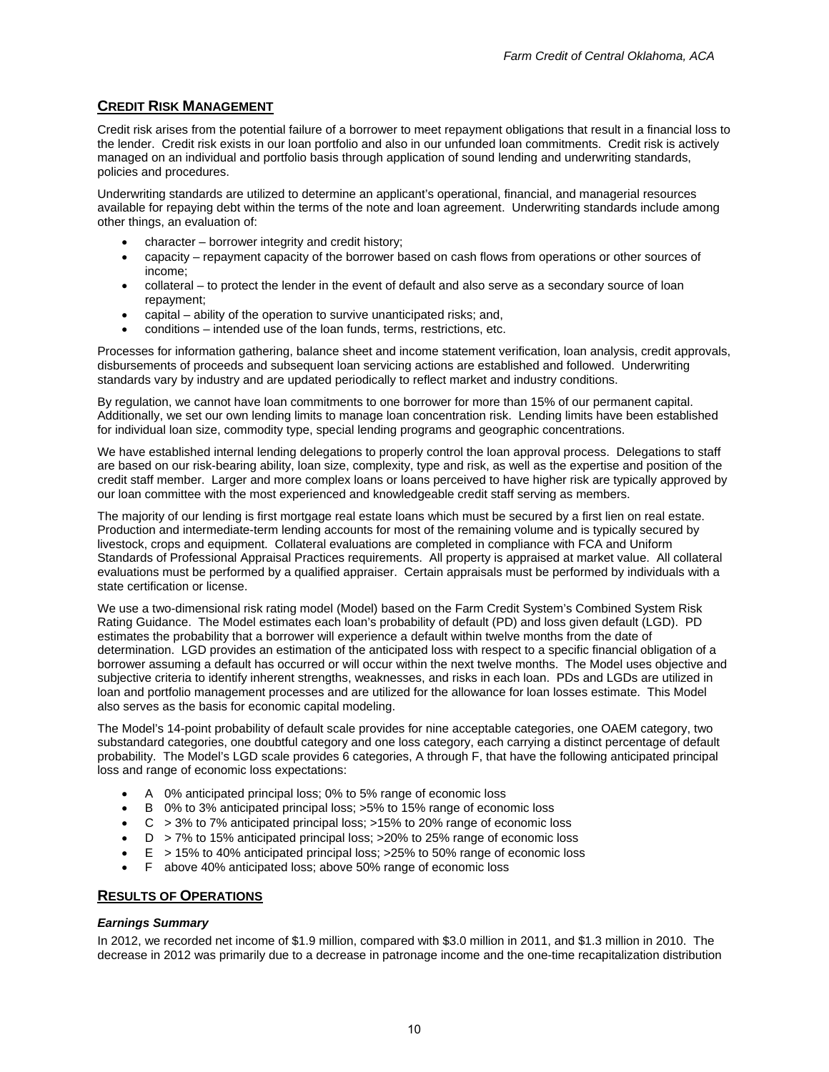## Credit Risk Management

Credit risk arises from the potential failure of a borrower to meet repayment obligations that result in a financial loss to the lender. Credit risk exists in our loan portfolio and also in our unfunded loan commitments. Credit risk is actively managed on an individual and portfolio basis through application of sound lending and underwriting standards, policies and procedures.

Underwriting standards are utilized to determine an applicant's operational, financial, and managerial resources available for repaying debt within the terms of the note and loan agreement. Underwriting standards include among other things, an evaluation of:

- character – borrower integrity and credit history;
- capacity – repayment capacity of the borrower based on cash flows from operations or other sources of income;
- collateral – to protect the lender in the event of default and also serve as a secondary source of loan repayment;
- capital – ability of the operation to survive unanticipated risks; and,
- conditions – intended use of the loan funds, terms, restrictions, etc.

Processes for information gathering, balance sheet and income statement verification, loan analysis, credit approvals, disbursements of proceeds and subsequent loan servicing actions are established and followed. Underwriting standards vary by industry and are updated periodically to reflect market and industry conditions.

By regulation, we cannot have loan commitments to one borrower for more than 15% of our permanent capital. Additionally, we set our own lending limits to manage loan concentration risk. Lending limits have been established for individual loan size, commodity type, special lending programs and geographic concentrations.

We have established internal lending delegations to properly control the loan approval process. Delegations to staff are based on our risk-bearing ability, loan size, complexity, type and risk, as well as the expertise and position of the credit staff member. Larger and more complex loans or loans perceived to have higher risk are typically approved by our loan committee with the most experienced and knowledgeable credit staff serving as members.

The majority of our lending is first mortgage real estate loans which must be secured by a first lien on real estate. Production and intermediate-term lending accounts for most of the remaining volume and is typically secured by livestock, crops and equipment. Collateral evaluations are completed in compliance with FCA and Uniform Standards of Professional Appraisal Practices requirements. All property is appraised at market value. All collateral evaluations must be performed by a qualified appraiser. Certain appraisals must be performed by individuals with a state certification or license.

We use a two-dimensional risk rating model (Model) based on the Farm Credit System's Combined System Risk Rating Guidance. The Model estimates each loan's probability of default (PD) and loss given default (LGD). PD estimates the probability that a borrower will experience a default within twelve months from the date of determination. LGD provides an estimation of the anticipated loss with respect to a specific financial obligation of a borrower assuming a default has occurred or will occur within the next twelve months. The Model uses objective and subjective criteria to identify inherent strengths, weaknesses, and risks in each loan. PDs and LGDs are utilized in loan and portfolio management processes and are utilized for the allowance for loan losses estimate. This Model also serves as the basis for economic capital modeling.

The Model's 14-point probability of default scale provides for nine acceptable categories, one OAEM category, two substandard categories, one doubtful category and one loss category, each carrying a distinct percentage of default probability. The Model's LGD scale provides 6 categories, A through F, that have the following anticipated principal loss and range of economic loss expectations:

- A 0% anticipated principal loss; 0% to 5% range of economic loss
- B 0% to 3% anticipated principal loss; >5% to 15% range of economic loss
- C > 3% to 7% anticipated principal loss; >15% to 20% range of economic loss
- D > 7% to 15% anticipated principal loss; >20% to 25% range of economic loss
- E > 15% to 40% anticipated principal loss; >25% to 50% range of economic loss
- F above 40% anticipated loss; above 50% range of economic loss

## Results of Operations

### *Earnings Summary*

In 2012, we recorded net income of $1.9 million, compared with $3.0 million in 2011, and $1.3 million in 2010. The decrease in 2012 was primarily due to a decrease in patronage income and the one-time recapitalization distribution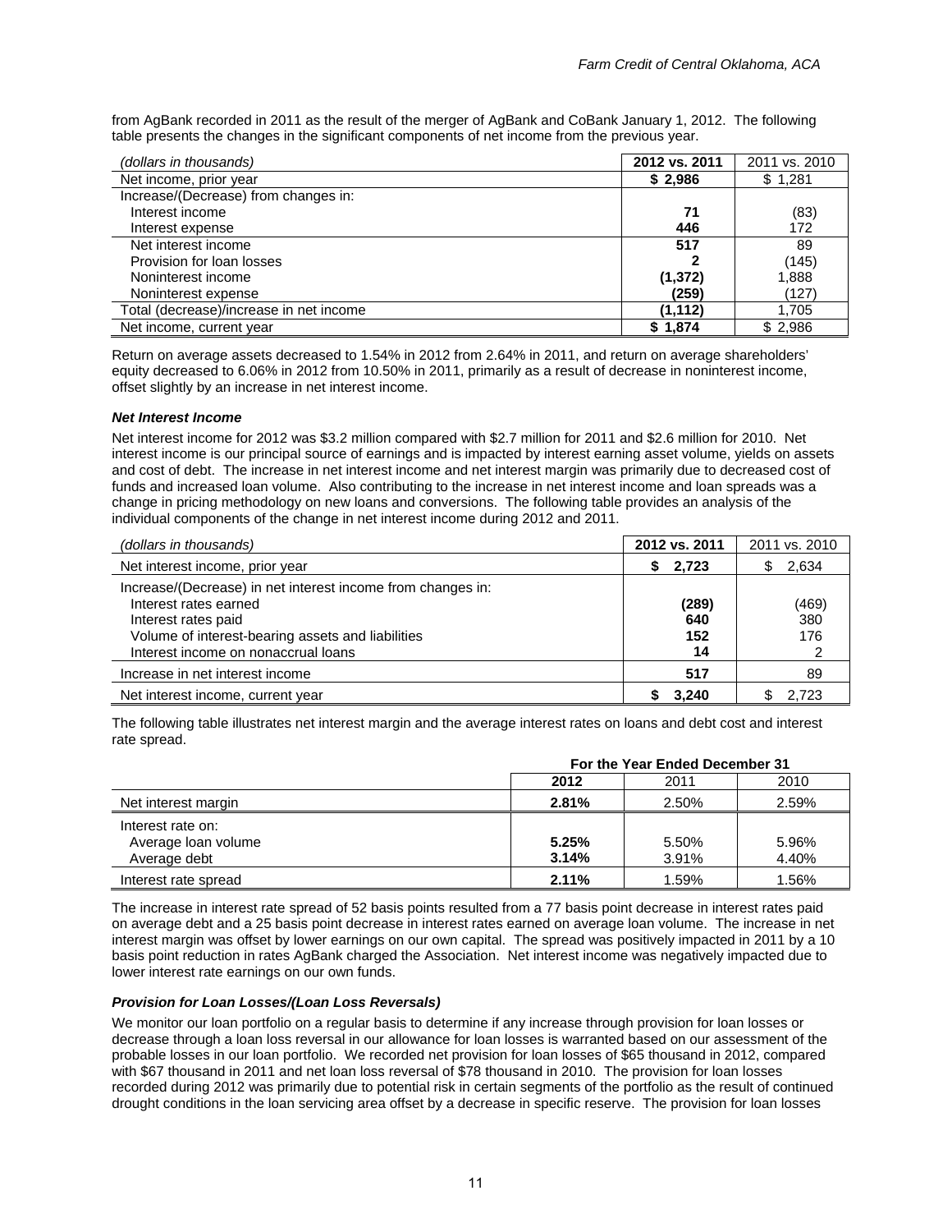from AgBank recorded in 2011 as the result of the merger of AgBank and CoBank January 1, 2012. The following table presents the changes in the significant components of net income from the previous year.

| *(dollars in thousands)* | **2012 vs. 2011** | 2011 vs. 2010 |
|---|---|---|
| Net income, prior year | **$ 2,986** | $ 1,281 |
| Increase/(Decrease) from changes in: | | |
| Interest income | **71** | (83) |
| Interest expense | **446** | 172 |
| Net interest income | **517** | 89 |
| Provision for loan losses | **2** | (145) |
| Noninterest income | **(1,372)** | 1,888 |
| Noninterest expense | **(259)** | (127) |
| Total (decrease)/increase in net income | **(1,112)** | 1,705 |
| Net income, current year | **$ 1,874** | $ 2,986 |

Return on average assets decreased to 1.54% in 2012 from 2.64% in 2011, and return on average shareholders' equity decreased to 6.06% in 2012 from 10.50% in 2011, primarily as a result of decrease in noninterest income, offset slightly by an increase in net interest income.

***Net Interest Income***

Net interest income for 2012 was $3.2 million compared with $2.7 million for 2011 and $2.6 million for 2010. Net interest income is our principal source of earnings and is impacted by interest earning asset volume, yields on assets and cost of debt. The increase in net interest income and net interest margin was primarily due to decreased cost of funds and increased loan volume. Also contributing to the increase in net interest income and loan spreads was a change in pricing methodology on new loans and conversions. The following table provides an analysis of the individual components of the change in net interest income during 2012 and 2011.

| *(dollars in thousands)* | **2012 vs. 2011** | 2011 vs. 2010 |
|---|---|---|
| Net interest income, prior year | **$ 2,723** | $ 2,634 |
| Increase/(Decrease) in net interest income from changes in: | | |
| Interest rates earned | **(289)** | (469) |
| Interest rates paid | **640** | 380 |
| Volume of interest-bearing assets and liabilities | **152** | 176 |
| Interest income on nonaccrual loans | **14** | 2 |
| Increase in net interest income | **517** | 89 |
| Net interest income, current year | **$ 3,240** | $ 2,723 |

The following table illustrates net interest margin and the average interest rates on loans and debt cost and interest rate spread.

| | **For the Year Ended December 31** | | |
|---|---|---|---|
| | **2012** | 2011 | 2010 |
| Net interest margin | **2.81%** | 2.50% | 2.59% |
| Interest rate on: | | | |
| Average loan volume | **5.25%** | 5.50% | 5.96% |
| Average debt | **3.14%** | 3.91% | 4.40% |
| Interest rate spread | **2.11%** | 1.59% | 1.56% |

The increase in interest rate spread of 52 basis points resulted from a 77 basis point decrease in interest rates paid on average debt and a 25 basis point decrease in interest rates earned on average loan volume. The increase in net interest margin was offset by lower earnings on our own capital. The spread was positively impacted in 2011 by a 10 basis point reduction in rates AgBank charged the Association. Net interest income was negatively impacted due to lower interest rate earnings on our own funds.

***Provision for Loan Losses/(Loan Loss Reversals)***

We monitor our loan portfolio on a regular basis to determine if any increase through provision for loan losses or decrease through a loan loss reversal in our allowance for loan losses is warranted based on our assessment of the probable losses in our loan portfolio. We recorded net provision for loan losses of $65 thousand in 2012, compared with $67 thousand in 2011 and net loan loss reversal of $78 thousand in 2010. The provision for loan losses recorded during 2012 was primarily due to potential risk in certain segments of the portfolio as the result of continued drought conditions in the loan servicing area offset by a decrease in specific reserve. The provision for loan losses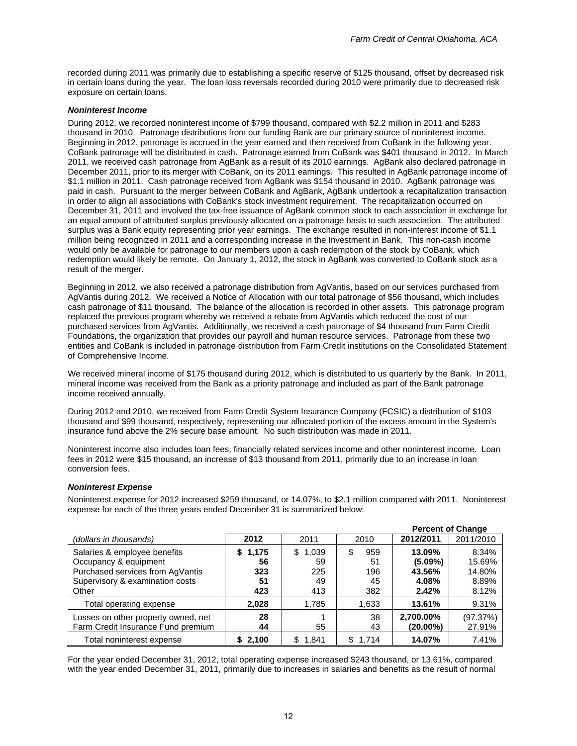recorded during 2011 was primarily due to establishing a specific reserve of $125 thousand, offset by decreased risk in certain loans during the year. The loan loss reversals recorded during 2010 were primarily due to decreased risk exposure on certain loans.

***Noninterest Income***

During 2012, we recorded noninterest income of $799 thousand, compared with $2.2 million in 2011 and $283 thousand in 2010. Patronage distributions from our funding Bank are our primary source of noninterest income. Beginning in 2012, patronage is accrued in the year earned and then received from CoBank in the following year. CoBank patronage will be distributed in cash. Patronage earned from CoBank was $401 thousand in 2012. In March 2011, we received cash patronage from AgBank as a result of its 2010 earnings. AgBank also declared patronage in December 2011, prior to its merger with CoBank, on its 2011 earnings. This resulted in AgBank patronage income of $1.1 million in 2011. Cash patronage received from AgBank was $154 thousand in 2010. AgBank patronage was paid in cash. Pursuant to the merger between CoBank and AgBank, AgBank undertook a recapitalization transaction in order to align all associations with CoBank's stock investment requirement. The recapitalization occurred on December 31, 2011 and involved the tax-free issuance of AgBank common stock to each association in exchange for an equal amount of attributed surplus previously allocated on a patronage basis to such association. The attributed surplus was a Bank equity representing prior year earnings. The exchange resulted in non-interest income of $1.1 million being recognized in 2011 and a corresponding increase in the Investment in Bank. This non-cash income would only be available for patronage to our members upon a cash redemption of the stock by CoBank, which redemption would likely be remote. On January 1, 2012, the stock in AgBank was converted to CoBank stock as a result of the merger.

Beginning in 2012, we also received a patronage distribution from AgVantis, based on our services purchased from AgVantis during 2012. We received a Notice of Allocation with our total patronage of $56 thousand, which includes cash patronage of $11 thousand. The balance of the allocation is recorded in other assets. This patronage program replaced the previous program whereby we received a rebate from AgVantis which reduced the cost of our purchased services from AgVantis. Additionally, we received a cash patronage of $4 thousand from Farm Credit Foundations, the organization that provides our payroll and human resource services. Patronage from these two entities and CoBank is included in patronage distribution from Farm Credit institutions on the Consolidated Statement of Comprehensive Income.

We received mineral income of $175 thousand during 2012, which is distributed to us quarterly by the Bank. In 2011, mineral income was received from the Bank as a priority patronage and included as part of the Bank patronage income received annually.

During 2012 and 2010, we received from Farm Credit System Insurance Company (FCSIC) a distribution of $103 thousand and $99 thousand, respectively, representing our allocated portion of the excess amount in the System's insurance fund above the 2% secure base amount. No such distribution was made in 2011.

Noninterest income also includes loan fees, financially related services income and other noninterest income. Loan fees in 2012 were $15 thousand, an increase of $13 thousand from 2011, primarily due to an increase in loan conversion fees.

***Noninterest Expense***

Noninterest expense for 2012 increased $259 thousand, or 14.07%, to $2.1 million compared with 2011. Noninterest expense for each of the three years ended December 31 is summarized below:

| | | | | Percent of Change | |
|---|---|---|---|---|---|
| *(dollars in thousands)* | **2012** | 2011 | 2010 | **2012/2011** | 2011/2010 |
| Salaries & employee benefits | **$ 1,175** | $ 1,039 | $ 959 | **13.09%** | 8.34% |
| Occupancy & equipment | **56** | 59 | 51 | **(5.09%)** | 15.69% |
| Purchased services from AgVantis | **323** | 225 | 196 | **43.56%** | 14.80% |
| Supervisory & examination costs | **51** | 49 | 45 | **4.08%** | 8.89% |
| Other | **423** | 413 | 382 | **2.42%** | 8.12% |
| Total operating expense | **2,028** | 1,785 | 1,633 | **13.61%** | 9.31% |
| Losses on other property owned, net | **28** | 1 | 38 | **2,700.00%** | (97.37%) |
| Farm Credit Insurance Fund premium | **44** | 55 | 43 | **(20.00%)** | 27.91% |
| Total noninterest expense | **$ 2,100** | $ 1,841 | $ 1,714 | **14.07%** | 7.41% |

For the year ended December 31, 2012, total operating expense increased $243 thousand, or 13.61%, compared with the year ended December 31, 2011, primarily due to increases in salaries and benefits as the result of normal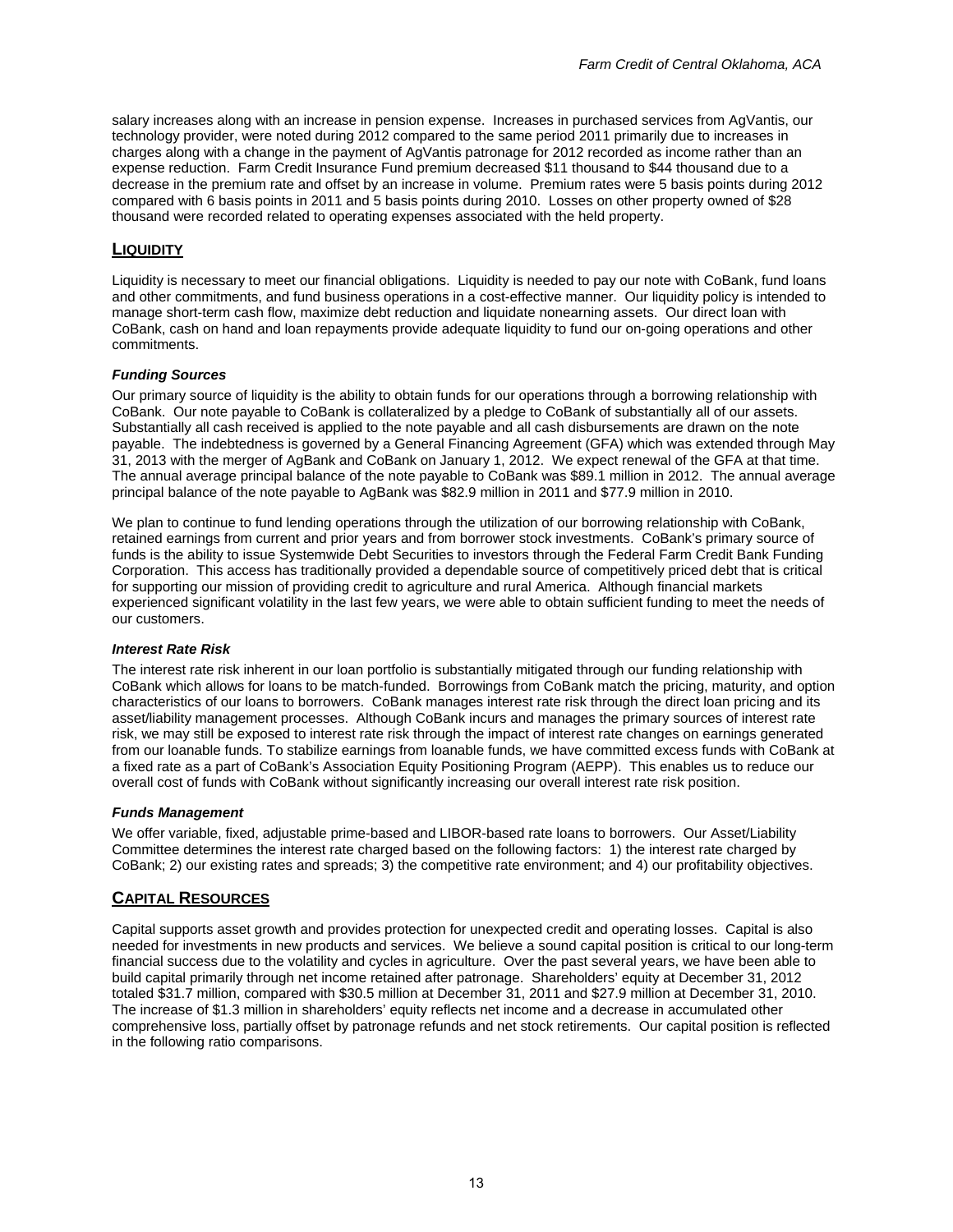salary increases along with an increase in pension expense. Increases in purchased services from AgVantis, our technology provider, were noted during 2012 compared to the same period 2011 primarily due to increases in charges along with a change in the payment of AgVantis patronage for 2012 recorded as income rather than an expense reduction. Farm Credit Insurance Fund premium decreased $11 thousand to $44 thousand due to a decrease in the premium rate and offset by an increase in volume. Premium rates were 5 basis points during 2012 compared with 6 basis points in 2011 and 5 basis points during 2010. Losses on other property owned of $28 thousand were recorded related to operating expenses associated with the held property.

## LIQUIDITY

Liquidity is necessary to meet our financial obligations. Liquidity is needed to pay our note with CoBank, fund loans and other commitments, and fund business operations in a cost-effective manner. Our liquidity policy is intended to manage short-term cash flow, maximize debt reduction and liquidate nonearning assets. Our direct loan with CoBank, cash on hand and loan repayments provide adequate liquidity to fund our on-going operations and other commitments.

### *Funding Sources*

Our primary source of liquidity is the ability to obtain funds for our operations through a borrowing relationship with CoBank. Our note payable to CoBank is collateralized by a pledge to CoBank of substantially all of our assets. Substantially all cash received is applied to the note payable and all cash disbursements are drawn on the note payable. The indebtedness is governed by a General Financing Agreement (GFA) which was extended through May 31, 2013 with the merger of AgBank and CoBank on January 1, 2012. We expect renewal of the GFA at that time. The annual average principal balance of the note payable to CoBank was $89.1 million in 2012. The annual average principal balance of the note payable to AgBank was $82.9 million in 2011 and $77.9 million in 2010.

We plan to continue to fund lending operations through the utilization of our borrowing relationship with CoBank, retained earnings from current and prior years and from borrower stock investments. CoBank's primary source of funds is the ability to issue Systemwide Debt Securities to investors through the Federal Farm Credit Bank Funding Corporation. This access has traditionally provided a dependable source of competitively priced debt that is critical for supporting our mission of providing credit to agriculture and rural America. Although financial markets experienced significant volatility in the last few years, we were able to obtain sufficient funding to meet the needs of our customers.

### *Interest Rate Risk*

The interest rate risk inherent in our loan portfolio is substantially mitigated through our funding relationship with CoBank which allows for loans to be match-funded. Borrowings from CoBank match the pricing, maturity, and option characteristics of our loans to borrowers. CoBank manages interest rate risk through the direct loan pricing and its asset/liability management processes. Although CoBank incurs and manages the primary sources of interest rate risk, we may still be exposed to interest rate risk through the impact of interest rate changes on earnings generated from our loanable funds. To stabilize earnings from loanable funds, we have committed excess funds with CoBank at a fixed rate as a part of CoBank's Association Equity Positioning Program (AEPP). This enables us to reduce our overall cost of funds with CoBank without significantly increasing our overall interest rate risk position.

### *Funds Management*

We offer variable, fixed, adjustable prime-based and LIBOR-based rate loans to borrowers. Our Asset/Liability Committee determines the interest rate charged based on the following factors: 1) the interest rate charged by CoBank; 2) our existing rates and spreads; 3) the competitive rate environment; and 4) our profitability objectives.

## CAPITAL RESOURCES

Capital supports asset growth and provides protection for unexpected credit and operating losses. Capital is also needed for investments in new products and services. We believe a sound capital position is critical to our long-term financial success due to the volatility and cycles in agriculture. Over the past several years, we have been able to build capital primarily through net income retained after patronage. Shareholders' equity at December 31, 2012 totaled $31.7 million, compared with $30.5 million at December 31, 2011 and $27.9 million at December 31, 2010. The increase of $1.3 million in shareholders' equity reflects net income and a decrease in accumulated other comprehensive loss, partially offset by patronage refunds and net stock retirements. Our capital position is reflected in the following ratio comparisons.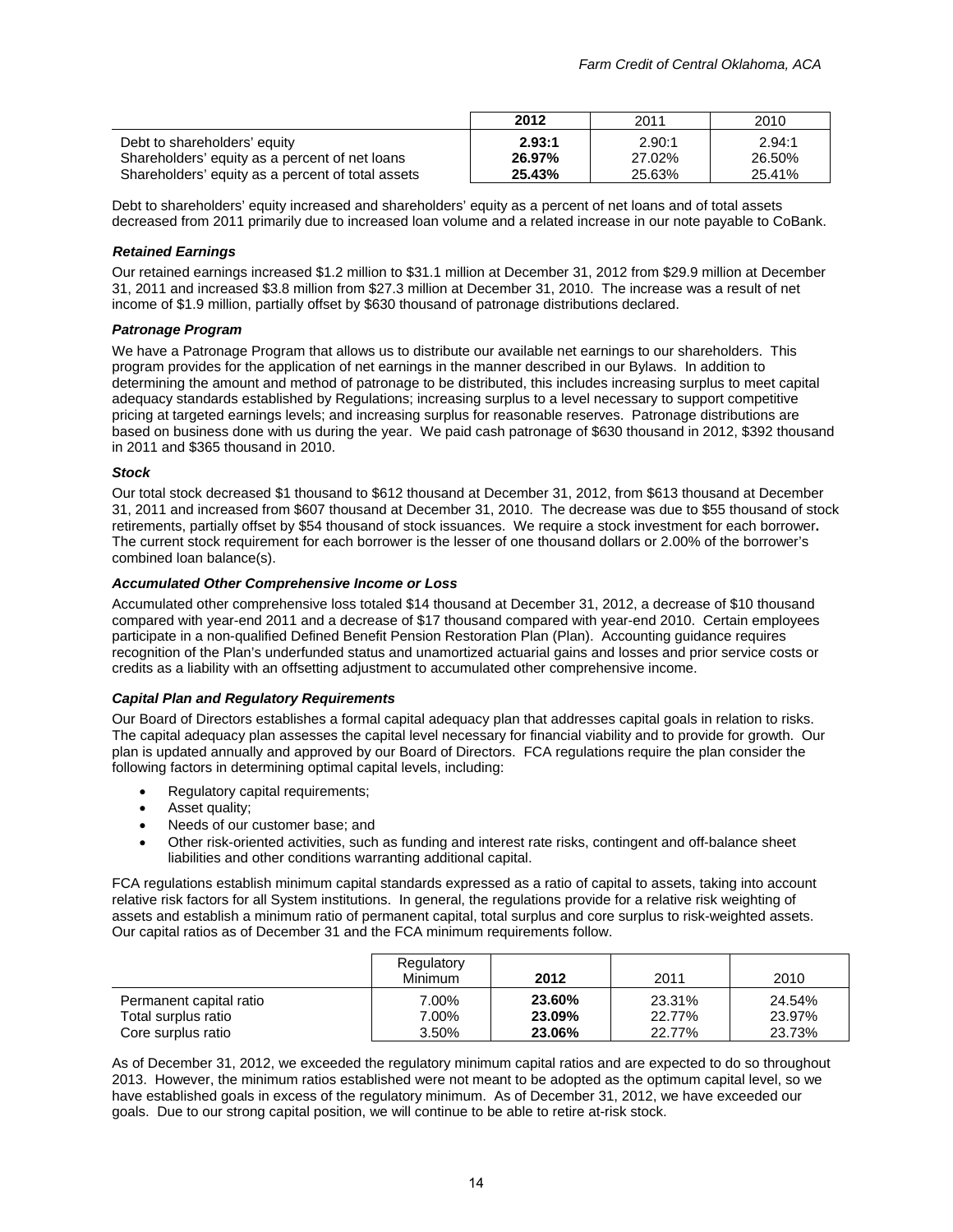| | 2012 | 2011 | 2010 |
|---|---|---|---|
| Debt to shareholders' equity | **2.93:1** | 2.90:1 | 2.94:1 |
| Shareholders' equity as a percent of net loans | **26.97%** | 27.02% | 26.50% |
| Shareholders' equity as a percent of total assets | **25.43%** | 25.63% | 25.41% |

Debt to shareholders' equity increased and shareholders' equity as a percent of net loans and of total assets decreased from 2011 primarily due to increased loan volume and a related increase in our note payable to CoBank.

### *Retained Earnings*

Our retained earnings increased $1.2 million to $31.1 million at December 31, 2012 from $29.9 million at December 31, 2011 and increased $3.8 million from $27.3 million at December 31, 2010. The increase was a result of net income of $1.9 million, partially offset by $630 thousand of patronage distributions declared.

### *Patronage Program*

We have a Patronage Program that allows us to distribute our available net earnings to our shareholders. This program provides for the application of net earnings in the manner described in our Bylaws. In addition to determining the amount and method of patronage to be distributed, this includes increasing surplus to meet capital adequacy standards established by Regulations; increasing surplus to a level necessary to support competitive pricing at targeted earnings levels; and increasing surplus for reasonable reserves. Patronage distributions are based on business done with us during the year. We paid cash patronage of $630 thousand in 2012, $392 thousand in 2011 and $365 thousand in 2010.

### *Stock*

Our total stock decreased $1 thousand to $612 thousand at December 31, 2012, from $613 thousand at December 31, 2011 and increased from $607 thousand at December 31, 2010. The decrease was due to $55 thousand of stock retirements, partially offset by $54 thousand of stock issuances. We require a stock investment for each borrower**.** The current stock requirement for each borrower is the lesser of one thousand dollars or 2.00% of the borrower's combined loan balance(s).

### *Accumulated Other Comprehensive Income or Loss*

Accumulated other comprehensive loss totaled $14 thousand at December 31, 2012, a decrease of $10 thousand compared with year-end 2011 and a decrease of $17 thousand compared with year-end 2010. Certain employees participate in a non-qualified Defined Benefit Pension Restoration Plan (Plan). Accounting guidance requires recognition of the Plan's underfunded status and unamortized actuarial gains and losses and prior service costs or credits as a liability with an offsetting adjustment to accumulated other comprehensive income.

### *Capital Plan and Regulatory Requirements*

Our Board of Directors establishes a formal capital adequacy plan that addresses capital goals in relation to risks. The capital adequacy plan assesses the capital level necessary for financial viability and to provide for growth. Our plan is updated annually and approved by our Board of Directors. FCA regulations require the plan consider the following factors in determining optimal capital levels, including:

- Regulatory capital requirements;
- Asset quality;
- Needs of our customer base; and
- Other risk-oriented activities, such as funding and interest rate risks, contingent and off-balance sheet liabilities and other conditions warranting additional capital.

FCA regulations establish minimum capital standards expressed as a ratio of capital to assets, taking into account relative risk factors for all System institutions. In general, the regulations provide for a relative risk weighting of assets and establish a minimum ratio of permanent capital, total surplus and core surplus to risk-weighted assets. Our capital ratios as of December 31 and the FCA minimum requirements follow.

| | Regulatory Minimum | 2012 | 2011 | 2010 |
|---|---|---|---|---|
| Permanent capital ratio | 7.00% | **23.60%** | 23.31% | 24.54% |
| Total surplus ratio | 7.00% | **23.09%** | 22.77% | 23.97% |
| Core surplus ratio | 3.50% | **23.06%** | 22.77% | 23.73% |

As of December 31, 2012, we exceeded the regulatory minimum capital ratios and are expected to do so throughout 2013. However, the minimum ratios established were not meant to be adopted as the optimum capital level, so we have established goals in excess of the regulatory minimum. As of December 31, 2012, we have exceeded our goals. Due to our strong capital position, we will continue to be able to retire at-risk stock.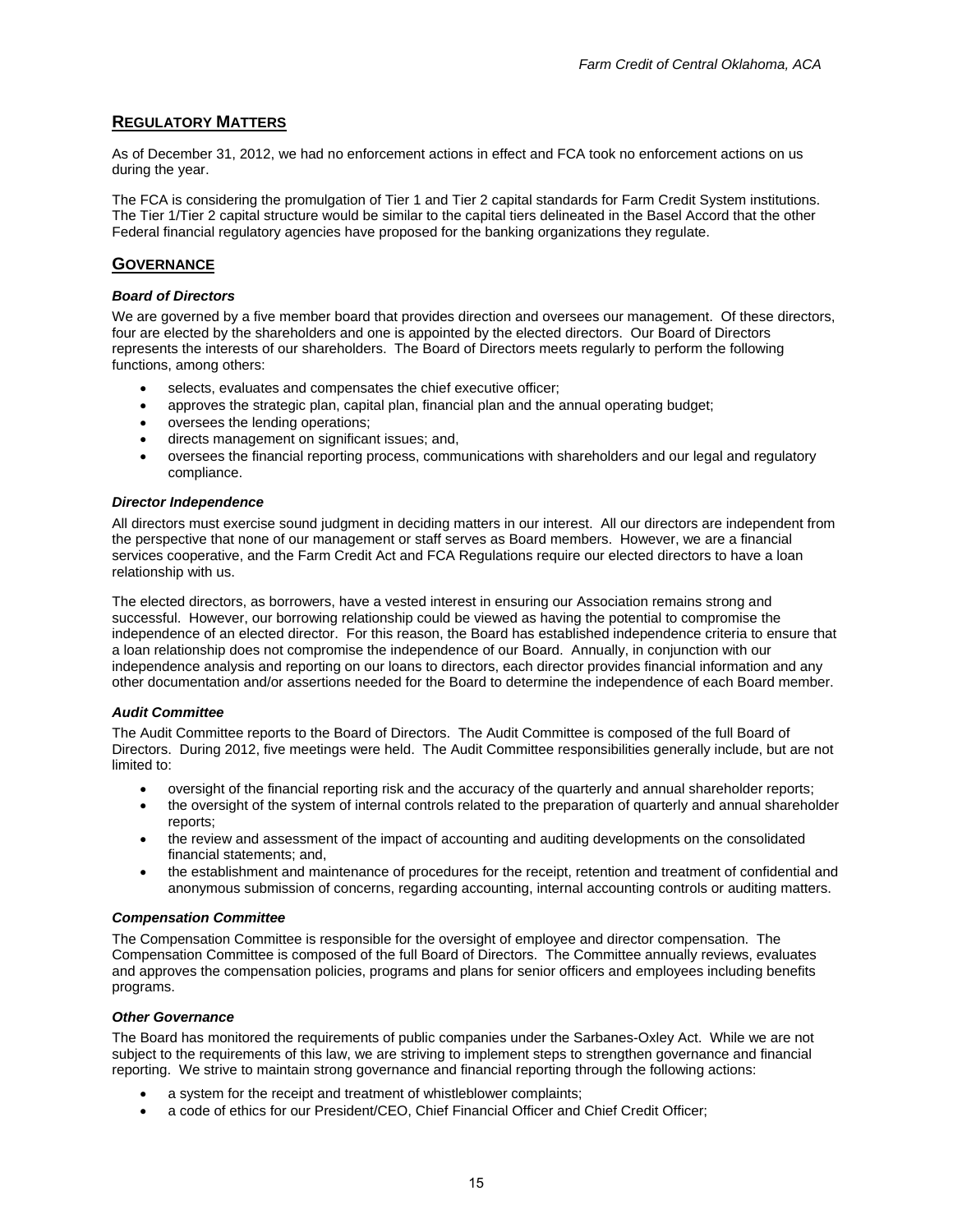## REGULATORY MATTERS

As of December 31, 2012, we had no enforcement actions in effect and FCA took no enforcement actions on us during the year.

The FCA is considering the promulgation of Tier 1 and Tier 2 capital standards for Farm Credit System institutions. The Tier 1/Tier 2 capital structure would be similar to the capital tiers delineated in the Basel Accord that the other Federal financial regulatory agencies have proposed for the banking organizations they regulate.

## GOVERNANCE

### *Board of Directors*

We are governed by a five member board that provides direction and oversees our management. Of these directors, four are elected by the shareholders and one is appointed by the elected directors. Our Board of Directors represents the interests of our shareholders. The Board of Directors meets regularly to perform the following functions, among others:

- selects, evaluates and compensates the chief executive officer;
- approves the strategic plan, capital plan, financial plan and the annual operating budget;
- oversees the lending operations;
- directs management on significant issues; and,
- oversees the financial reporting process, communications with shareholders and our legal and regulatory compliance.

### *Director Independence*

All directors must exercise sound judgment in deciding matters in our interest. All our directors are independent from the perspective that none of our management or staff serves as Board members. However, we are a financial services cooperative, and the Farm Credit Act and FCA Regulations require our elected directors to have a loan relationship with us.

The elected directors, as borrowers, have a vested interest in ensuring our Association remains strong and successful. However, our borrowing relationship could be viewed as having the potential to compromise the independence of an elected director. For this reason, the Board has established independence criteria to ensure that a loan relationship does not compromise the independence of our Board. Annually, in conjunction with our independence analysis and reporting on our loans to directors, each director provides financial information and any other documentation and/or assertions needed for the Board to determine the independence of each Board member.

### *Audit Committee*

The Audit Committee reports to the Board of Directors. The Audit Committee is composed of the full Board of Directors. During 2012, five meetings were held. The Audit Committee responsibilities generally include, but are not limited to:

- oversight of the financial reporting risk and the accuracy of the quarterly and annual shareholder reports;
- the oversight of the system of internal controls related to the preparation of quarterly and annual shareholder reports;
- the review and assessment of the impact of accounting and auditing developments on the consolidated financial statements; and,
- the establishment and maintenance of procedures for the receipt, retention and treatment of confidential and anonymous submission of concerns, regarding accounting, internal accounting controls or auditing matters.

### *Compensation Committee*

The Compensation Committee is responsible for the oversight of employee and director compensation. The Compensation Committee is composed of the full Board of Directors. The Committee annually reviews, evaluates and approves the compensation policies, programs and plans for senior officers and employees including benefits programs.

### *Other Governance*

The Board has monitored the requirements of public companies under the Sarbanes-Oxley Act. While we are not subject to the requirements of this law, we are striving to implement steps to strengthen governance and financial reporting. We strive to maintain strong governance and financial reporting through the following actions:

- a system for the receipt and treatment of whistleblower complaints;
- a code of ethics for our President/CEO, Chief Financial Officer and Chief Credit Officer;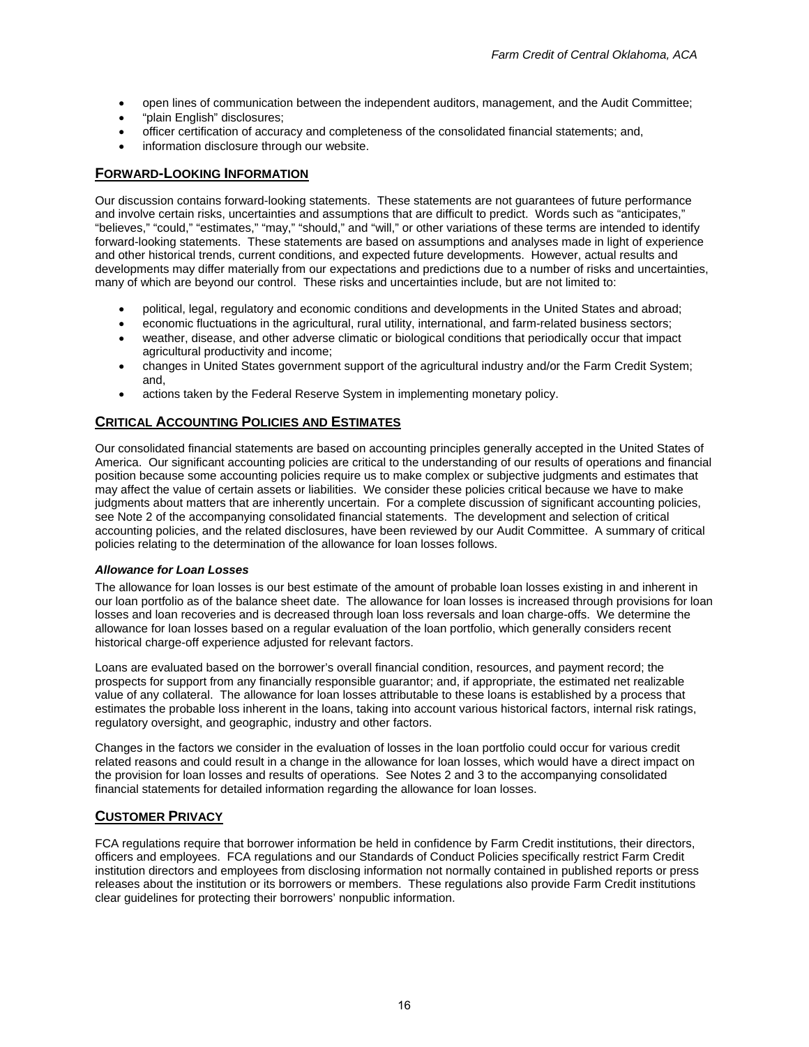- open lines of communication between the independent auditors, management, and the Audit Committee;
- "plain English" disclosures;
- officer certification of accuracy and completeness of the consolidated financial statements; and,
- information disclosure through our website.

## FORWARD-LOOKING INFORMATION

Our discussion contains forward-looking statements. These statements are not guarantees of future performance and involve certain risks, uncertainties and assumptions that are difficult to predict. Words such as "anticipates," "believes," "could," "estimates," "may," "should," and "will," or other variations of these terms are intended to identify forward-looking statements. These statements are based on assumptions and analyses made in light of experience and other historical trends, current conditions, and expected future developments. However, actual results and developments may differ materially from our expectations and predictions due to a number of risks and uncertainties, many of which are beyond our control. These risks and uncertainties include, but are not limited to:

- political, legal, regulatory and economic conditions and developments in the United States and abroad;
- economic fluctuations in the agricultural, rural utility, international, and farm-related business sectors;
- weather, disease, and other adverse climatic or biological conditions that periodically occur that impact agricultural productivity and income;
- changes in United States government support of the agricultural industry and/or the Farm Credit System; and,
- actions taken by the Federal Reserve System in implementing monetary policy.

## CRITICAL ACCOUNTING POLICIES AND ESTIMATES

Our consolidated financial statements are based on accounting principles generally accepted in the United States of America. Our significant accounting policies are critical to the understanding of our results of operations and financial position because some accounting policies require us to make complex or subjective judgments and estimates that may affect the value of certain assets or liabilities. We consider these policies critical because we have to make judgments about matters that are inherently uncertain. For a complete discussion of significant accounting policies, see Note 2 of the accompanying consolidated financial statements. The development and selection of critical accounting policies, and the related disclosures, have been reviewed by our Audit Committee. A summary of critical policies relating to the determination of the allowance for loan losses follows.

***Allowance for Loan Losses***

The allowance for loan losses is our best estimate of the amount of probable loan losses existing in and inherent in our loan portfolio as of the balance sheet date. The allowance for loan losses is increased through provisions for loan losses and loan recoveries and is decreased through loan loss reversals and loan charge-offs. We determine the allowance for loan losses based on a regular evaluation of the loan portfolio, which generally considers recent historical charge-off experience adjusted for relevant factors.

Loans are evaluated based on the borrower's overall financial condition, resources, and payment record; the prospects for support from any financially responsible guarantor; and, if appropriate, the estimated net realizable value of any collateral. The allowance for loan losses attributable to these loans is established by a process that estimates the probable loss inherent in the loans, taking into account various historical factors, internal risk ratings, regulatory oversight, and geographic, industry and other factors.

Changes in the factors we consider in the evaluation of losses in the loan portfolio could occur for various credit related reasons and could result in a change in the allowance for loan losses, which would have a direct impact on the provision for loan losses and results of operations. See Notes 2 and 3 to the accompanying consolidated financial statements for detailed information regarding the allowance for loan losses.

## CUSTOMER PRIVACY

FCA regulations require that borrower information be held in confidence by Farm Credit institutions, their directors, officers and employees. FCA regulations and our Standards of Conduct Policies specifically restrict Farm Credit institution directors and employees from disclosing information not normally contained in published reports or press releases about the institution or its borrowers or members. These regulations also provide Farm Credit institutions clear guidelines for protecting their borrowers' nonpublic information.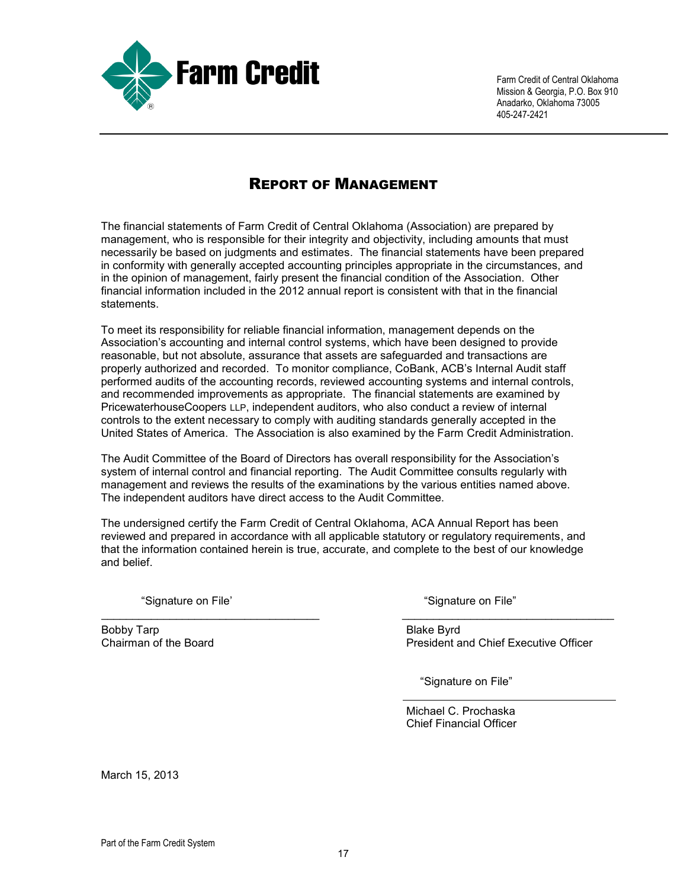Farm Credit

Farm Credit of Central Oklahoma
Mission & Georgia, P.O. Box 910
Anadarko, Oklahoma 73005
405-247-2421

# Report of Management

The financial statements of Farm Credit of Central Oklahoma (Association) are prepared by management, who is responsible for their integrity and objectivity, including amounts that must necessarily be based on judgments and estimates. The financial statements have been prepared in conformity with generally accepted accounting principles appropriate in the circumstances, and in the opinion of management, fairly present the financial condition of the Association. Other financial information included in the 2012 annual report is consistent with that in the financial statements.

To meet its responsibility for reliable financial information, management depends on the Association's accounting and internal control systems, which have been designed to provide reasonable, but not absolute, assurance that assets are safeguarded and transactions are properly authorized and recorded. To monitor compliance, CoBank, ACB's Internal Audit staff performed audits of the accounting records, reviewed accounting systems and internal controls, and recommended improvements as appropriate. The financial statements are examined by PricewaterhouseCoopers LLP, independent auditors, who also conduct a review of internal controls to the extent necessary to comply with auditing standards generally accepted in the United States of America. The Association is also examined by the Farm Credit Administration.

The Audit Committee of the Board of Directors has overall responsibility for the Association's system of internal control and financial reporting. The Audit Committee consults regularly with management and reviews the results of the examinations by the various entities named above. The independent auditors have direct access to the Audit Committee.

The undersigned certify the Farm Credit of Central Oklahoma, ACA Annual Report has been reviewed and prepared in accordance with all applicable statutory or regulatory requirements, and that the information contained herein is true, accurate, and complete to the best of our knowledge and belief.

"Signature on File'

Bobby Tarp
Chairman of the Board

"Signature on File"

Blake Byrd
President and Chief Executive Officer

"Signature on File"

Michael C. Prochaska
Chief Financial Officer

March 15, 2013

Part of the Farm Credit System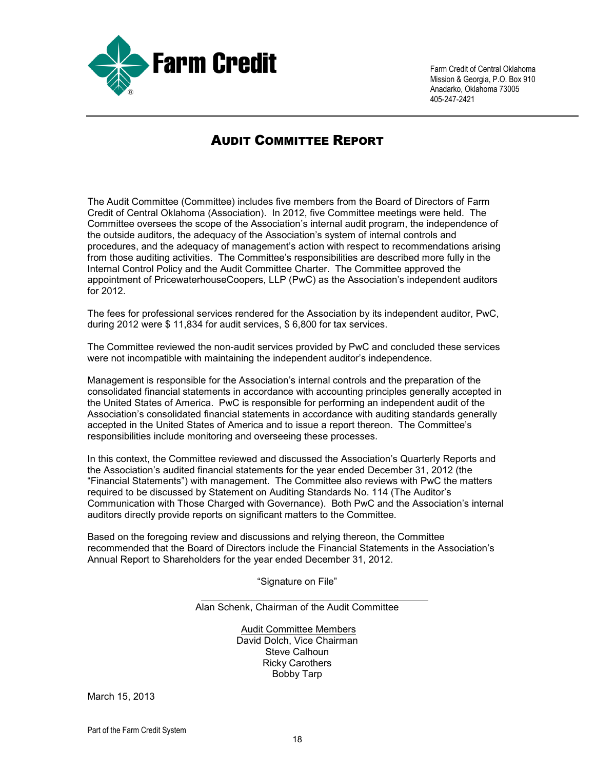Farm Credit of Central Oklahoma
Mission & Georgia, P.O. Box 910
Anadarko, Oklahoma 73005
405-247-2421

# AUDIT COMMITTEE REPORT

The Audit Committee (Committee) includes five members from the Board of Directors of Farm Credit of Central Oklahoma (Association). In 2012, five Committee meetings were held. The Committee oversees the scope of the Association's internal audit program, the independence of the outside auditors, the adequacy of the Association's system of internal controls and procedures, and the adequacy of management's action with respect to recommendations arising from those auditing activities. The Committee's responsibilities are described more fully in the Internal Control Policy and the Audit Committee Charter. The Committee approved the appointment of PricewaterhouseCoopers, LLP (PwC) as the Association's independent auditors for 2012.

The fees for professional services rendered for the Association by its independent auditor, PwC, during 2012 were $ 11,834 for audit services, $ 6,800 for tax services.

The Committee reviewed the non-audit services provided by PwC and concluded these services were not incompatible with maintaining the independent auditor's independence.

Management is responsible for the Association's internal controls and the preparation of the consolidated financial statements in accordance with accounting principles generally accepted in the United States of America. PwC is responsible for performing an independent audit of the Association's consolidated financial statements in accordance with auditing standards generally accepted in the United States of America and to issue a report thereon. The Committee's responsibilities include monitoring and overseeing these processes.

In this context, the Committee reviewed and discussed the Association's Quarterly Reports and the Association's audited financial statements for the year ended December 31, 2012 (the "Financial Statements") with management. The Committee also reviews with PwC the matters required to be discussed by Statement on Auditing Standards No. 114 (The Auditor's Communication with Those Charged with Governance). Both PwC and the Association's internal auditors directly provide reports on significant matters to the Committee.

Based on the foregoing review and discussions and relying thereon, the Committee recommended that the Board of Directors include the Financial Statements in the Association's Annual Report to Shareholders for the year ended December 31, 2012.

"Signature on File"

Alan Schenk, Chairman of the Audit Committee

Audit Committee Members
David Dolch, Vice Chairman
Steve Calhoun
Ricky Carothers
Bobby Tarp

March 15, 2013

Part of the Farm Credit System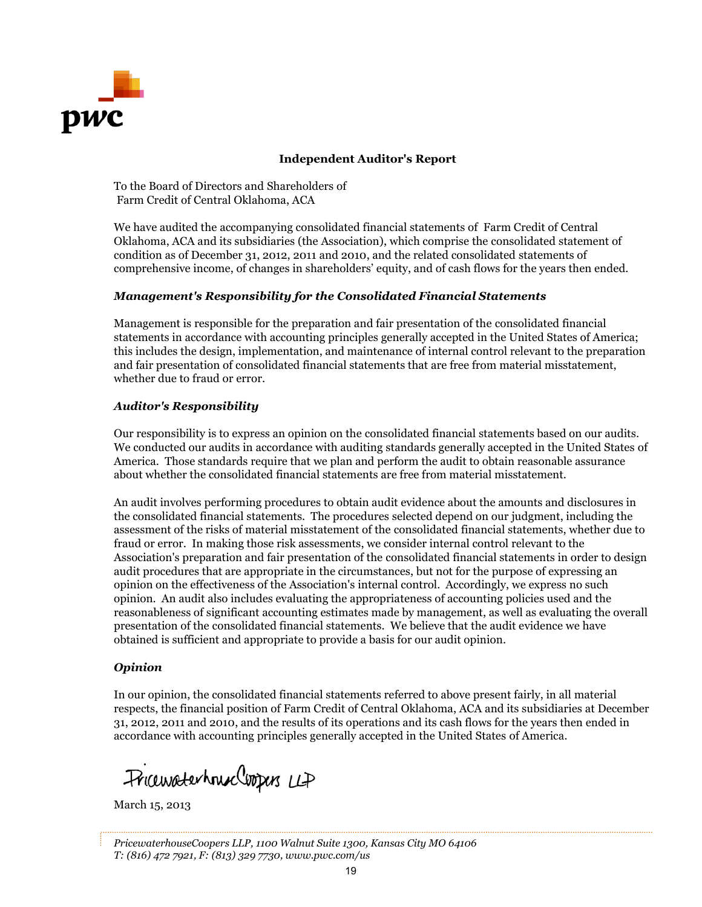## Independent Auditor's Report

To the Board of Directors and Shareholders of
Farm Credit of Central Oklahoma, ACA

We have audited the accompanying consolidated financial statements of Farm Credit of Central Oklahoma, ACA and its subsidiaries (the Association), which comprise the consolidated statement of condition as of December 31, 2012, 2011 and 2010, and the related consolidated statements of comprehensive income, of changes in shareholders' equity, and of cash flows for the years then ended.

### *Management's Responsibility for the Consolidated Financial Statements*

Management is responsible for the preparation and fair presentation of the consolidated financial statements in accordance with accounting principles generally accepted in the United States of America; this includes the design, implementation, and maintenance of internal control relevant to the preparation and fair presentation of consolidated financial statements that are free from material misstatement, whether due to fraud or error.

### *Auditor's Responsibility*

Our responsibility is to express an opinion on the consolidated financial statements based on our audits. We conducted our audits in accordance with auditing standards generally accepted in the United States of America. Those standards require that we plan and perform the audit to obtain reasonable assurance about whether the consolidated financial statements are free from material misstatement.

An audit involves performing procedures to obtain audit evidence about the amounts and disclosures in the consolidated financial statements. The procedures selected depend on our judgment, including the assessment of the risks of material misstatement of the consolidated financial statements, whether due to fraud or error. In making those risk assessments, we consider internal control relevant to the Association's preparation and fair presentation of the consolidated financial statements in order to design audit procedures that are appropriate in the circumstances, but not for the purpose of expressing an opinion on the effectiveness of the Association's internal control. Accordingly, we express no such opinion. An audit also includes evaluating the appropriateness of accounting policies used and the reasonableness of significant accounting estimates made by management, as well as evaluating the overall presentation of the consolidated financial statements. We believe that the audit evidence we have obtained is sufficient and appropriate to provide a basis for our audit opinion.

### *Opinion*

In our opinion, the consolidated financial statements referred to above present fairly, in all material respects, the financial position of Farm Credit of Central Oklahoma, ACA and its subsidiaries at December 31, 2012, 2011 and 2010, and the results of its operations and its cash flows for the years then ended in accordance with accounting principles generally accepted in the United States of America.

PricewaterhouseCoopers LLP

March 15, 2013

*PricewaterhouseCoopers LLP, 1100 Walnut Suite 1300, Kansas City MO 64106*
*T: (816) 472 7921, F: (813) 329 7730, www.pwc.com/us*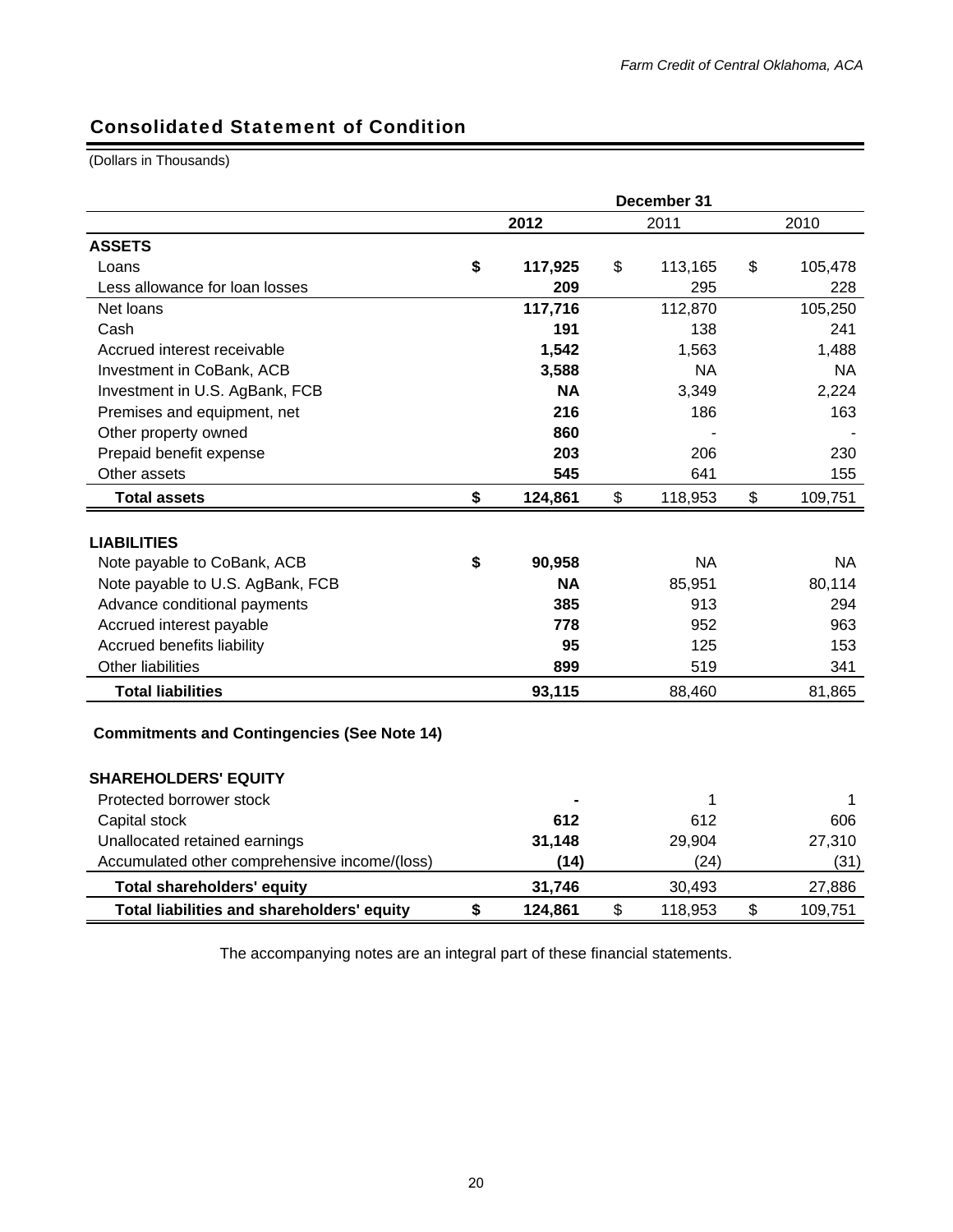## Consolidated Statement of Condition

(Dollars in Thousands)

| | December 31 | | |
|---|---|---|---|
| | **2012** | 2011 | 2010 |
| **ASSETS** | | | |
| Loans | **$ 117,925** | $ 113,165 | $ 105,478 |
| Less allowance for loan losses | **209** | 295 | 228 |
| Net loans | **117,716** | 112,870 | 105,250 |
| Cash | **191** | 138 | 241 |
| Accrued interest receivable | **1,542** | 1,563 | 1,488 |
| Investment in CoBank, ACB | **3,588** | NA | NA |
| Investment in U.S. AgBank, FCB | **NA** | 3,349 | 2,224 |
| Premises and equipment, net | **216** | 186 | 163 |
| Other property owned | **860** | - | - |
| Prepaid benefit expense | **203** | 206 | 230 |
| Other assets | **545** | 641 | 155 |
| **Total assets** | **$ 124,861** | $ 118,953 | $ 109,751 |
| **LIABILITIES** | | | |
| Note payable to CoBank, ACB | **$ 90,958** | NA | NA |
| Note payable to U.S. AgBank, FCB | **NA** | 85,951 | 80,114 |
| Advance conditional payments | **385** | 913 | 294 |
| Accrued interest payable | **778** | 952 | 963 |
| Accrued benefits liability | **95** | 125 | 153 |
| Other liabilities | **899** | 519 | 341 |
| **Total liabilities** | **93,115** | 88,460 | 81,865 |
| **Commitments and Contingencies (See Note 14)** | | | |
| **SHAREHOLDERS' EQUITY** | | | |
| Protected borrower stock | **-** | 1 | 1 |
| Capital stock | **612** | 612 | 606 |
| Unallocated retained earnings | **31,148** | 29,904 | 27,310 |
| Accumulated other comprehensive income/(loss) | **(14)** | (24) | (31) |
| **Total shareholders' equity** | **31,746** | 30,493 | 27,886 |
| **Total liabilities and shareholders' equity** | **$ 124,861** | $ 118,953 | $ 109,751 |

The accompanying notes are an integral part of these financial statements.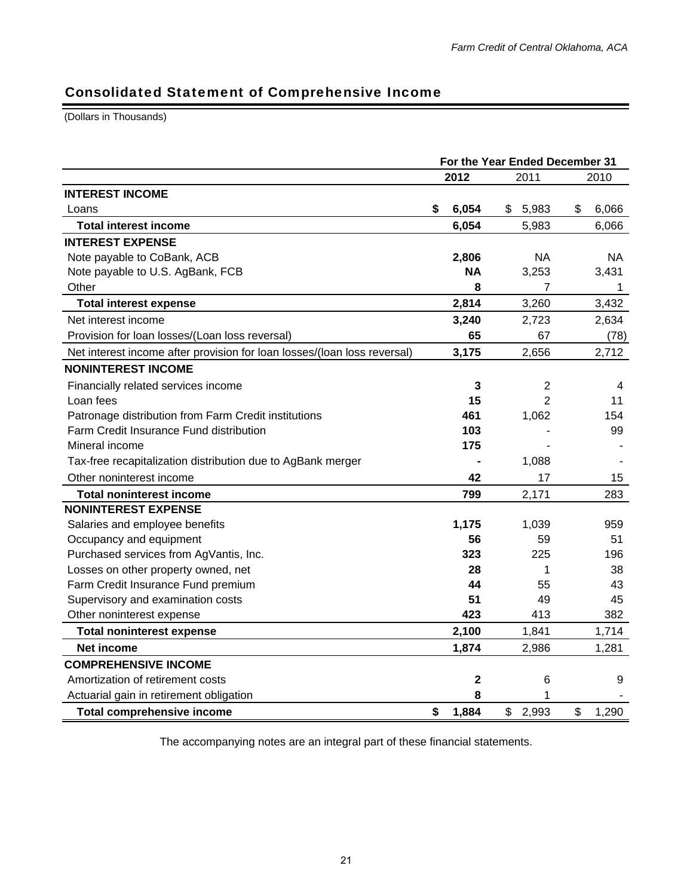## Consolidated Statement of Comprehensive Income

(Dollars in Thousands)

| | For the Year Ended December 31 | | |
|---|---|---|---|
| | **2012** | 2011 | 2010 |
| **INTEREST INCOME** | | | |
| Loans | **$ 6,054** | $ 5,983 | $ 6,066 |
| **Total interest income** | **6,054** | 5,983 | 6,066 |
| **INTEREST EXPENSE** | | | |
| Note payable to CoBank, ACB | **2,806** | NA | NA |
| Note payable to U.S. AgBank, FCB | **NA** | 3,253 | 3,431 |
| Other | **8** | 7 | 1 |
| **Total interest expense** | **2,814** | 3,260 | 3,432 |
| Net interest income | **3,240** | 2,723 | 2,634 |
| Provision for loan losses/(Loan loss reversal) | **65** | 67 | (78) |
| Net interest income after provision for loan losses/(loan loss reversal) | **3,175** | 2,656 | 2,712 |
| **NONINTEREST INCOME** | | | |
| Financially related services income | **3** | 2 | 4 |
| Loan fees | **15** | 2 | 11 |
| Patronage distribution from Farm Credit institutions | **461** | 1,062 | 154 |
| Farm Credit Insurance Fund distribution | **103** | - | 99 |
| Mineral income | **175** | - | - |
| Tax-free recapitalization distribution due to AgBank merger | **-** | 1,088 | - |
| Other noninterest income | **42** | 17 | 15 |
| **Total noninterest income** | **799** | 2,171 | 283 |
| **NONINTEREST EXPENSE** | | | |
| Salaries and employee benefits | **1,175** | 1,039 | 959 |
| Occupancy and equipment | **56** | 59 | 51 |
| Purchased services from AgVantis, Inc. | **323** | 225 | 196 |
| Losses on other property owned, net | **28** | 1 | 38 |
| Farm Credit Insurance Fund premium | **44** | 55 | 43 |
| Supervisory and examination costs | **51** | 49 | 45 |
| Other noninterest expense | **423** | 413 | 382 |
| **Total noninterest expense** | **2,100** | 1,841 | 1,714 |
| **Net income** | **1,874** | 2,986 | 1,281 |
| **COMPREHENSIVE INCOME** | | | |
| Amortization of retirement costs | **2** | 6 | 9 |
| Actuarial gain in retirement obligation | **8** | 1 | - |
| **Total comprehensive income** | **$ 1,884** | $ 2,993 | $ 1,290 |

The accompanying notes are an integral part of these financial statements.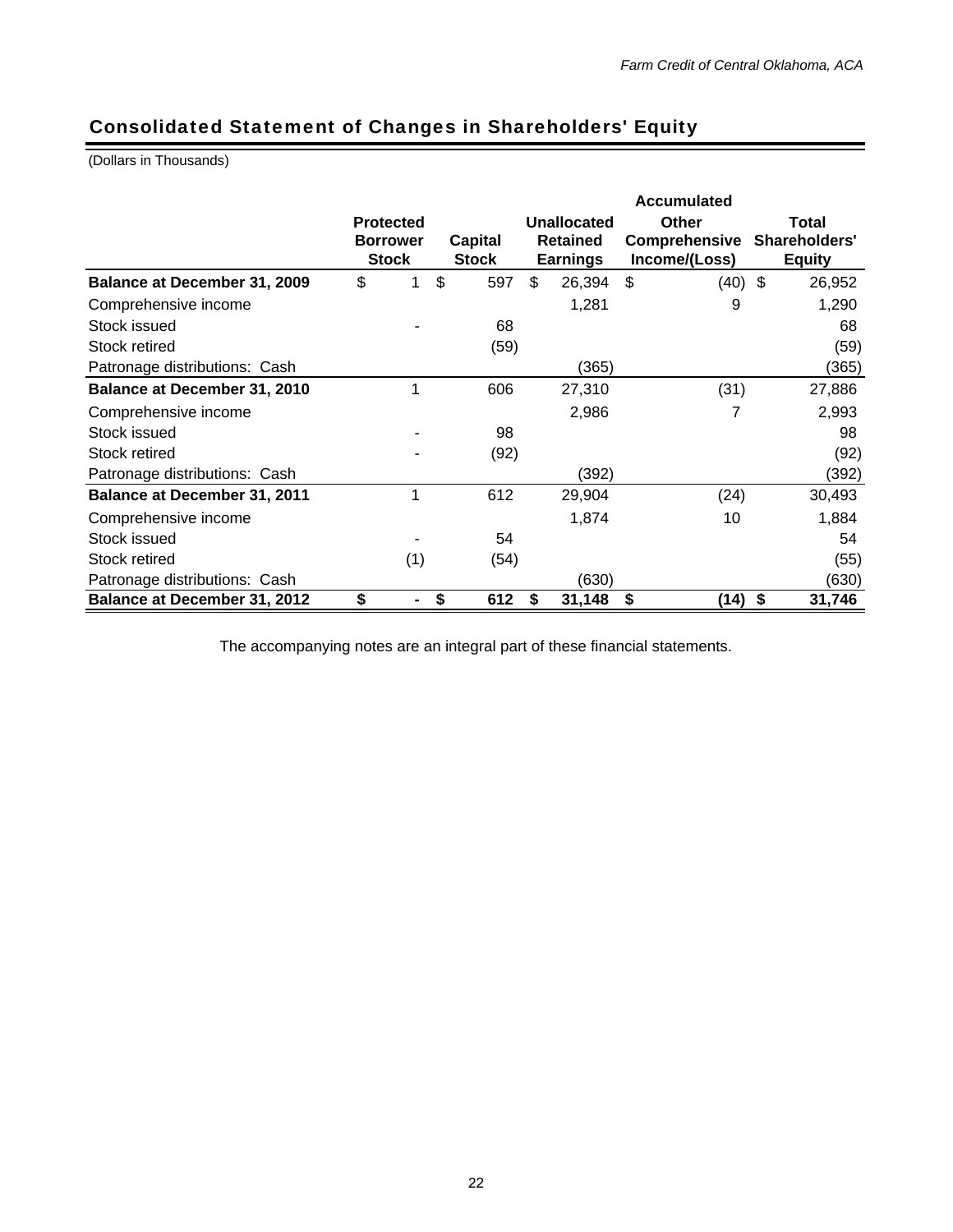## Consolidated Statement of Changes in Shareholders' Equity

(Dollars in Thousands)

| | Protected Borrower Stock | Capital Stock | Unallocated Retained Earnings | Accumulated Other Comprehensive Income/(Loss) | Total Shareholders' Equity |
|---|---|---|---|---|---|
| **Balance at December 31, 2009** | $ 1 | $ 597 | $ 26,394 | $ (40) | $ 26,952 |
| Comprehensive income | | | 1,281 | 9 | 1,290 |
| Stock issued | - | 68 | | | 68 |
| Stock retired | | (59) | | | (59) |
| Patronage distributions: Cash | | | (365) | | (365) |
| **Balance at December 31, 2010** | 1 | 606 | 27,310 | (31) | 27,886 |
| Comprehensive income | | | 2,986 | 7 | 2,993 |
| Stock issued | - | 98 | | | 98 |
| Stock retired | - | (92) | | | (92) |
| Patronage distributions: Cash | | | (392) | | (392) |
| **Balance at December 31, 2011** | 1 | 612 | 29,904 | (24) | 30,493 |
| Comprehensive income | | | 1,874 | 10 | 1,884 |
| Stock issued | - | 54 | | | 54 |
| Stock retired | (1) | (54) | | | (55) |
| Patronage distributions: Cash | | | (630) | | (630) |
| **Balance at December 31, 2012** | **$ -** | **$ 612** | **$ 31,148** | **$ (14)** | **$ 31,746** |

The accompanying notes are an integral part of these financial statements.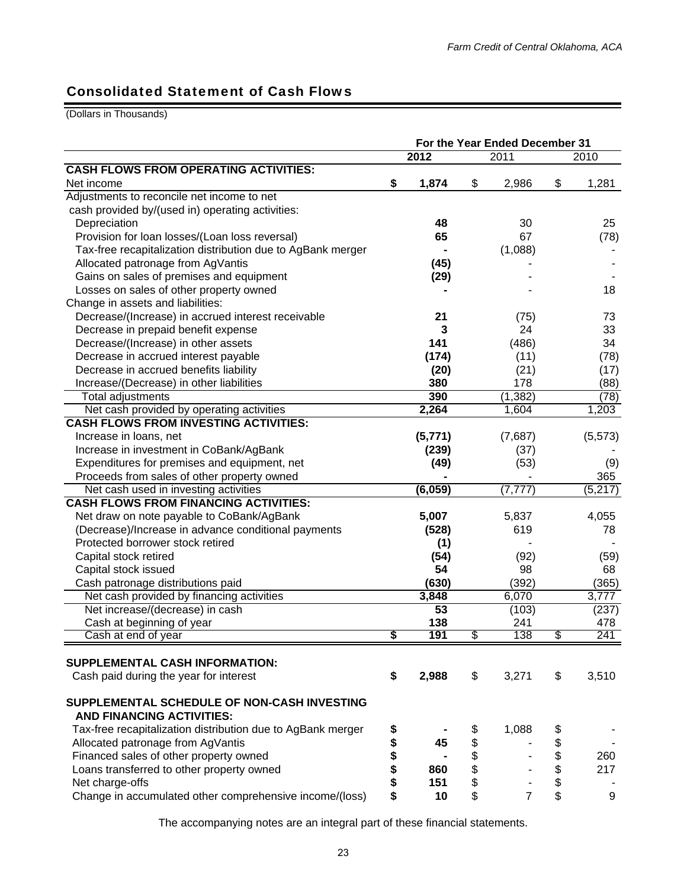## Consolidated Statement of Cash Flows

(Dollars in Thousands)

| | For the Year Ended December 31 | | |
|---|---|---|---|
| | **2012** | 2011 | 2010 |
| **CASH FLOWS FROM OPERATING ACTIVITIES:** | | | |
| Net income | **$ 1,874** | $ 2,986 | $ 1,281 |
| Adjustments to reconcile net income to net cash provided by/(used in) operating activities: | | | |
| Depreciation | **48** | 30 | 25 |
| Provision for loan losses/(Loan loss reversal) | **65** | 67 | (78) |
| Tax-free recapitalization distribution due to AgBank merger | **-** | (1,088) | - |
| Allocated patronage from AgVantis | **(45)** | - | - |
| Gains on sales of premises and equipment | **(29)** | - | - |
| Losses on sales of other property owned | **-** | - | 18 |
| Change in assets and liabilities: | | | |
| Decrease/(Increase) in accrued interest receivable | **21** | (75) | 73 |
| Decrease in prepaid benefit expense | **3** | 24 | 33 |
| Decrease/(Increase) in other assets | **141** | (486) | 34 |
| Decrease in accrued interest payable | **(174)** | (11) | (78) |
| Decrease in accrued benefits liability | **(20)** | (21) | (17) |
| Increase/(Decrease) in other liabilities | **380** | 178 | (88) |
| Total adjustments | **390** | (1,382) | (78) |
| Net cash provided by operating activities | **2,264** | 1,604 | 1,203 |
| **CASH FLOWS FROM INVESTING ACTIVITIES:** | | | |
| Increase in loans, net | **(5,771)** | (7,687) | (5,573) |
| Increase in investment in CoBank/AgBank | **(239)** | (37) | - |
| Expenditures for premises and equipment, net | **(49)** | (53) | (9) |
| Proceeds from sales of other property owned | **-** | - | 365 |
| Net cash used in investing activities | **(6,059)** | (7,777) | (5,217) |
| **CASH FLOWS FROM FINANCING ACTIVITIES:** | | | |
| Net draw on note payable to CoBank/AgBank | **5,007** | 5,837 | 4,055 |
| (Decrease)/Increase in advance conditional payments | **(528)** | 619 | 78 |
| Protected borrower stock retired | **(1)** | - | - |
| Capital stock retired | **(54)** | (92) | (59) |
| Capital stock issued | **54** | 98 | 68 |
| Cash patronage distributions paid | **(630)** | (392) | (365) |
| Net cash provided by financing activities | **3,848** | 6,070 | 3,777 |
| Net increase/(decrease) in cash | **53** | (103) | (237) |
| Cash at beginning of year | **138** | 241 | 478 |
| Cash at end of year | **$ 191** | $ 138 | $ 241 |
| | | | |
| **SUPPLEMENTAL CASH INFORMATION:** | | | |
| Cash paid during the year for interest | **$ 2,988** | $ 3,271 | $ 3,510 |
| | | | |
| **SUPPLEMENTAL SCHEDULE OF NON-CASH INVESTING AND FINANCING ACTIVITIES:** | | | |
| Tax-free recapitalization distribution due to AgBank merger | **$ -** | $ 1,088 | $ - |
| Allocated patronage from AgVantis | **$ 45** | $ - | $ - |
| Financed sales of other property owned | **$ -** | $ - | $ 260 |
| Loans transferred to other property owned | **$ 860** | $ - | $ 217 |
| Net charge-offs | **$ 151** | $ - | $ - |
| Change in accumulated other comprehensive income/(loss) | **$ 10** | $ 7 | $ 9 |

The accompanying notes are an integral part of these financial statements.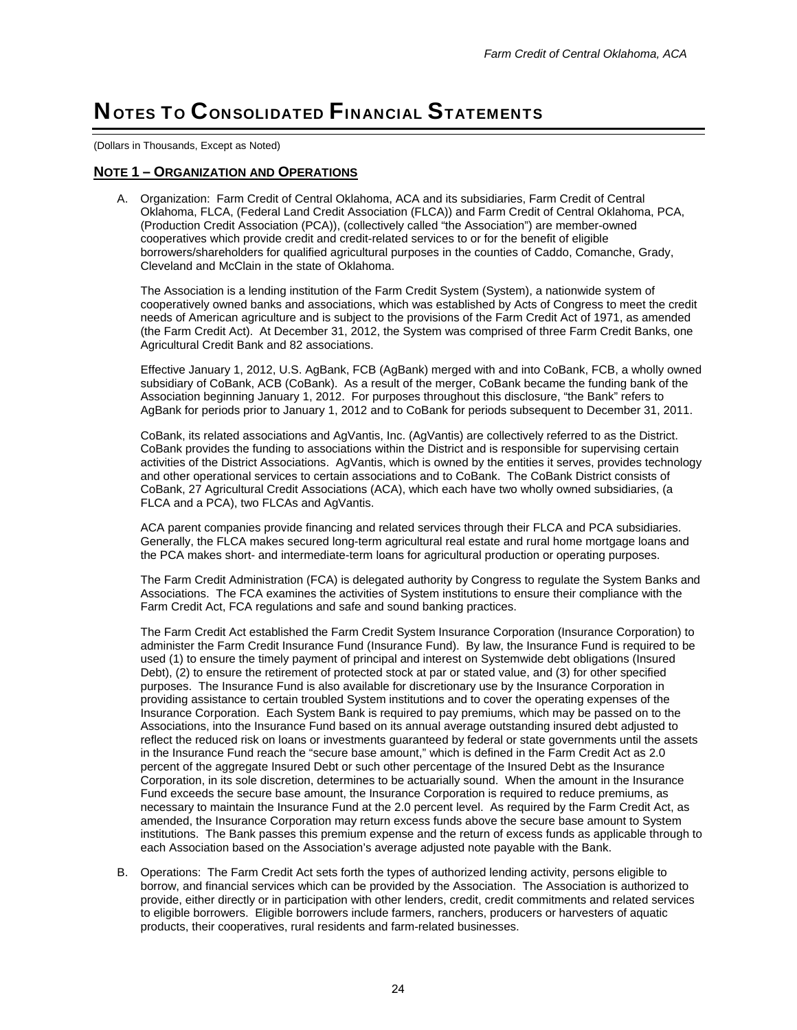# NOTES TO CONSOLIDATED FINANCIAL STATEMENTS

(Dollars in Thousands, Except as Noted)

## NOTE 1 – ORGANIZATION AND OPERATIONS

A. Organization: Farm Credit of Central Oklahoma, ACA and its subsidiaries, Farm Credit of Central Oklahoma, FLCA, (Federal Land Credit Association (FLCA)) and Farm Credit of Central Oklahoma, PCA, (Production Credit Association (PCA)), (collectively called "the Association") are member-owned cooperatives which provide credit and credit-related services to or for the benefit of eligible borrowers/shareholders for qualified agricultural purposes in the counties of Caddo, Comanche, Grady, Cleveland and McClain in the state of Oklahoma.

   The Association is a lending institution of the Farm Credit System (System), a nationwide system of cooperatively owned banks and associations, which was established by Acts of Congress to meet the credit needs of American agriculture and is subject to the provisions of the Farm Credit Act of 1971, as amended (the Farm Credit Act). At December 31, 2012, the System was comprised of three Farm Credit Banks, one Agricultural Credit Bank and 82 associations.

   Effective January 1, 2012, U.S. AgBank, FCB (AgBank) merged with and into CoBank, FCB, a wholly owned subsidiary of CoBank, ACB (CoBank). As a result of the merger, CoBank became the funding bank of the Association beginning January 1, 2012. For purposes throughout this disclosure, "the Bank" refers to AgBank for periods prior to January 1, 2012 and to CoBank for periods subsequent to December 31, 2011.

   CoBank, its related associations and AgVantis, Inc. (AgVantis) are collectively referred to as the District. CoBank provides the funding to associations within the District and is responsible for supervising certain activities of the District Associations. AgVantis, which is owned by the entities it serves, provides technology and other operational services to certain associations and to CoBank. The CoBank District consists of CoBank, 27 Agricultural Credit Associations (ACA), which each have two wholly owned subsidiaries, (a FLCA and a PCA), two FLCAs and AgVantis.

   ACA parent companies provide financing and related services through their FLCA and PCA subsidiaries. Generally, the FLCA makes secured long-term agricultural real estate and rural home mortgage loans and the PCA makes short- and intermediate-term loans for agricultural production or operating purposes.

   The Farm Credit Administration (FCA) is delegated authority by Congress to regulate the System Banks and Associations. The FCA examines the activities of System institutions to ensure their compliance with the Farm Credit Act, FCA regulations and safe and sound banking practices.

   The Farm Credit Act established the Farm Credit System Insurance Corporation (Insurance Corporation) to administer the Farm Credit Insurance Fund (Insurance Fund). By law, the Insurance Fund is required to be used (1) to ensure the timely payment of principal and interest on Systemwide debt obligations (Insured Debt), (2) to ensure the retirement of protected stock at par or stated value, and (3) for other specified purposes. The Insurance Fund is also available for discretionary use by the Insurance Corporation in providing assistance to certain troubled System institutions and to cover the operating expenses of the Insurance Corporation. Each System Bank is required to pay premiums, which may be passed on to the Associations, into the Insurance Fund based on its annual average outstanding insured debt adjusted to reflect the reduced risk on loans or investments guaranteed by federal or state governments until the assets in the Insurance Fund reach the "secure base amount," which is defined in the Farm Credit Act as 2.0 percent of the aggregate Insured Debt or such other percentage of the Insured Debt as the Insurance Corporation, in its sole discretion, determines to be actuarially sound. When the amount in the Insurance Fund exceeds the secure base amount, the Insurance Corporation is required to reduce premiums, as necessary to maintain the Insurance Fund at the 2.0 percent level. As required by the Farm Credit Act, as amended, the Insurance Corporation may return excess funds above the secure base amount to System institutions. The Bank passes this premium expense and the return of excess funds as applicable through to each Association based on the Association's average adjusted note payable with the Bank.

B. Operations: The Farm Credit Act sets forth the types of authorized lending activity, persons eligible to borrow, and financial services which can be provided by the Association. The Association is authorized to provide, either directly or in participation with other lenders, credit, credit commitments and related services to eligible borrowers. Eligible borrowers include farmers, ranchers, producers or harvesters of aquatic products, their cooperatives, rural residents and farm-related businesses.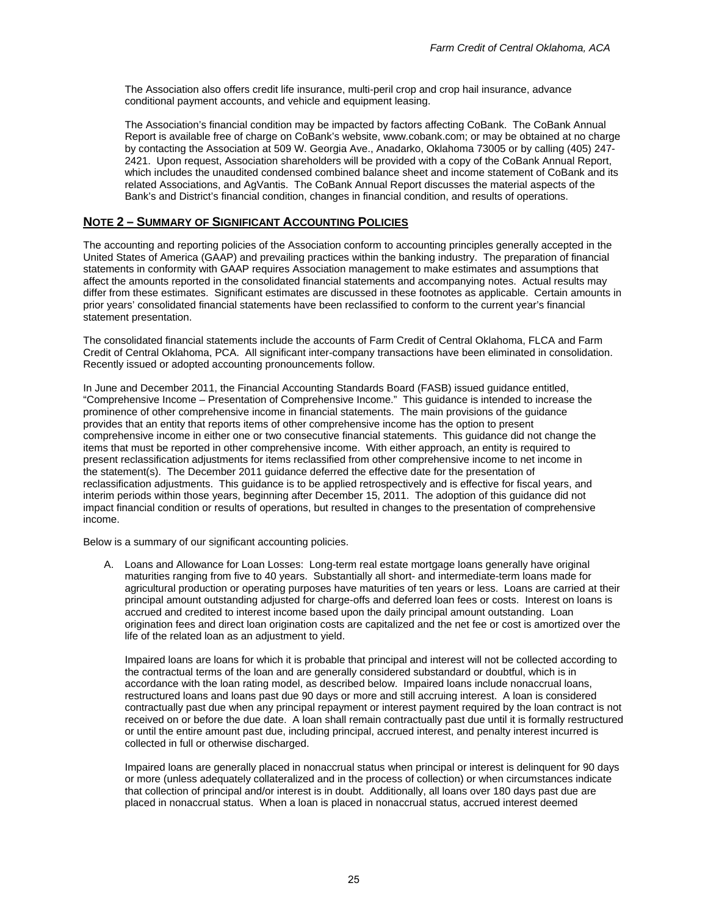The Association also offers credit life insurance, multi-peril crop and crop hail insurance, advance conditional payment accounts, and vehicle and equipment leasing.

The Association's financial condition may be impacted by factors affecting CoBank. The CoBank Annual Report is available free of charge on CoBank's website, www.cobank.com; or may be obtained at no charge by contacting the Association at 509 W. Georgia Ave., Anadarko, Oklahoma 73005 or by calling (405) 247-2421. Upon request, Association shareholders will be provided with a copy of the CoBank Annual Report, which includes the unaudited condensed combined balance sheet and income statement of CoBank and its related Associations, and AgVantis. The CoBank Annual Report discusses the material aspects of the Bank's and District's financial condition, changes in financial condition, and results of operations.

## NOTE 2 – SUMMARY OF SIGNIFICANT ACCOUNTING POLICIES

The accounting and reporting policies of the Association conform to accounting principles generally accepted in the United States of America (GAAP) and prevailing practices within the banking industry. The preparation of financial statements in conformity with GAAP requires Association management to make estimates and assumptions that affect the amounts reported in the consolidated financial statements and accompanying notes. Actual results may differ from these estimates. Significant estimates are discussed in these footnotes as applicable. Certain amounts in prior years' consolidated financial statements have been reclassified to conform to the current year's financial statement presentation.

The consolidated financial statements include the accounts of Farm Credit of Central Oklahoma, FLCA and Farm Credit of Central Oklahoma, PCA. All significant inter-company transactions have been eliminated in consolidation. Recently issued or adopted accounting pronouncements follow.

In June and December 2011, the Financial Accounting Standards Board (FASB) issued guidance entitled, "Comprehensive Income – Presentation of Comprehensive Income." This guidance is intended to increase the prominence of other comprehensive income in financial statements. The main provisions of the guidance provides that an entity that reports items of other comprehensive income has the option to present comprehensive income in either one or two consecutive financial statements. This guidance did not change the items that must be reported in other comprehensive income. With either approach, an entity is required to present reclassification adjustments for items reclassified from other comprehensive income to net income in the statement(s). The December 2011 guidance deferred the effective date for the presentation of reclassification adjustments. This guidance is to be applied retrospectively and is effective for fiscal years, and interim periods within those years, beginning after December 15, 2011. The adoption of this guidance did not impact financial condition or results of operations, but resulted in changes to the presentation of comprehensive income.

Below is a summary of our significant accounting policies.

A. Loans and Allowance for Loan Losses: Long-term real estate mortgage loans generally have original maturities ranging from five to 40 years. Substantially all short- and intermediate-term loans made for agricultural production or operating purposes have maturities of ten years or less. Loans are carried at their principal amount outstanding adjusted for charge-offs and deferred loan fees or costs. Interest on loans is accrued and credited to interest income based upon the daily principal amount outstanding. Loan origination fees and direct loan origination costs are capitalized and the net fee or cost is amortized over the life of the related loan as an adjustment to yield.

   Impaired loans are loans for which it is probable that principal and interest will not be collected according to the contractual terms of the loan and are generally considered substandard or doubtful, which is in accordance with the loan rating model, as described below. Impaired loans include nonaccrual loans, restructured loans and loans past due 90 days or more and still accruing interest. A loan is considered contractually past due when any principal repayment or interest payment required by the loan contract is not received on or before the due date. A loan shall remain contractually past due until it is formally restructured or until the entire amount past due, including principal, accrued interest, and penalty interest incurred is collected in full or otherwise discharged.

   Impaired loans are generally placed in nonaccrual status when principal or interest is delinquent for 90 days or more (unless adequately collateralized and in the process of collection) or when circumstances indicate that collection of principal and/or interest is in doubt. Additionally, all loans over 180 days past due are placed in nonaccrual status. When a loan is placed in nonaccrual status, accrued interest deemed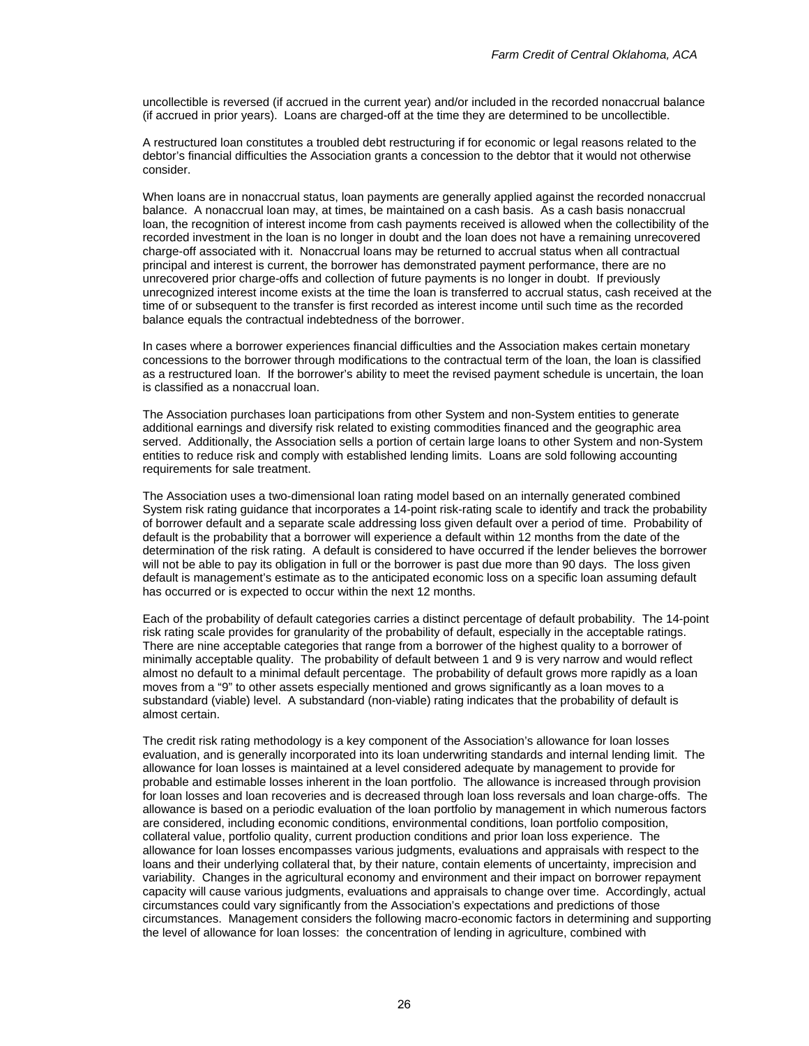uncollectible is reversed (if accrued in the current year) and/or included in the recorded nonaccrual balance (if accrued in prior years). Loans are charged-off at the time they are determined to be uncollectible.

A restructured loan constitutes a troubled debt restructuring if for economic or legal reasons related to the debtor's financial difficulties the Association grants a concession to the debtor that it would not otherwise consider.

When loans are in nonaccrual status, loan payments are generally applied against the recorded nonaccrual balance. A nonaccrual loan may, at times, be maintained on a cash basis. As a cash basis nonaccrual loan, the recognition of interest income from cash payments received is allowed when the collectibility of the recorded investment in the loan is no longer in doubt and the loan does not have a remaining unrecovered charge-off associated with it. Nonaccrual loans may be returned to accrual status when all contractual principal and interest is current, the borrower has demonstrated payment performance, there are no unrecovered prior charge-offs and collection of future payments is no longer in doubt. If previously unrecognized interest income exists at the time the loan is transferred to accrual status, cash received at the time of or subsequent to the transfer is first recorded as interest income until such time as the recorded balance equals the contractual indebtedness of the borrower.

In cases where a borrower experiences financial difficulties and the Association makes certain monetary concessions to the borrower through modifications to the contractual term of the loan, the loan is classified as a restructured loan. If the borrower's ability to meet the revised payment schedule is uncertain, the loan is classified as a nonaccrual loan.

The Association purchases loan participations from other System and non-System entities to generate additional earnings and diversify risk related to existing commodities financed and the geographic area served. Additionally, the Association sells a portion of certain large loans to other System and non-System entities to reduce risk and comply with established lending limits. Loans are sold following accounting requirements for sale treatment.

The Association uses a two-dimensional loan rating model based on an internally generated combined System risk rating guidance that incorporates a 14-point risk-rating scale to identify and track the probability of borrower default and a separate scale addressing loss given default over a period of time. Probability of default is the probability that a borrower will experience a default within 12 months from the date of the determination of the risk rating. A default is considered to have occurred if the lender believes the borrower will not be able to pay its obligation in full or the borrower is past due more than 90 days. The loss given default is management's estimate as to the anticipated economic loss on a specific loan assuming default has occurred or is expected to occur within the next 12 months.

Each of the probability of default categories carries a distinct percentage of default probability. The 14-point risk rating scale provides for granularity of the probability of default, especially in the acceptable ratings. There are nine acceptable categories that range from a borrower of the highest quality to a borrower of minimally acceptable quality. The probability of default between 1 and 9 is very narrow and would reflect almost no default to a minimal default percentage. The probability of default grows more rapidly as a loan moves from a "9" to other assets especially mentioned and grows significantly as a loan moves to a substandard (viable) level. A substandard (non-viable) rating indicates that the probability of default is almost certain.

The credit risk rating methodology is a key component of the Association's allowance for loan losses evaluation, and is generally incorporated into its loan underwriting standards and internal lending limit. The allowance for loan losses is maintained at a level considered adequate by management to provide for probable and estimable losses inherent in the loan portfolio. The allowance is increased through provision for loan losses and loan recoveries and is decreased through loan loss reversals and loan charge-offs. The allowance is based on a periodic evaluation of the loan portfolio by management in which numerous factors are considered, including economic conditions, environmental conditions, loan portfolio composition, collateral value, portfolio quality, current production conditions and prior loan loss experience. The allowance for loan losses encompasses various judgments, evaluations and appraisals with respect to the loans and their underlying collateral that, by their nature, contain elements of uncertainty, imprecision and variability. Changes in the agricultural economy and environment and their impact on borrower repayment capacity will cause various judgments, evaluations and appraisals to change over time. Accordingly, actual circumstances could vary significantly from the Association's expectations and predictions of those circumstances. Management considers the following macro-economic factors in determining and supporting the level of allowance for loan losses: the concentration of lending in agriculture, combined with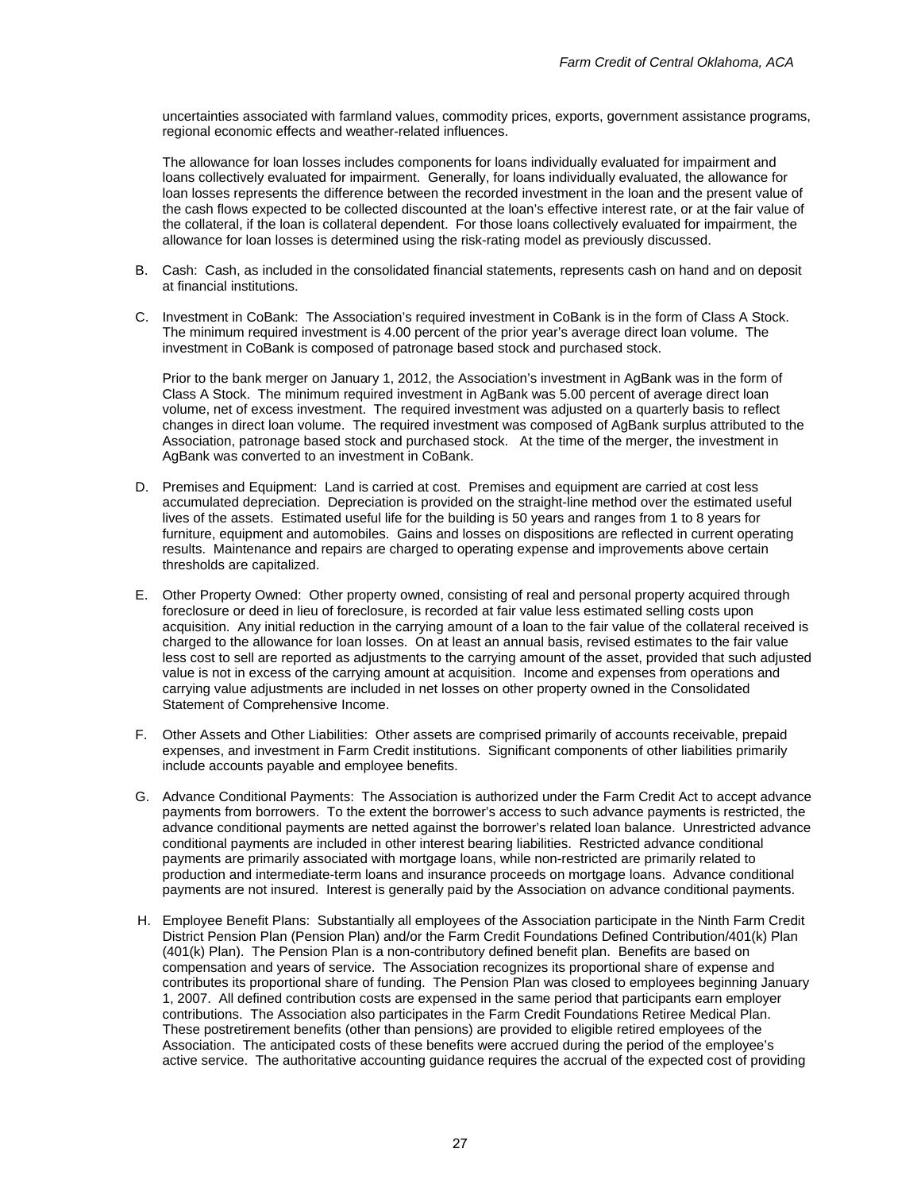uncertainties associated with farmland values, commodity prices, exports, government assistance programs, regional economic effects and weather-related influences.

The allowance for loan losses includes components for loans individually evaluated for impairment and loans collectively evaluated for impairment. Generally, for loans individually evaluated, the allowance for loan losses represents the difference between the recorded investment in the loan and the present value of the cash flows expected to be collected discounted at the loan's effective interest rate, or at the fair value of the collateral, if the loan is collateral dependent. For those loans collectively evaluated for impairment, the allowance for loan losses is determined using the risk-rating model as previously discussed.

B. Cash: Cash, as included in the consolidated financial statements, represents cash on hand and on deposit at financial institutions.

C. Investment in CoBank: The Association's required investment in CoBank is in the form of Class A Stock. The minimum required investment is 4.00 percent of the prior year's average direct loan volume. The investment in CoBank is composed of patronage based stock and purchased stock.

   Prior to the bank merger on January 1, 2012, the Association's investment in AgBank was in the form of Class A Stock. The minimum required investment in AgBank was 5.00 percent of average direct loan volume, net of excess investment. The required investment was adjusted on a quarterly basis to reflect changes in direct loan volume. The required investment was composed of AgBank surplus attributed to the Association, patronage based stock and purchased stock. At the time of the merger, the investment in AgBank was converted to an investment in CoBank.

D. Premises and Equipment: Land is carried at cost. Premises and equipment are carried at cost less accumulated depreciation. Depreciation is provided on the straight-line method over the estimated useful lives of the assets. Estimated useful life for the building is 50 years and ranges from 1 to 8 years for furniture, equipment and automobiles. Gains and losses on dispositions are reflected in current operating results. Maintenance and repairs are charged to operating expense and improvements above certain thresholds are capitalized.

E. Other Property Owned: Other property owned, consisting of real and personal property acquired through foreclosure or deed in lieu of foreclosure, is recorded at fair value less estimated selling costs upon acquisition. Any initial reduction in the carrying amount of a loan to the fair value of the collateral received is charged to the allowance for loan losses. On at least an annual basis, revised estimates to the fair value less cost to sell are reported as adjustments to the carrying amount of the asset, provided that such adjusted value is not in excess of the carrying amount at acquisition. Income and expenses from operations and carrying value adjustments are included in net losses on other property owned in the Consolidated Statement of Comprehensive Income.

F. Other Assets and Other Liabilities: Other assets are comprised primarily of accounts receivable, prepaid expenses, and investment in Farm Credit institutions. Significant components of other liabilities primarily include accounts payable and employee benefits.

G. Advance Conditional Payments: The Association is authorized under the Farm Credit Act to accept advance payments from borrowers. To the extent the borrower's access to such advance payments is restricted, the advance conditional payments are netted against the borrower's related loan balance. Unrestricted advance conditional payments are included in other interest bearing liabilities. Restricted advance conditional payments are primarily associated with mortgage loans, while non-restricted are primarily related to production and intermediate-term loans and insurance proceeds on mortgage loans. Advance conditional payments are not insured. Interest is generally paid by the Association on advance conditional payments.

H. Employee Benefit Plans: Substantially all employees of the Association participate in the Ninth Farm Credit District Pension Plan (Pension Plan) and/or the Farm Credit Foundations Defined Contribution/401(k) Plan (401(k) Plan). The Pension Plan is a non-contributory defined benefit plan. Benefits are based on compensation and years of service. The Association recognizes its proportional share of expense and contributes its proportional share of funding. The Pension Plan was closed to employees beginning January 1, 2007. All defined contribution costs are expensed in the same period that participants earn employer contributions. The Association also participates in the Farm Credit Foundations Retiree Medical Plan. These postretirement benefits (other than pensions) are provided to eligible retired employees of the Association. The anticipated costs of these benefits were accrued during the period of the employee's active service. The authoritative accounting guidance requires the accrual of the expected cost of providing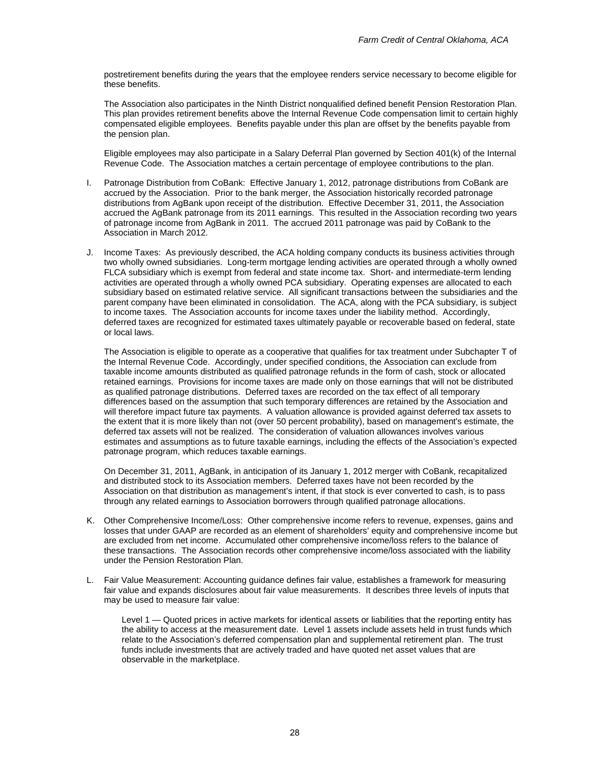postretirement benefits during the years that the employee renders service necessary to become eligible for these benefits.

The Association also participates in the Ninth District nonqualified defined benefit Pension Restoration Plan. This plan provides retirement benefits above the Internal Revenue Code compensation limit to certain highly compensated eligible employees. Benefits payable under this plan are offset by the benefits payable from the pension plan.

Eligible employees may also participate in a Salary Deferral Plan governed by Section 401(k) of the Internal Revenue Code. The Association matches a certain percentage of employee contributions to the plan.

I. Patronage Distribution from CoBank: Effective January 1, 2012, patronage distributions from CoBank are accrued by the Association. Prior to the bank merger, the Association historically recorded patronage distributions from AgBank upon receipt of the distribution. Effective December 31, 2011, the Association accrued the AgBank patronage from its 2011 earnings. This resulted in the Association recording two years of patronage income from AgBank in 2011. The accrued 2011 patronage was paid by CoBank to the Association in March 2012.

J. Income Taxes: As previously described, the ACA holding company conducts its business activities through two wholly owned subsidiaries. Long-term mortgage lending activities are operated through a wholly owned FLCA subsidiary which is exempt from federal and state income tax. Short- and intermediate-term lending activities are operated through a wholly owned PCA subsidiary. Operating expenses are allocated to each subsidiary based on estimated relative service. All significant transactions between the subsidiaries and the parent company have been eliminated in consolidation. The ACA, along with the PCA subsidiary, is subject to income taxes. The Association accounts for income taxes under the liability method. Accordingly, deferred taxes are recognized for estimated taxes ultimately payable or recoverable based on federal, state or local laws.

The Association is eligible to operate as a cooperative that qualifies for tax treatment under Subchapter T of the Internal Revenue Code. Accordingly, under specified conditions, the Association can exclude from taxable income amounts distributed as qualified patronage refunds in the form of cash, stock or allocated retained earnings. Provisions for income taxes are made only on those earnings that will not be distributed as qualified patronage distributions. Deferred taxes are recorded on the tax effect of all temporary differences based on the assumption that such temporary differences are retained by the Association and will therefore impact future tax payments. A valuation allowance is provided against deferred tax assets to the extent that it is more likely than not (over 50 percent probability), based on management's estimate, the deferred tax assets will not be realized. The consideration of valuation allowances involves various estimates and assumptions as to future taxable earnings, including the effects of the Association's expected patronage program, which reduces taxable earnings.

On December 31, 2011, AgBank, in anticipation of its January 1, 2012 merger with CoBank, recapitalized and distributed stock to its Association members. Deferred taxes have not been recorded by the Association on that distribution as management's intent, if that stock is ever converted to cash, is to pass through any related earnings to Association borrowers through qualified patronage allocations.

K. Other Comprehensive Income/Loss: Other comprehensive income refers to revenue, expenses, gains and losses that under GAAP are recorded as an element of shareholders' equity and comprehensive income but are excluded from net income. Accumulated other comprehensive income/loss refers to the balance of these transactions. The Association records other comprehensive income/loss associated with the liability under the Pension Restoration Plan.

L. Fair Value Measurement: Accounting guidance defines fair value, establishes a framework for measuring fair value and expands disclosures about fair value measurements. It describes three levels of inputs that may be used to measure fair value:

Level 1 — Quoted prices in active markets for identical assets or liabilities that the reporting entity has the ability to access at the measurement date. Level 1 assets include assets held in trust funds which relate to the Association's deferred compensation plan and supplemental retirement plan. The trust funds include investments that are actively traded and have quoted net asset values that are observable in the marketplace.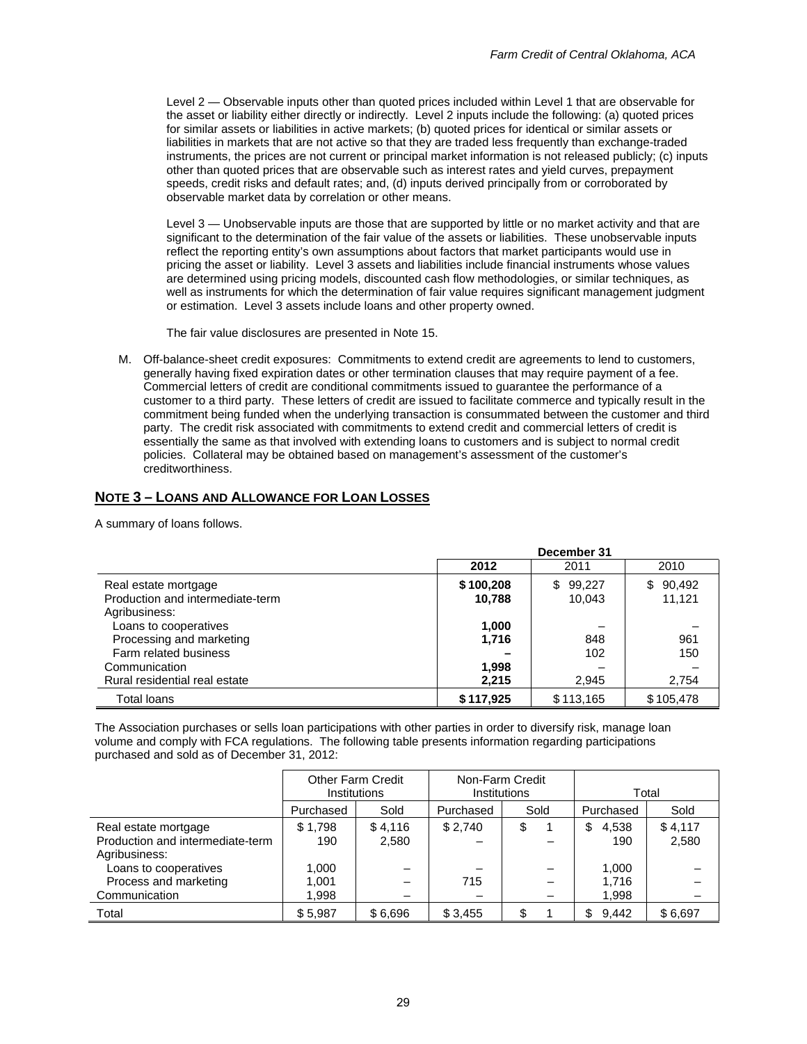Level 2 — Observable inputs other than quoted prices included within Level 1 that are observable for the asset or liability either directly or indirectly. Level 2 inputs include the following: (a) quoted prices for similar assets or liabilities in active markets; (b) quoted prices for identical or similar assets or liabilities in markets that are not active so that they are traded less frequently than exchange-traded instruments, the prices are not current or principal market information is not released publicly; (c) inputs other than quoted prices that are observable such as interest rates and yield curves, prepayment speeds, credit risks and default rates; and, (d) inputs derived principally from or corroborated by observable market data by correlation or other means.

Level 3 — Unobservable inputs are those that are supported by little or no market activity and that are significant to the determination of the fair value of the assets or liabilities. These unobservable inputs reflect the reporting entity's own assumptions about factors that market participants would use in pricing the asset or liability. Level 3 assets and liabilities include financial instruments whose values are determined using pricing models, discounted cash flow methodologies, or similar techniques, as well as instruments for which the determination of fair value requires significant management judgment or estimation. Level 3 assets include loans and other property owned.

The fair value disclosures are presented in Note 15.

M. Off-balance-sheet credit exposures: Commitments to extend credit are agreements to lend to customers, generally having fixed expiration dates or other termination clauses that may require payment of a fee. Commercial letters of credit are conditional commitments issued to guarantee the performance of a customer to a third party. These letters of credit are issued to facilitate commerce and typically result in the commitment being funded when the underlying transaction is consummated between the customer and third party. The credit risk associated with commitments to extend credit and commercial letters of credit is essentially the same as that involved with extending loans to customers and is subject to normal credit policies. Collateral may be obtained based on management's assessment of the customer's creditworthiness.

## NOTE 3 – LOANS AND ALLOWANCE FOR LOAN LOSSES

A summary of loans follows.

| | December 31 | | |
|---|---|---|---|
| | **2012** | 2011 | 2010 |
| Real estate mortgage | **$ 100,208** | $ 99,227 | $ 90,492 |
| Production and intermediate-term | **10,788** | 10,043 | 11,121 |
| Agribusiness: | | | |
| Loans to cooperatives | **1,000** | – | – |
| Processing and marketing | **1,716** | 848 | 961 |
| Farm related business | **–** | 102 | 150 |
| Communication | **1,998** | – | – |
| Rural residential real estate | **2,215** | 2,945 | 2,754 |
| Total loans | **$ 117,925** | $ 113,165 | $ 105,478 |

The Association purchases or sells loan participations with other parties in order to diversify risk, manage loan volume and comply with FCA regulations. The following table presents information regarding participations purchased and sold as of December 31, 2012:

| | Other Farm Credit Institutions | | Non-Farm Credit Institutions | | Total | |
|---|---|---|---|---|---|---|
| | Purchased | Sold | Purchased | Sold | Purchased | Sold |
| Real estate mortgage | $ 1,798 | $ 4,116 | $ 2,740 | $ 1 | $ 4,538 | $ 4,117 |
| Production and intermediate-term | 190 | 2,580 | – | – | 190 | 2,580 |
| Agribusiness: | | | | | | |
| Loans to cooperatives | 1,000 | – | – | – | 1,000 | – |
| Process and marketing | 1,001 | – | 715 | – | 1,716 | – |
| Communication | 1,998 | – | – | – | 1,998 | – |
| Total | $ 5,987 | $ 6,696 | $ 3,455 | $ 1 | $ 9,442 | $ 6,697 |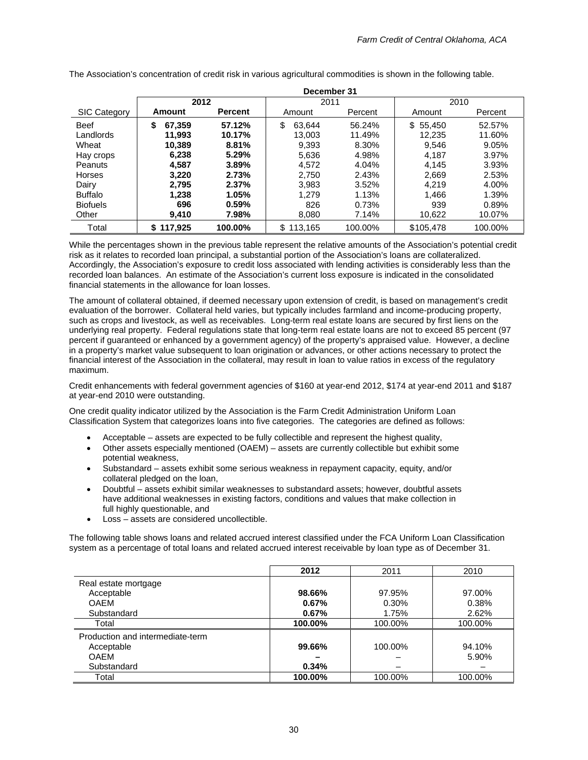The Association's concentration of credit risk in various agricultural commodities is shown in the following table.

| | December 31 | | | | | |
|---|---|---|---|---|---|---|
| | **2012** | | 2011 | | 2010 | |
| SIC Category | **Amount** | **Percent** | Amount | Percent | Amount | Percent |
| Beef | **$ 67,359** | **57.12%** | $ 63,644 | 56.24% | $ 55,450 | 52.57% |
| Landlords | **11,993** | **10.17%** | 13,003 | 11.49% | 12,235 | 11.60% |
| Wheat | **10,389** | **8.81%** | 9,393 | 8.30% | 9,546 | 9.05% |
| Hay crops | **6,238** | **5.29%** | 5,636 | 4.98% | 4,187 | 3.97% |
| Peanuts | **4,587** | **3.89%** | 4,572 | 4.04% | 4,145 | 3.93% |
| Horses | **3,220** | **2.73%** | 2,750 | 2.43% | 2,669 | 2.53% |
| Dairy | **2,795** | **2.37%** | 3,983 | 3.52% | 4,219 | 4.00% |
| Buffalo | **1,238** | **1.05%** | 1,279 | 1.13% | 1,466 | 1.39% |
| Biofuels | **696** | **0.59%** | 826 | 0.73% | 939 | 0.89% |
| Other | **9,410** | **7.98%** | 8,080 | 7.14% | 10,622 | 10.07% |
| Total | **$ 117,925** | **100.00%** | $ 113,165 | 100.00% | $105,478 | 100.00% |

While the percentages shown in the previous table represent the relative amounts of the Association's potential credit risk as it relates to recorded loan principal, a substantial portion of the Association's loans are collateralized. Accordingly, the Association's exposure to credit loss associated with lending activities is considerably less than the recorded loan balances. An estimate of the Association's current loss exposure is indicated in the consolidated financial statements in the allowance for loan losses.

The amount of collateral obtained, if deemed necessary upon extension of credit, is based on management's credit evaluation of the borrower. Collateral held varies, but typically includes farmland and income-producing property, such as crops and livestock, as well as receivables. Long-term real estate loans are secured by first liens on the underlying real property. Federal regulations state that long-term real estate loans are not to exceed 85 percent (97 percent if guaranteed or enhanced by a government agency) of the property's appraised value. However, a decline in a property's market value subsequent to loan origination or advances, or other actions necessary to protect the financial interest of the Association in the collateral, may result in loan to value ratios in excess of the regulatory maximum.

Credit enhancements with federal government agencies of $160 at year-end 2012, $174 at year-end 2011 and $187 at year-end 2010 were outstanding.

One credit quality indicator utilized by the Association is the Farm Credit Administration Uniform Loan Classification System that categorizes loans into five categories. The categories are defined as follows:

- Acceptable – assets are expected to be fully collectible and represent the highest quality,
- Other assets especially mentioned (OAEM) – assets are currently collectible but exhibit some potential weakness,
- Substandard – assets exhibit some serious weakness in repayment capacity, equity, and/or collateral pledged on the loan,
- Doubtful – assets exhibit similar weaknesses to substandard assets; however, doubtful assets have additional weaknesses in existing factors, conditions and values that make collection in full highly questionable, and
- Loss – assets are considered uncollectible.

The following table shows loans and related accrued interest classified under the FCA Uniform Loan Classification system as a percentage of total loans and related accrued interest receivable by loan type as of December 31.

| | **2012** | 2011 | 2010 |
|---|---|---|---|
| Real estate mortgage | | | |
| Acceptable | **98.66%** | 97.95% | 97.00% |
| OAEM | **0.67%** | 0.30% | 0.38% |
| Substandard | **0.67%** | 1.75% | 2.62% |
| Total | **100.00%** | 100.00% | 100.00% |
| Production and intermediate-term | | | |
| Acceptable | **99.66%** | 100.00% | 94.10% |
| OAEM | **–** | – | 5.90% |
| Substandard | **0.34%** | – | – |
| Total | **100.00%** | 100.00% | 100.00% |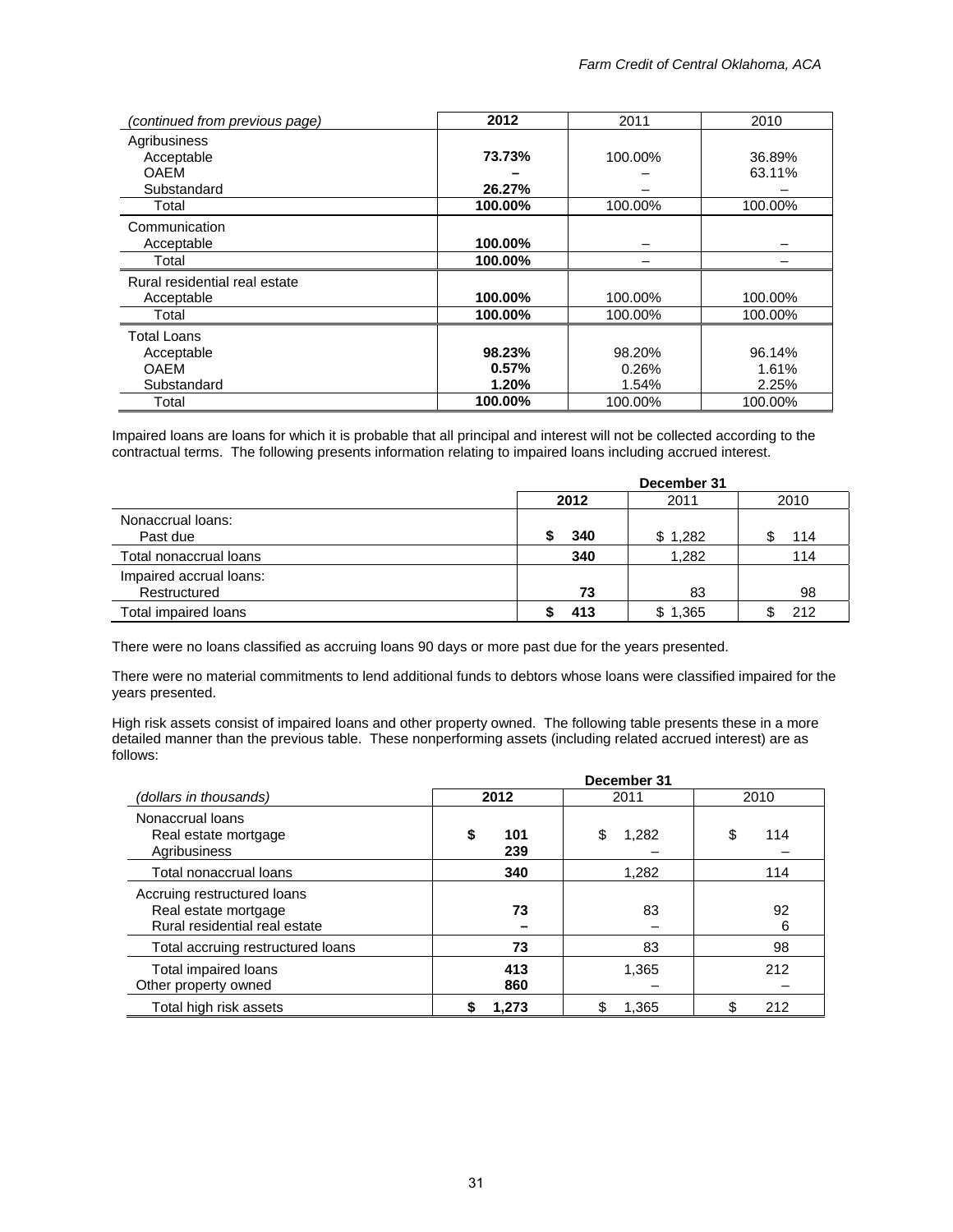| *(continued from previous page)* | **2012** | 2011 | 2010 |
|---|---|---|---|
| Agribusiness | | | |
| Acceptable | **73.73%** | 100.00% | 36.89% |
| OAEM | **–** | – | 63.11% |
| Substandard | **26.27%** | – | – |
| Total | **100.00%** | 100.00% | 100.00% |
| Communication | | | |
| Acceptable | **100.00%** | – | – |
| Total | **100.00%** | – | – |
| Rural residential real estate | | | |
| Acceptable | **100.00%** | 100.00% | 100.00% |
| Total | **100.00%** | 100.00% | 100.00% |
| Total Loans | | | |
| Acceptable | **98.23%** | 98.20% | 96.14% |
| OAEM | **0.57%** | 0.26% | 1.61% |
| Substandard | **1.20%** | 1.54% | 2.25% |
| Total | **100.00%** | 100.00% | 100.00% |

Impaired loans are loans for which it is probable that all principal and interest will not be collected according to the contractual terms. The following presents information relating to impaired loans including accrued interest.

| | December 31 | | |
|---|---|---|---|
| | **2012** | 2011 | 2010 |
| Nonaccrual loans: | | | |
| Past due | **$ 340** | $ 1,282 | $ 114 |
| Total nonaccrual loans | **340** | 1,282 | 114 |
| Impaired accrual loans: | | | |
| Restructured | **73** | 83 | 98 |
| Total impaired loans | **$ 413** | $ 1,365 | $ 212 |

There were no loans classified as accruing loans 90 days or more past due for the years presented.

There were no material commitments to lend additional funds to debtors whose loans were classified impaired for the years presented.

High risk assets consist of impaired loans and other property owned. The following table presents these in a more detailed manner than the previous table. These nonperforming assets (including related accrued interest) are as follows:

| | December 31 | | |
|---|---|---|---|
| *(dollars in thousands)* | **2012** | 2011 | 2010 |
| Nonaccrual loans | | | |
| Real estate mortgage | **$ 101** | $ 1,282 | $ 114 |
| Agribusiness | **239** | – | – |
| Total nonaccrual loans | **340** | 1,282 | 114 |
| Accruing restructured loans | | | |
| Real estate mortgage | **73** | 83 | 92 |
| Rural residential real estate | **–** | – | 6 |
| Total accruing restructured loans | **73** | 83 | 98 |
| Total impaired loans | **413** | 1,365 | 212 |
| Other property owned | **860** | – | – |
| Total high risk assets | **$ 1,273** | $ 1,365 | $ 212 |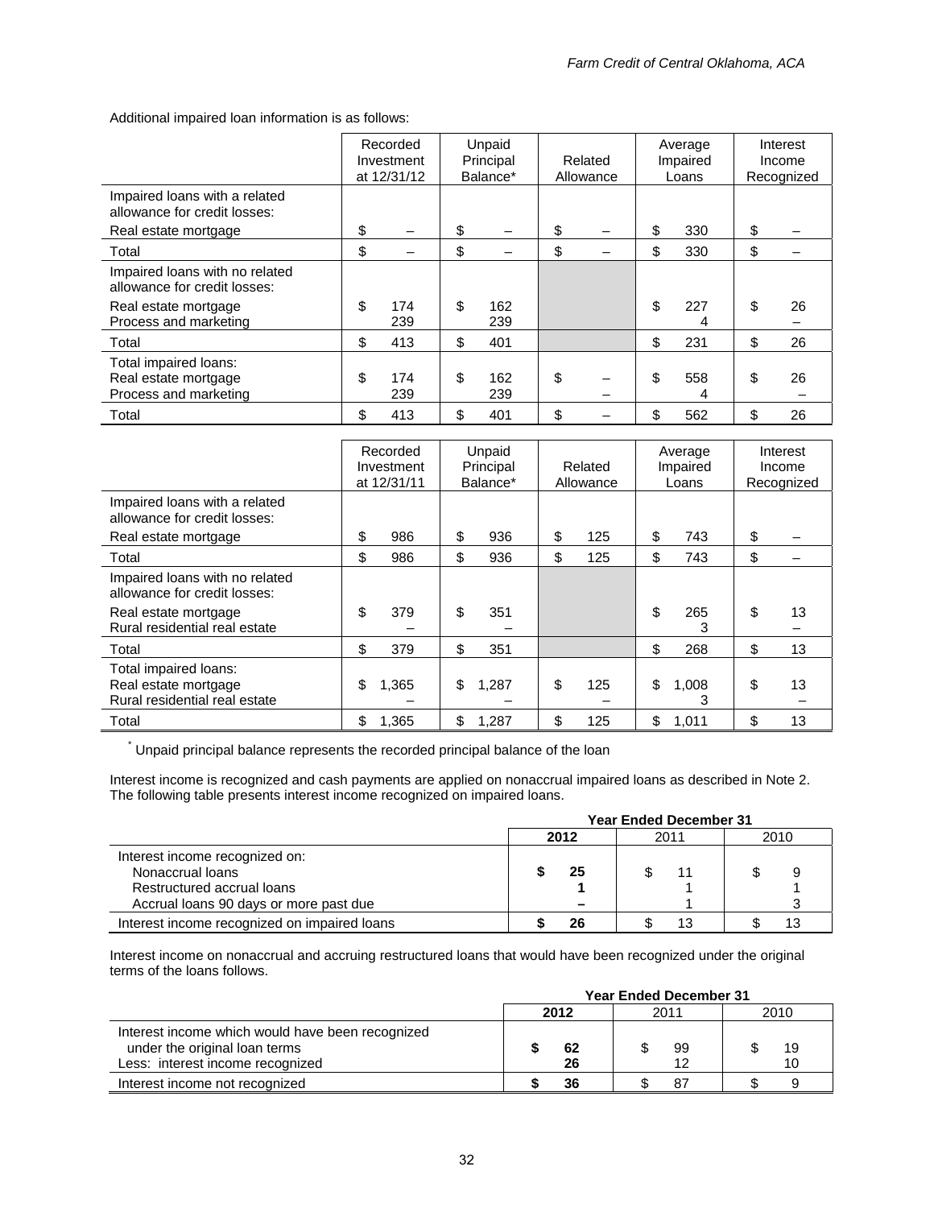Additional impaired loan information is as follows:

| | Recorded Investment at 12/31/12 | Unpaid Principal Balance* | Related Allowance | Average Impaired Loans | Interest Income Recognized |
|---|---|---|---|---|---|
| Impaired loans with a related allowance for credit losses: | | | | | |
| Real estate mortgage | $ – | $ – | $ – | $ 330 | $ – |
| Total | $ – | $ – | $ – | $ 330 | $ – |
| Impaired loans with no related allowance for credit losses: | | | | | |
| Real estate mortgage | $ 174 | $ 162 | | $ 227 | $ 26 |
| Process and marketing | 239 | 239 | | 4 | – |
| Total | $ 413 | $ 401 | | $ 231 | $ 26 |
| Total impaired loans: | | | | | |
| Real estate mortgage | $ 174 | $ 162 | $ – | $ 558 | $ 26 |
| Process and marketing | 239 | 239 | – | 4 | – |
| Total | $ 413 | $ 401 | $ – | $ 562 | $ 26 |

| | Recorded Investment at 12/31/11 | Unpaid Principal Balance* | Related Allowance | Average Impaired Loans | Interest Income Recognized |
|---|---|---|---|---|---|
| Impaired loans with a related allowance for credit losses: | | | | | |
| Real estate mortgage | $ 986 | $ 936 | $ 125 | $ 743 | $ – |
| Total | $ 986 | $ 936 | $ 125 | $ 743 | $ – |
| Impaired loans with no related allowance for credit losses: | | | | | |
| Real estate mortgage | $ 379 | $ 351 | | $ 265 | $ 13 |
| Rural residential real estate | – | – | | 3 | – |
| Total | $ 379 | $ 351 | | $ 268 | $ 13 |
| Total impaired loans: | | | | | |
| Real estate mortgage | $ 1,365 | $ 1,287 | $ 125 | $ 1,008 | $ 13 |
| Rural residential real estate | – | – | – | 3 | – |
| Total | $ 1,365 | $ 1,287 | $ 125 | $ 1,011 | $ 13 |

\* Unpaid principal balance represents the recorded principal balance of the loan

Interest income is recognized and cash payments are applied on nonaccrual impaired loans as described in Note 2. The following table presents interest income recognized on impaired loans.

| | Year Ended December 31 | | |
|---|---|---|---|
| | **2012** | 2011 | 2010 |
| Interest income recognized on: | | | |
| Nonaccrual loans | **$ 25** | $ 11 | $ 9 |
| Restructured accrual loans | **1** | 1 | 1 |
| Accrual loans 90 days or more past due | **–** | 1 | 3 |
| Interest income recognized on impaired loans | **$ 26** | $ 13 | $ 13 |

Interest income on nonaccrual and accruing restructured loans that would have been recognized under the original terms of the loans follows.

| | Year Ended December 31 | | |
|---|---|---|---|
| | **2012** | 2011 | 2010 |
| Interest income which would have been recognized under the original loan terms | **$ 62** | $ 99 | $ 19 |
| Less: interest income recognized | **26** | 12 | 10 |
| Interest income not recognized | **$ 36** | $ 87 | $ 9 |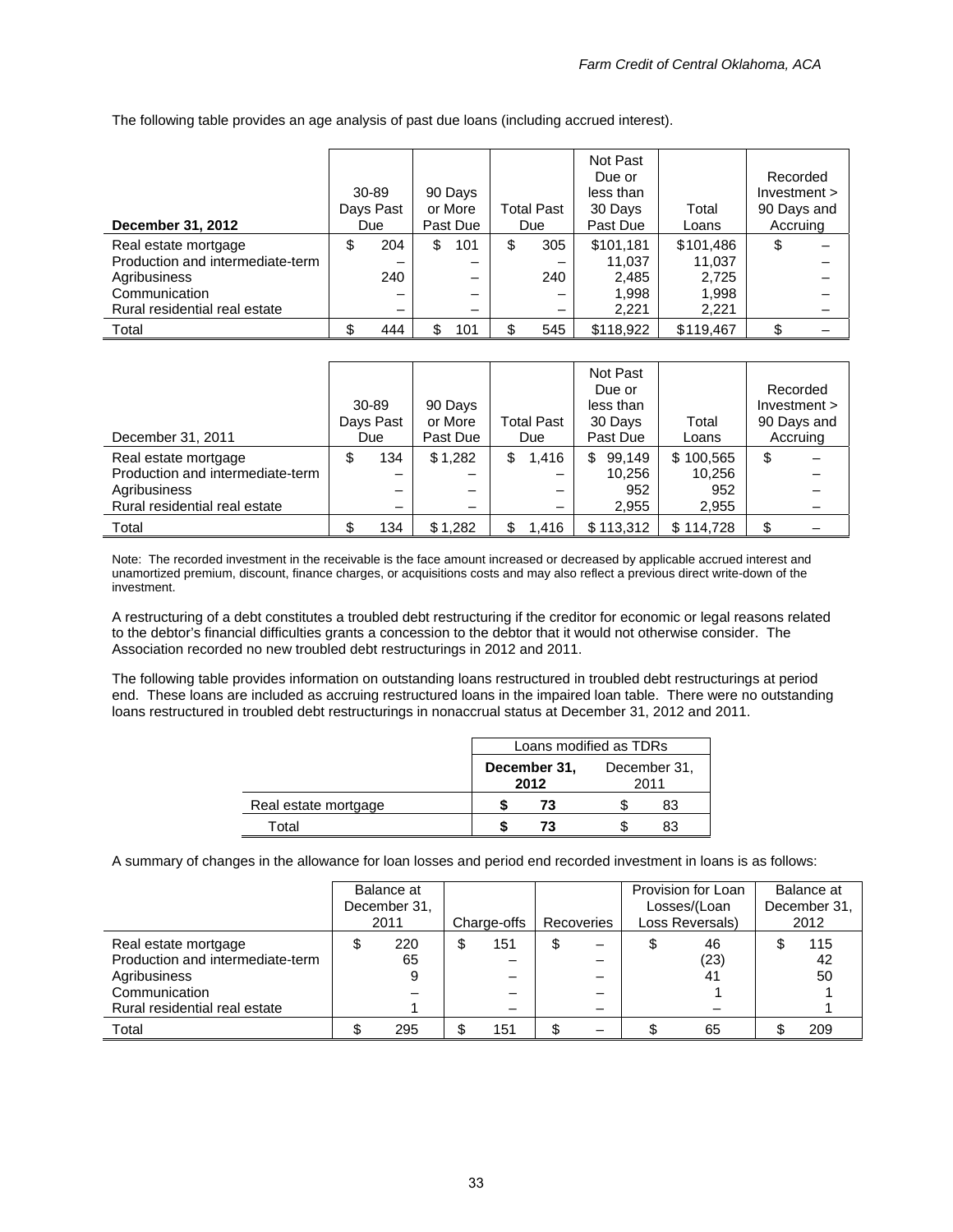The following table provides an age analysis of past due loans (including accrued interest).

| **December 31, 2012** | 30-89 Days Past Due | 90 Days or More Past Due | Total Past Due | Not Past Due or less than 30 Days Past Due | Total Loans | Recorded Investment > 90 Days and Accruing |
|---|---|---|---|---|---|---|
| Real estate mortgage | $ 204 | $ 101 | $ 305 | $101,181 | $101,486 | $ – |
| Production and intermediate-term | – | – | – | 11,037 | 11,037 | – |
| Agribusiness | 240 | – | 240 | 2,485 | 2,725 | – |
| Communication | – | – | – | 1,998 | 1,998 | – |
| Rural residential real estate | – | – | – | 2,221 | 2,221 | – |
| Total | $ 444 | $ 101 | $ 545 | $118,922 | $119,467 | $ – |

| December 31, 2011 | 30-89 Days Past Due | 90 Days or More Past Due | Total Past Due | Not Past Due or less than 30 Days Past Due | Total Loans | Recorded Investment > 90 Days and Accruing |
|---|---|---|---|---|---|---|
| Real estate mortgage | $ 134 | $ 1,282 | $ 1,416 | $ 99,149 | $ 100,565 | $ – |
| Production and intermediate-term | – | – | – | 10,256 | 10,256 | – |
| Agribusiness | – | – | – | 952 | 952 | – |
| Rural residential real estate | – | – | – | 2,955 | 2,955 | – |
| Total | $ 134 | $ 1,282 | $ 1,416 | $ 113,312 | $ 114,728 | $ – |

Note: The recorded investment in the receivable is the face amount increased or decreased by applicable accrued interest and unamortized premium, discount, finance charges, or acquisitions costs and may also reflect a previous direct write-down of the investment.

A restructuring of a debt constitutes a troubled debt restructuring if the creditor for economic or legal reasons related to the debtor's financial difficulties grants a concession to the debtor that it would not otherwise consider. The Association recorded no new troubled debt restructurings in 2012 and 2011.

The following table provides information on outstanding loans restructured in troubled debt restructurings at period end. These loans are included as accruing restructured loans in the impaired loan table. There were no outstanding loans restructured in troubled debt restructurings in nonaccrual status at December 31, 2012 and 2011.

| | Loans modified as TDRs | |
|---|---|---|
| | **December 31, 2012** | December 31, 2011 |
| Real estate mortgage | **$ 73** | $ 83 |
| Total | **$ 73** | $ 83 |

A summary of changes in the allowance for loan losses and period end recorded investment in loans is as follows:

| | Balance at December 31, 2011 | Charge-offs | Recoveries | Provision for Loan Losses/(Loan Loss Reversals) | Balance at December 31, 2012 |
|---|---|---|---|---|---|
| Real estate mortgage | $ 220 | $ 151 | $ – | $ 46 | $ 115 |
| Production and intermediate-term | 65 | – | – | (23) | 42 |
| Agribusiness | 9 | – | – | 41 | 50 |
| Communication | – | – | – | 1 | 1 |
| Rural residential real estate | 1 | – | – | – | 1 |
| Total | $ 295 | $ 151 | $ – | $ 65 | $ 209 |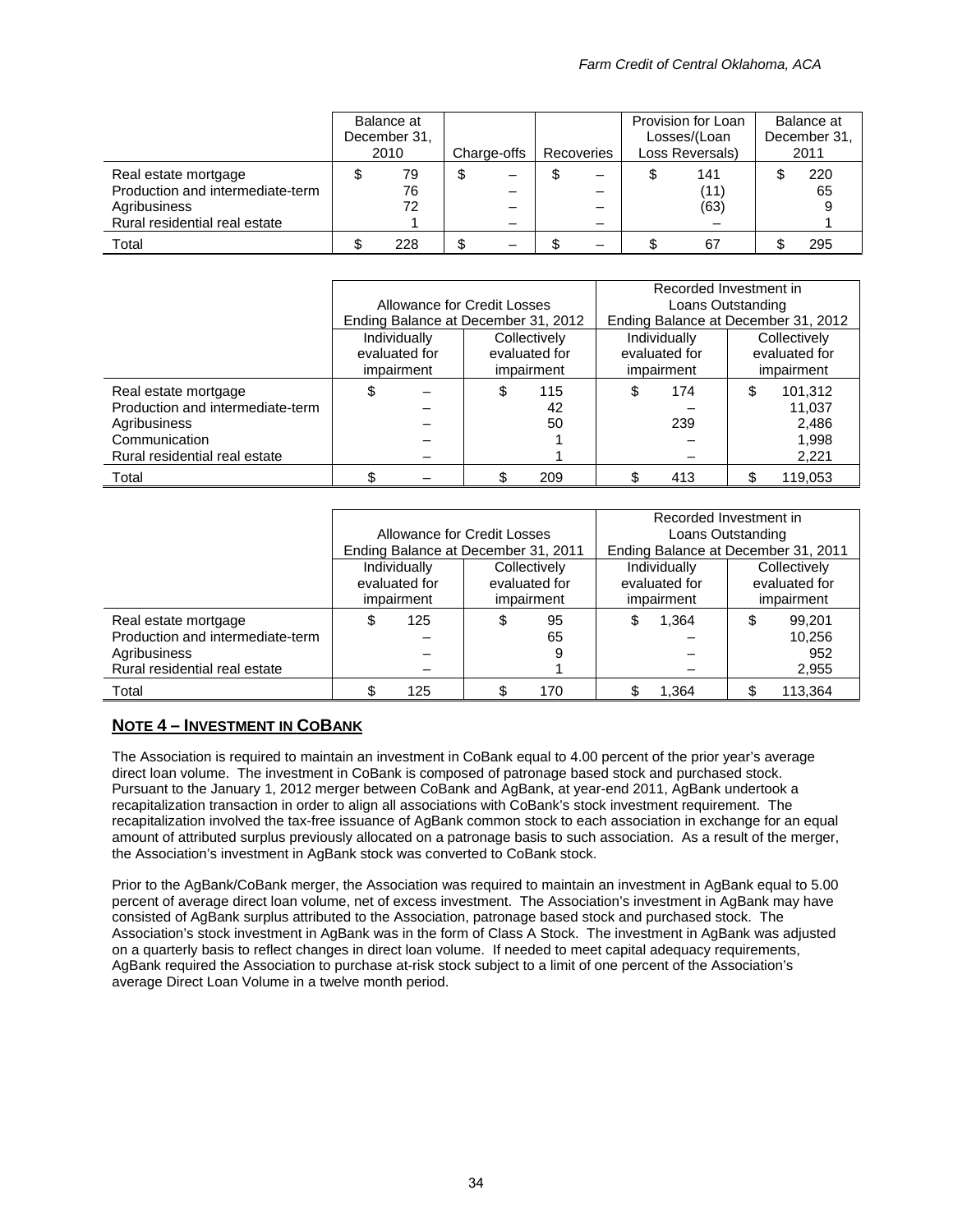| | Balance at December 31, 2010 | Charge-offs | Recoveries | Provision for Loan Losses/(Loan Loss Reversals) | Balance at December 31, 2011 |
|---|---|---|---|---|---|
| Real estate mortgage | $ 79 | $ – | $ – | $ 141 | $ 220 |
| Production and intermediate-term | 76 | – | – | (11) | 65 |
| Agribusiness | 72 | – | – | (63) | 9 |
| Rural residential real estate | 1 | – | – | – | 1 |
| Total | $ 228 | $ – | $ – | $ 67 | $ 295 |

| | Allowance for Credit Losses Ending Balance at December 31, 2012 | | Recorded Investment in Loans Outstanding Ending Balance at December 31, 2012 | |
|---|---|---|---|---|
| | Individually evaluated for impairment | Collectively evaluated for impairment | Individually evaluated for impairment | Collectively evaluated for impairment |
| Real estate mortgage | $ – | $ 115 | $ 174 | $ 101,312 |
| Production and intermediate-term | – | 42 | – | 11,037 |
| Agribusiness | – | 50 | 239 | 2,486 |
| Communication | – | 1 | – | 1,998 |
| Rural residential real estate | – | 1 | – | 2,221 |
| Total | $ – | $ 209 | $ 413 | $ 119,053 |

| | Allowance for Credit Losses Ending Balance at December 31, 2011 | | Recorded Investment in Loans Outstanding Ending Balance at December 31, 2011 | |
|---|---|---|---|---|
| | Individually evaluated for impairment | Collectively evaluated for impairment | Individually evaluated for impairment | Collectively evaluated for impairment |
| Real estate mortgage | $ 125 | $ 95 | $ 1,364 | $ 99,201 |
| Production and intermediate-term | – | 65 | – | 10,256 |
| Agribusiness | – | 9 | – | 952 |
| Rural residential real estate | – | 1 | – | 2,955 |
| Total | $ 125 | $ 170 | $ 1,364 | $ 113,364 |

## NOTE 4 – INVESTMENT IN COBANK

The Association is required to maintain an investment in CoBank equal to 4.00 percent of the prior year's average direct loan volume. The investment in CoBank is composed of patronage based stock and purchased stock. Pursuant to the January 1, 2012 merger between CoBank and AgBank, at year-end 2011, AgBank undertook a recapitalization transaction in order to align all associations with CoBank's stock investment requirement. The recapitalization involved the tax-free issuance of AgBank common stock to each association in exchange for an equal amount of attributed surplus previously allocated on a patronage basis to such association. As a result of the merger, the Association's investment in AgBank stock was converted to CoBank stock.

Prior to the AgBank/CoBank merger, the Association was required to maintain an investment in AgBank equal to 5.00 percent of average direct loan volume, net of excess investment. The Association's investment in AgBank may have consisted of AgBank surplus attributed to the Association, patronage based stock and purchased stock. The Association's stock investment in AgBank was in the form of Class A Stock. The investment in AgBank was adjusted on a quarterly basis to reflect changes in direct loan volume. If needed to meet capital adequacy requirements, AgBank required the Association to purchase at-risk stock subject to a limit of one percent of the Association's average Direct Loan Volume in a twelve month period.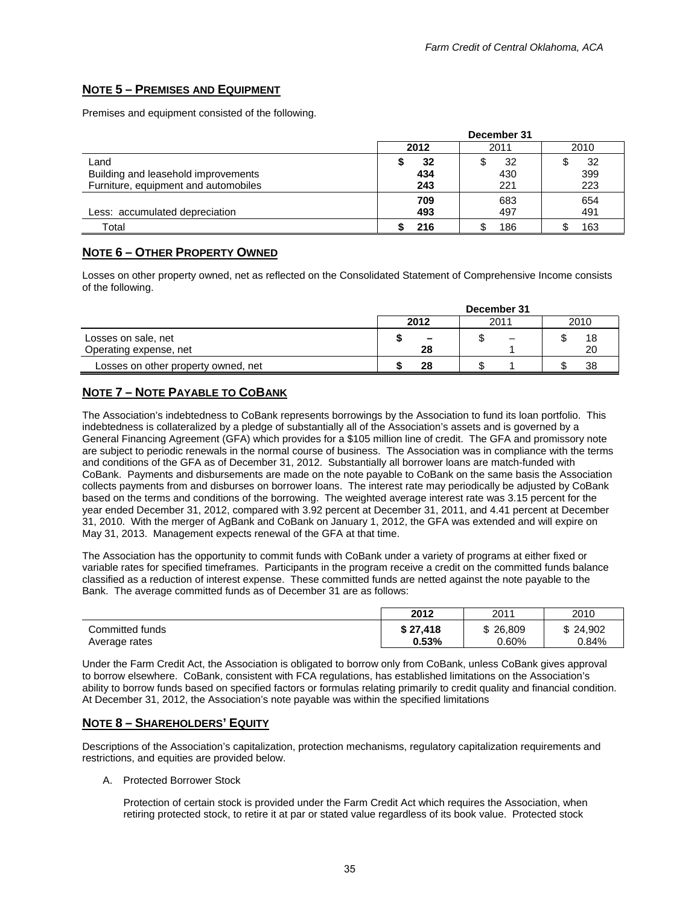## NOTE 5 – PREMISES AND EQUIPMENT

Premises and equipment consisted of the following.

| | December 31 | | |
|---|---|---|---|
| | **2012** | 2011 | 2010 |
| Land | **$ 32** | $ 32 | $ 32 |
| Building and leasehold improvements | **434** | 430 | 399 |
| Furniture, equipment and automobiles | **243** | 221 | 223 |
| | **709** | 683 | 654 |
| Less: accumulated depreciation | **493** | 497 | 491 |
| Total | **$ 216** | $ 186 | $ 163 |

## NOTE 6 – OTHER PROPERTY OWNED

Losses on other property owned, net as reflected on the Consolidated Statement of Comprehensive Income consists of the following.

| | December 31 | | |
|---|---|---|---|
| | **2012** | 2011 | 2010 |
| Losses on sale, net | **$ –** | $ – | $ 18 |
| Operating expense, net | **28** | 1 | 20 |
| Losses on other property owned, net | **$ 28** | $ 1 | $ 38 |

## NOTE 7 – NOTE PAYABLE TO COBANK

The Association's indebtedness to CoBank represents borrowings by the Association to fund its loan portfolio. This indebtedness is collateralized by a pledge of substantially all of the Association's assets and is governed by a General Financing Agreement (GFA) which provides for a $105 million line of credit. The GFA and promissory note are subject to periodic renewals in the normal course of business. The Association was in compliance with the terms and conditions of the GFA as of December 31, 2012. Substantially all borrower loans are match-funded with CoBank. Payments and disbursements are made on the note payable to CoBank on the same basis the Association collects payments from and disburses on borrower loans. The interest rate may periodically be adjusted by CoBank based on the terms and conditions of the borrowing. The weighted average interest rate was 3.15 percent for the year ended December 31, 2012, compared with 3.92 percent at December 31, 2011, and 4.41 percent at December 31, 2010. With the merger of AgBank and CoBank on January 1, 2012, the GFA was extended and will expire on May 31, 2013. Management expects renewal of the GFA at that time.

The Association has the opportunity to commit funds with CoBank under a variety of programs at either fixed or variable rates for specified timeframes. Participants in the program receive a credit on the committed funds balance classified as a reduction of interest expense. These committed funds are netted against the note payable to the Bank. The average committed funds as of December 31 are as follows:

| | **2012** | 2011 | 2010 |
|---|---|---|---|
| Committed funds | **$ 27,418** | $ 26,809 | $ 24,902 |
| Average rates | **0.53%** | 0.60% | 0.84% |

Under the Farm Credit Act, the Association is obligated to borrow only from CoBank, unless CoBank gives approval to borrow elsewhere. CoBank, consistent with FCA regulations, has established limitations on the Association's ability to borrow funds based on specified factors or formulas relating primarily to credit quality and financial condition. At December 31, 2012, the Association's note payable was within the specified limitations

## NOTE 8 – SHAREHOLDERS' EQUITY

Descriptions of the Association's capitalization, protection mechanisms, regulatory capitalization requirements and restrictions, and equities are provided below.

A. Protected Borrower Stock

Protection of certain stock is provided under the Farm Credit Act which requires the Association, when retiring protected stock, to retire it at par or stated value regardless of its book value. Protected stock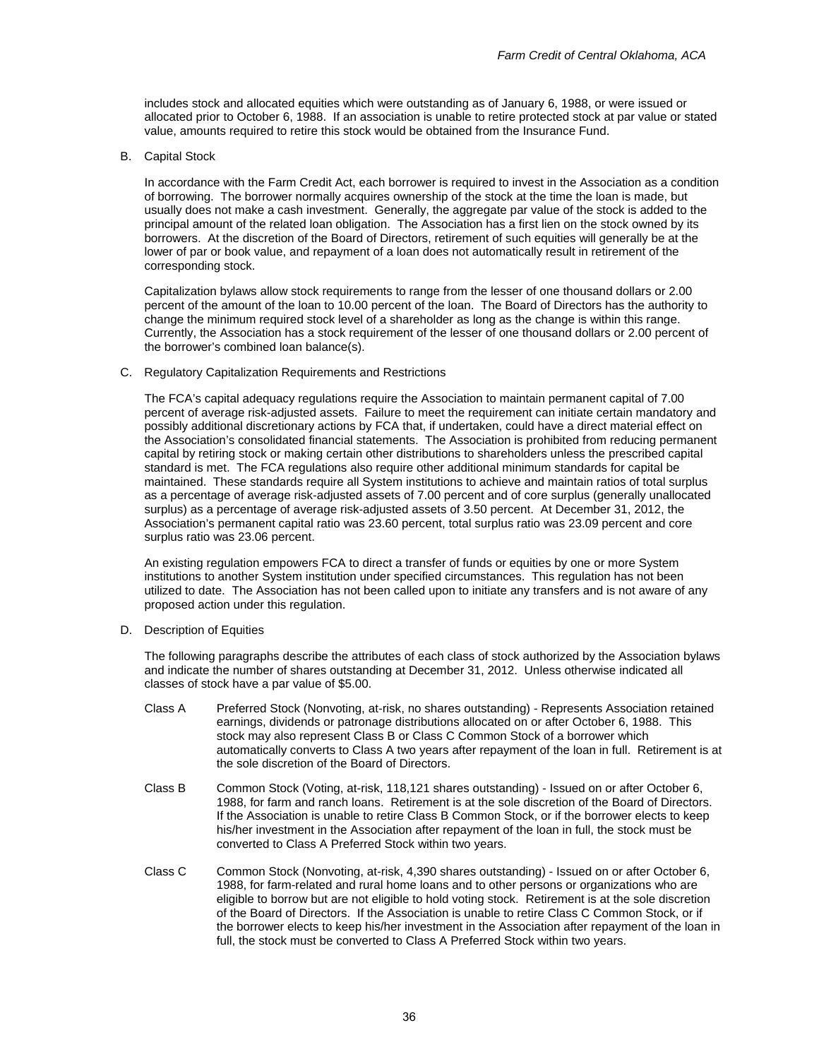includes stock and allocated equities which were outstanding as of January 6, 1988, or were issued or allocated prior to October 6, 1988. If an association is unable to retire protected stock at par value or stated value, amounts required to retire this stock would be obtained from the Insurance Fund.

B. Capital Stock

In accordance with the Farm Credit Act, each borrower is required to invest in the Association as a condition of borrowing. The borrower normally acquires ownership of the stock at the time the loan is made, but usually does not make a cash investment. Generally, the aggregate par value of the stock is added to the principal amount of the related loan obligation. The Association has a first lien on the stock owned by its borrowers. At the discretion of the Board of Directors, retirement of such equities will generally be at the lower of par or book value, and repayment of a loan does not automatically result in retirement of the corresponding stock.

Capitalization bylaws allow stock requirements to range from the lesser of one thousand dollars or 2.00 percent of the amount of the loan to 10.00 percent of the loan. The Board of Directors has the authority to change the minimum required stock level of a shareholder as long as the change is within this range. Currently, the Association has a stock requirement of the lesser of one thousand dollars or 2.00 percent of the borrower's combined loan balance(s).

C. Regulatory Capitalization Requirements and Restrictions

The FCA's capital adequacy regulations require the Association to maintain permanent capital of 7.00 percent of average risk-adjusted assets. Failure to meet the requirement can initiate certain mandatory and possibly additional discretionary actions by FCA that, if undertaken, could have a direct material effect on the Association's consolidated financial statements. The Association is prohibited from reducing permanent capital by retiring stock or making certain other distributions to shareholders unless the prescribed capital standard is met. The FCA regulations also require other additional minimum standards for capital be maintained. These standards require all System institutions to achieve and maintain ratios of total surplus as a percentage of average risk-adjusted assets of 7.00 percent and of core surplus (generally unallocated surplus) as a percentage of average risk-adjusted assets of 3.50 percent. At December 31, 2012, the Association's permanent capital ratio was 23.60 percent, total surplus ratio was 23.09 percent and core surplus ratio was 23.06 percent.

An existing regulation empowers FCA to direct a transfer of funds or equities by one or more System institutions to another System institution under specified circumstances. This regulation has not been utilized to date. The Association has not been called upon to initiate any transfers and is not aware of any proposed action under this regulation.

D. Description of Equities

The following paragraphs describe the attributes of each class of stock authorized by the Association bylaws and indicate the number of shares outstanding at December 31, 2012. Unless otherwise indicated all classes of stock have a par value of $5.00.

Class A — Preferred Stock (Nonvoting, at-risk, no shares outstanding) - Represents Association retained earnings, dividends or patronage distributions allocated on or after October 6, 1988. This stock may also represent Class B or Class C Common Stock of a borrower which automatically converts to Class A two years after repayment of the loan in full. Retirement is at the sole discretion of the Board of Directors.

Class B — Common Stock (Voting, at-risk, 118,121 shares outstanding) - Issued on or after October 6, 1988, for farm and ranch loans. Retirement is at the sole discretion of the Board of Directors. If the Association is unable to retire Class B Common Stock, or if the borrower elects to keep his/her investment in the Association after repayment of the loan in full, the stock must be converted to Class A Preferred Stock within two years.

Class C — Common Stock (Nonvoting, at-risk, 4,390 shares outstanding) - Issued on or after October 6, 1988, for farm-related and rural home loans and to other persons or organizations who are eligible to borrow but are not eligible to hold voting stock. Retirement is at the sole discretion of the Board of Directors. If the Association is unable to retire Class C Common Stock, or if the borrower elects to keep his/her investment in the Association after repayment of the loan in full, the stock must be converted to Class A Preferred Stock within two years.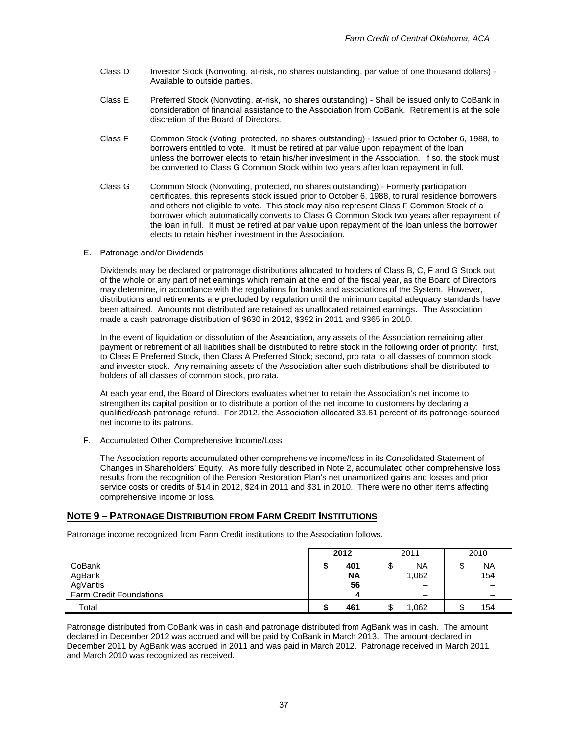Class D	Investor Stock (Nonvoting, at-risk, no shares outstanding, par value of one thousand dollars) - Available to outside parties.

Class E	Preferred Stock (Nonvoting, at-risk, no shares outstanding) - Shall be issued only to CoBank in consideration of financial assistance to the Association from CoBank. Retirement is at the sole discretion of the Board of Directors.

Class F	Common Stock (Voting, protected, no shares outstanding) - Issued prior to October 6, 1988, to borrowers entitled to vote. It must be retired at par value upon repayment of the loan unless the borrower elects to retain his/her investment in the Association. If so, the stock must be converted to Class G Common Stock within two years after loan repayment in full.

Class G	Common Stock (Nonvoting, protected, no shares outstanding) - Formerly participation certificates, this represents stock issued prior to October 6, 1988, to rural residence borrowers and others not eligible to vote. This stock may also represent Class F Common Stock of a borrower which automatically converts to Class G Common Stock two years after repayment of the loan in full. It must be retired at par value upon repayment of the loan unless the borrower elects to retain his/her investment in the Association.

E. Patronage and/or Dividends

Dividends may be declared or patronage distributions allocated to holders of Class B, C, F and G Stock out of the whole or any part of net earnings which remain at the end of the fiscal year, as the Board of Directors may determine, in accordance with the regulations for banks and associations of the System. However, distributions and retirements are precluded by regulation until the minimum capital adequacy standards have been attained. Amounts not distributed are retained as unallocated retained earnings. The Association made a cash patronage distribution of $630 in 2012, $392 in 2011 and $365 in 2010.

In the event of liquidation or dissolution of the Association, any assets of the Association remaining after payment or retirement of all liabilities shall be distributed to retire stock in the following order of priority: first, to Class E Preferred Stock, then Class A Preferred Stock; second, pro rata to all classes of common stock and investor stock. Any remaining assets of the Association after such distributions shall be distributed to holders of all classes of common stock, pro rata.

At each year end, the Board of Directors evaluates whether to retain the Association's net income to strengthen its capital position or to distribute a portion of the net income to customers by declaring a qualified/cash patronage refund. For 2012, the Association allocated 33.61 percent of its patronage-sourced net income to its patrons.

F. Accumulated Other Comprehensive Income/Loss

The Association reports accumulated other comprehensive income/loss in its Consolidated Statement of Changes in Shareholders' Equity. As more fully described in Note 2, accumulated other comprehensive loss results from the recognition of the Pension Restoration Plan's net unamortized gains and losses and prior service costs or credits of $14 in 2012, $24 in 2011 and $31 in 2010. There were no other items affecting comprehensive income or loss.

## NOTE 9 – PATRONAGE DISTRIBUTION FROM FARM CREDIT INSTITUTIONS

Patronage income recognized from Farm Credit institutions to the Association follows.

| | **2012** | 2011 | 2010 |
|---|---|---|---|
| CoBank | **$ 401** | $ NA | $ NA |
| AgBank | **NA** | 1,062 | 154 |
| AgVantis | **56** | – | – |
| Farm Credit Foundations | **4** | – | – |
| Total | **$ 461** | $ 1,062 | $ 154 |

Patronage distributed from CoBank was in cash and patronage distributed from AgBank was in cash. The amount declared in December 2012 was accrued and will be paid by CoBank in March 2013. The amount declared in December 2011 by AgBank was accrued in 2011 and was paid in March 2012. Patronage received in March 2011 and March 2010 was recognized as received.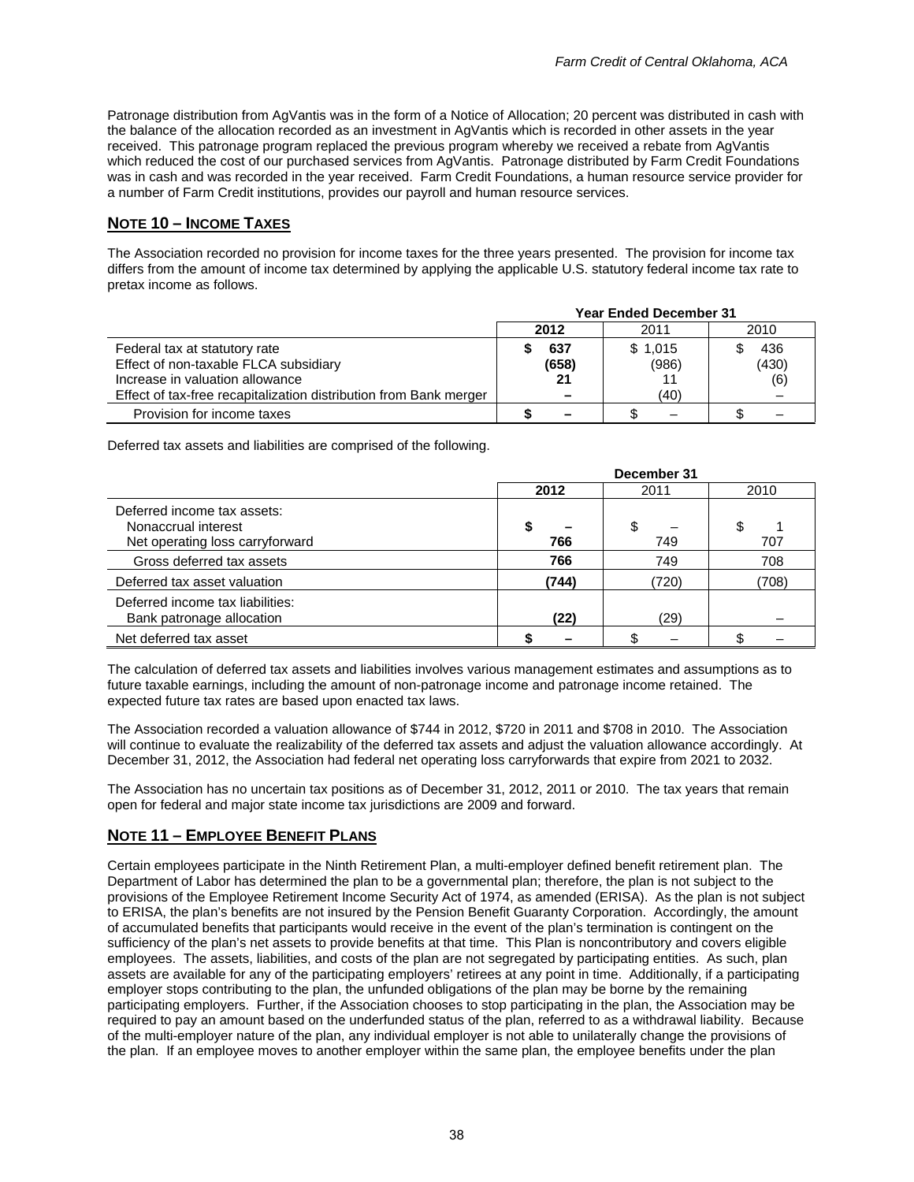Patronage distribution from AgVantis was in the form of a Notice of Allocation; 20 percent was distributed in cash with the balance of the allocation recorded as an investment in AgVantis which is recorded in other assets in the year received. This patronage program replaced the previous program whereby we received a rebate from AgVantis which reduced the cost of our purchased services from AgVantis. Patronage distributed by Farm Credit Foundations was in cash and was recorded in the year received. Farm Credit Foundations, a human resource service provider for a number of Farm Credit institutions, provides our payroll and human resource services.

## NOTE 10 – INCOME TAXES

The Association recorded no provision for income taxes for the three years presented. The provision for income tax differs from the amount of income tax determined by applying the applicable U.S. statutory federal income tax rate to pretax income as follows.

| | Year Ended December 31 | | |
|---|---|---|---|
| | **2012** | 2011 | 2010 |
| Federal tax at statutory rate | **$ 637** | $ 1,015 | $ 436 |
| Effect of non-taxable FLCA subsidiary | **(658)** | (986) | (430) |
| Increase in valuation allowance | **21** | 11 | (6) |
| Effect of tax-free recapitalization distribution from Bank merger | **–** | (40) | – |
| Provision for income taxes | **$ –** | $ – | $ – |

Deferred tax assets and liabilities are comprised of the following.

| | December 31 | | |
|---|---|---|---|
| | **2012** | 2011 | 2010 |
| Deferred income tax assets: | | | |
| Nonaccrual interest | **$ –** | $ – | $ 1 |
| Net operating loss carryforward | **766** | 749 | 707 |
| Gross deferred tax assets | **766** | 749 | 708 |
| Deferred tax asset valuation | **(744)** | (720) | (708) |
| Deferred income tax liabilities: | | | |
| Bank patronage allocation | **(22)** | (29) | – |
| Net deferred tax asset | **$ –** | $ – | $ – |

The calculation of deferred tax assets and liabilities involves various management estimates and assumptions as to future taxable earnings, including the amount of non-patronage income and patronage income retained. The expected future tax rates are based upon enacted tax laws.

The Association recorded a valuation allowance of $744 in 2012, $720 in 2011 and $708 in 2010. The Association will continue to evaluate the realizability of the deferred tax assets and adjust the valuation allowance accordingly. At December 31, 2012, the Association had federal net operating loss carryforwards that expire from 2021 to 2032.

The Association has no uncertain tax positions as of December 31, 2012, 2011 or 2010. The tax years that remain open for federal and major state income tax jurisdictions are 2009 and forward.

## NOTE 11 – EMPLOYEE BENEFIT PLANS

Certain employees participate in the Ninth Retirement Plan, a multi-employer defined benefit retirement plan. The Department of Labor has determined the plan to be a governmental plan; therefore, the plan is not subject to the provisions of the Employee Retirement Income Security Act of 1974, as amended (ERISA). As the plan is not subject to ERISA, the plan's benefits are not insured by the Pension Benefit Guaranty Corporation. Accordingly, the amount of accumulated benefits that participants would receive in the event of the plan's termination is contingent on the sufficiency of the plan's net assets to provide benefits at that time. This Plan is noncontributory and covers eligible employees. The assets, liabilities, and costs of the plan are not segregated by participating entities. As such, plan assets are available for any of the participating employers' retirees at any point in time. Additionally, if a participating employer stops contributing to the plan, the unfunded obligations of the plan may be borne by the remaining participating employers. Further, if the Association chooses to stop participating in the plan, the Association may be required to pay an amount based on the underfunded status of the plan, referred to as a withdrawal liability. Because of the multi-employer nature of the plan, any individual employer is not able to unilaterally change the provisions of the plan. If an employee moves to another employer within the same plan, the employee benefits under the plan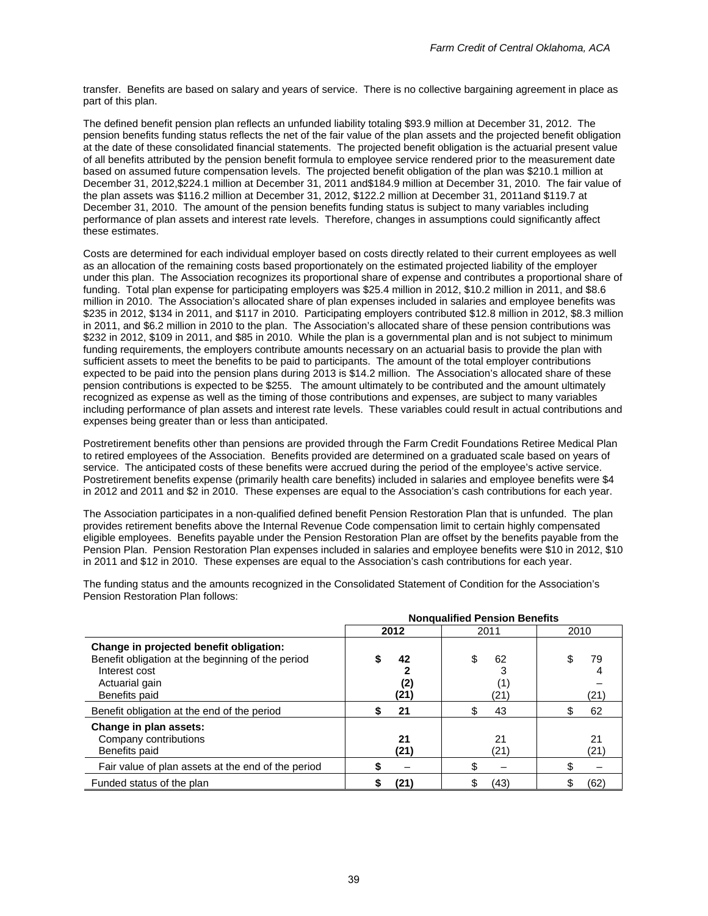transfer. Benefits are based on salary and years of service. There is no collective bargaining agreement in place as part of this plan.

The defined benefit pension plan reflects an unfunded liability totaling $93.9 million at December 31, 2012. The pension benefits funding status reflects the net of the fair value of the plan assets and the projected benefit obligation at the date of these consolidated financial statements. The projected benefit obligation is the actuarial present value of all benefits attributed by the pension benefit formula to employee service rendered prior to the measurement date based on assumed future compensation levels. The projected benefit obligation of the plan was $210.1 million at December 31, 2012,$224.1 million at December 31, 2011 and$184.9 million at December 31, 2010. The fair value of the plan assets was $116.2 million at December 31, 2012, $122.2 million at December 31, 2011and $119.7 at December 31, 2010. The amount of the pension benefits funding status is subject to many variables including performance of plan assets and interest rate levels. Therefore, changes in assumptions could significantly affect these estimates.

Costs are determined for each individual employer based on costs directly related to their current employees as well as an allocation of the remaining costs based proportionately on the estimated projected liability of the employer under this plan. The Association recognizes its proportional share of expense and contributes a proportional share of funding. Total plan expense for participating employers was $25.4 million in 2012, $10.2 million in 2011, and $8.6 million in 2010. The Association's allocated share of plan expenses included in salaries and employee benefits was $235 in 2012, $134 in 2011, and $117 in 2010. Participating employers contributed $12.8 million in 2012, $8.3 million in 2011, and $6.2 million in 2010 to the plan. The Association's allocated share of these pension contributions was $232 in 2012, $109 in 2011, and $85 in 2010. While the plan is a governmental plan and is not subject to minimum funding requirements, the employers contribute amounts necessary on an actuarial basis to provide the plan with sufficient assets to meet the benefits to be paid to participants. The amount of the total employer contributions expected to be paid into the pension plans during 2013 is $14.2 million. The Association's allocated share of these pension contributions is expected to be $255. The amount ultimately to be contributed and the amount ultimately recognized as expense as well as the timing of those contributions and expenses, are subject to many variables including performance of plan assets and interest rate levels. These variables could result in actual contributions and expenses being greater than or less than anticipated.

Postretirement benefits other than pensions are provided through the Farm Credit Foundations Retiree Medical Plan to retired employees of the Association. Benefits provided are determined on a graduated scale based on years of service. The anticipated costs of these benefits were accrued during the period of the employee's active service. Postretirement benefits expense (primarily health care benefits) included in salaries and employee benefits were $4 in 2012 and 2011 and $2 in 2010. These expenses are equal to the Association's cash contributions for each year.

The Association participates in a non-qualified defined benefit Pension Restoration Plan that is unfunded. The plan provides retirement benefits above the Internal Revenue Code compensation limit to certain highly compensated eligible employees. Benefits payable under the Pension Restoration Plan are offset by the benefits payable from the Pension Plan. Pension Restoration Plan expenses included in salaries and employee benefits were $10 in 2012, $10 in 2011 and $12 in 2010. These expenses are equal to the Association's cash contributions for each year.

The funding status and the amounts recognized in the Consolidated Statement of Condition for the Association's Pension Restoration Plan follows:

| | **Nonqualified Pension Benefits** | | |
|---|---|---|---|
| | **2012** | 2011 | 2010 |
| **Change in projected benefit obligation:** | | | |
| Benefit obligation at the beginning of the period | **$ 42** | $ 62 | $ 79 |
| Interest cost | **2** | 3 | 4 |
| Actuarial gain | **(2)** | (1) | – |
| Benefits paid | **(21)** | (21) | (21) |
| Benefit obligation at the end of the period | **$ 21** | $ 43 | $ 62 |
| **Change in plan assets:** | | | |
| Company contributions | **21** | 21 | 21 |
| Benefits paid | **(21)** | (21) | (21) |
| Fair value of plan assets at the end of the period | **$ –** | $ – | $ – |
| Funded status of the plan | **$ (21)** | $ (43) | $ (62) |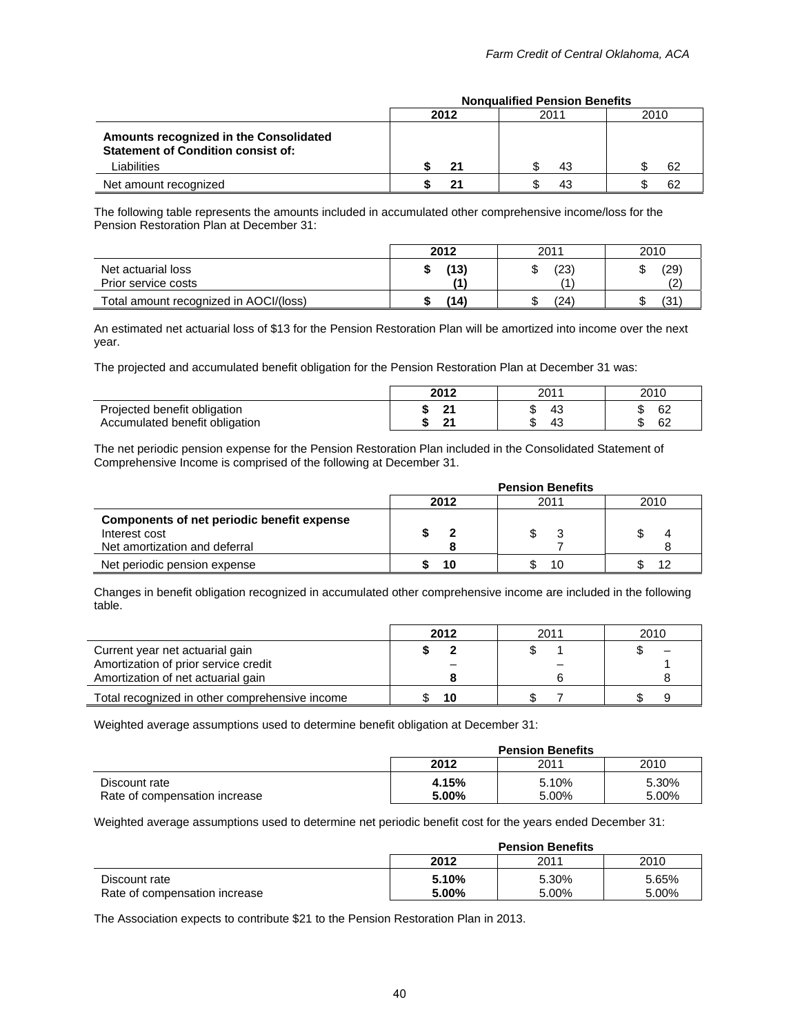| | Nonqualified Pension Benefits | | |
|---|---|---|---|
| | **2012** | 2011 | 2010 |
| **Amounts recognized in the Consolidated Statement of Condition consist of:** | | | |
| Liabilities | **$ 21** | $ 43 | $ 62 |
| Net amount recognized | **$ 21** | $ 43 | $ 62 |

The following table represents the amounts included in accumulated other comprehensive income/loss for the Pension Restoration Plan at December 31:

| | **2012** | 2011 | 2010 |
|---|---|---|---|
| Net actuarial loss | **$ (13)** | $ (23) | $ (29) |
| Prior service costs | **(1)** | (1) | (2) |
| Total amount recognized in AOCI/(loss) | **$ (14)** | $ (24) | $ (31) |

An estimated net actuarial loss of $13 for the Pension Restoration Plan will be amortized into income over the next year.

The projected and accumulated benefit obligation for the Pension Restoration Plan at December 31 was:

| | **2012** | 2011 | 2010 |
|---|---|---|---|
| Projected benefit obligation | **$ 21** | $ 43 | $ 62 |
| Accumulated benefit obligation | **$ 21** | $ 43 | $ 62 |

The net periodic pension expense for the Pension Restoration Plan included in the Consolidated Statement of Comprehensive Income is comprised of the following at December 31.

| | Pension Benefits | | |
|---|---|---|---|
| | **2012** | 2011 | 2010 |
| **Components of net periodic benefit expense** | | | |
| Interest cost | **$ 2** | $ 3 | $ 4 |
| Net amortization and deferral | **8** | 7 | 8 |
| Net periodic pension expense | **$ 10** | $ 10 | $ 12 |

Changes in benefit obligation recognized in accumulated other comprehensive income are included in the following table.

| | **2012** | 2011 | 2010 |
|---|---|---|---|
| Current year net actuarial gain | **$ 2** | $ 1 | $ – |
| Amortization of prior service credit | **–** | – | 1 |
| Amortization of net actuarial gain | **8** | 6 | 8 |
| Total recognized in other comprehensive income | $ 10 | $ 7 | $ 9 |

Weighted average assumptions used to determine benefit obligation at December 31:

| | Pension Benefits | | |
|---|---|---|---|
| | **2012** | 2011 | 2010 |
| Discount rate | **4.15%** | 5.10% | 5.30% |
| Rate of compensation increase | **5.00%** | 5.00% | 5.00% |

Weighted average assumptions used to determine net periodic benefit cost for the years ended December 31:

| | Pension Benefits | | |
|---|---|---|---|
| | **2012** | 2011 | 2010 |
| Discount rate | **5.10%** | 5.30% | 5.65% |
| Rate of compensation increase | **5.00%** | 5.00% | 5.00% |

The Association expects to contribute $21 to the Pension Restoration Plan in 2013.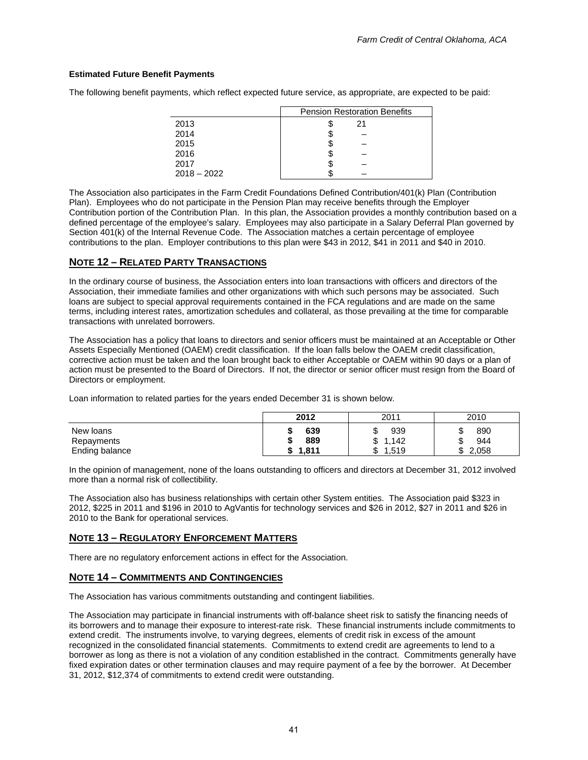**Estimated Future Benefit Payments**

The following benefit payments, which reflect expected future service, as appropriate, are expected to be paid:

| | Pension Restoration Benefits |
|---|---|
| 2013 | $ 21 |
| 2014 | $ – |
| 2015 | $ – |
| 2016 | $ – |
| 2017 | $ – |
| 2018 – 2022 | $ – |

The Association also participates in the Farm Credit Foundations Defined Contribution/401(k) Plan (Contribution Plan). Employees who do not participate in the Pension Plan may receive benefits through the Employer Contribution portion of the Contribution Plan. In this plan, the Association provides a monthly contribution based on a defined percentage of the employee's salary. Employees may also participate in a Salary Deferral Plan governed by Section 401(k) of the Internal Revenue Code. The Association matches a certain percentage of employee contributions to the plan. Employer contributions to this plan were $43 in 2012, $41 in 2011 and $40 in 2010.

## NOTE 12 – RELATED PARTY TRANSACTIONS

In the ordinary course of business, the Association enters into loan transactions with officers and directors of the Association, their immediate families and other organizations with which such persons may be associated. Such loans are subject to special approval requirements contained in the FCA regulations and are made on the same terms, including interest rates, amortization schedules and collateral, as those prevailing at the time for comparable transactions with unrelated borrowers.

The Association has a policy that loans to directors and senior officers must be maintained at an Acceptable or Other Assets Especially Mentioned (OAEM) credit classification. If the loan falls below the OAEM credit classification, corrective action must be taken and the loan brought back to either Acceptable or OAEM within 90 days or a plan of action must be presented to the Board of Directors. If not, the director or senior officer must resign from the Board of Directors or employment.

Loan information to related parties for the years ended December 31 is shown below.

| | **2012** | 2011 | 2010 |
|---|---|---|---|
| New loans | **$ 639** | $ 939 | $ 890 |
| Repayments | **$ 889** | $ 1,142 | $ 944 |
| Ending balance | **$ 1,811** | $ 1,519 | $ 2,058 |

In the opinion of management, none of the loans outstanding to officers and directors at December 31, 2012 involved more than a normal risk of collectibility.

The Association also has business relationships with certain other System entities. The Association paid $323 in 2012, $225 in 2011 and $196 in 2010 to AgVantis for technology services and $26 in 2012, $27 in 2011 and $26 in 2010 to the Bank for operational services.

## NOTE 13 – REGULATORY ENFORCEMENT MATTERS

There are no regulatory enforcement actions in effect for the Association.

## NOTE 14 – COMMITMENTS AND CONTINGENCIES

The Association has various commitments outstanding and contingent liabilities.

The Association may participate in financial instruments with off-balance sheet risk to satisfy the financing needs of its borrowers and to manage their exposure to interest-rate risk. These financial instruments include commitments to extend credit. The instruments involve, to varying degrees, elements of credit risk in excess of the amount recognized in the consolidated financial statements. Commitments to extend credit are agreements to lend to a borrower as long as there is not a violation of any condition established in the contract. Commitments generally have fixed expiration dates or other termination clauses and may require payment of a fee by the borrower. At December 31, 2012, $12,374 of commitments to extend credit were outstanding.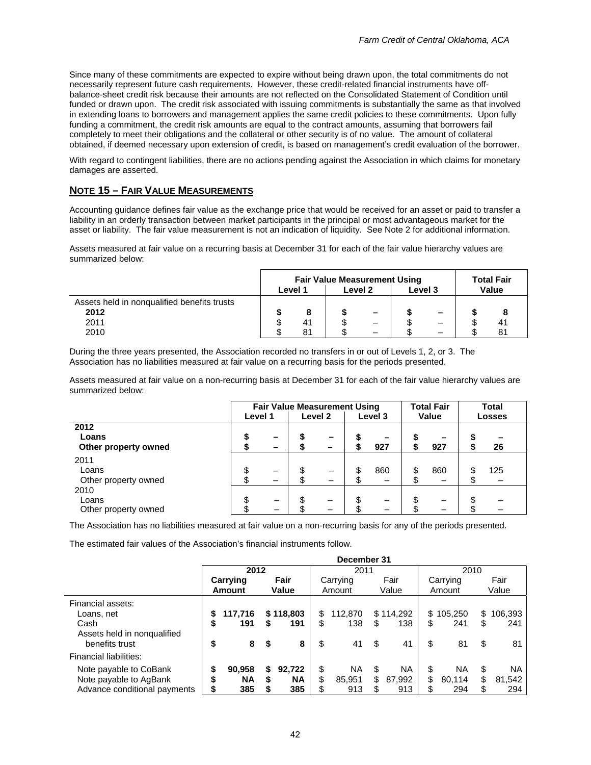Since many of these commitments are expected to expire without being drawn upon, the total commitments do not necessarily represent future cash requirements. However, these credit-related financial instruments have off-balance-sheet credit risk because their amounts are not reflected on the Consolidated Statement of Condition until funded or drawn upon. The credit risk associated with issuing commitments is substantially the same as that involved in extending loans to borrowers and management applies the same credit policies to these commitments. Upon fully funding a commitment, the credit risk amounts are equal to the contract amounts, assuming that borrowers fail completely to meet their obligations and the collateral or other security is of no value. The amount of collateral obtained, if deemed necessary upon extension of credit, is based on management's credit evaluation of the borrower.

With regard to contingent liabilities, there are no actions pending against the Association in which claims for monetary damages are asserted.

## NOTE 15 – FAIR VALUE MEASUREMENTS

Accounting guidance defines fair value as the exchange price that would be received for an asset or paid to transfer a liability in an orderly transaction between market participants in the principal or most advantageous market for the asset or liability. The fair value measurement is not an indication of liquidity. See Note 2 for additional information.

Assets measured at fair value on a recurring basis at December 31 for each of the fair value hierarchy values are summarized below:

| | Fair Value Measurement Using | | | Total Fair Value |
|---|---|---|---|---|
| | Level 1 | Level 2 | Level 3 | |
| Assets held in nonqualified benefits trusts | | | | |
| **2012** | **$ 8** | **$ –** | **$ –** | **$ 8** |
| 2011 | $ 41 | $ – | $ – | $ 41 |
| 2010 | $ 81 | $ – | $ – | $ 81 |

During the three years presented, the Association recorded no transfers in or out of Levels 1, 2, or 3. The Association has no liabilities measured at fair value on a recurring basis for the periods presented.

Assets measured at fair value on a non-recurring basis at December 31 for each of the fair value hierarchy values are summarized below:

| | Fair Value Measurement Using | | | Total Fair Value | Total Losses |
|---|---|---|---|---|---|
| | Level 1 | Level 2 | Level 3 | | |
| **2012** | | | | | |
| **Loans** | **$ –** | **$ –** | **$ –** | **$ –** | **$ –** |
| **Other property owned** | **$ –** | **$ –** | **$ 927** | **$ 927** | **$ 26** |
| 2011 | | | | | |
| Loans | $ – | $ – | $ 860 | $ 860 | $ 125 |
| Other property owned | $ – | $ – | $ – | $ – | $ – |
| 2010 | | | | | |
| Loans | $ – | $ – | $ – | $ – | $ – |
| Other property owned | $ – | $ – | $ – | $ – | $ – |

The Association has no liabilities measured at fair value on a non-recurring basis for any of the periods presented.

The estimated fair values of the Association's financial instruments follow.

| | December 31 | | | | | |
|---|---|---|---|---|---|---|
| | 2012 | | 2011 | | 2010 | |
| | Carrying Amount | Fair Value | Carrying Amount | Fair Value | Carrying Amount | Fair Value |
| Financial assets: | | | | | | |
| Loans, net | **$ 117,716** | **$ 118,803** | $ 112,870 | $ 114,292 | $ 105,250 | $ 106,393 |
| Cash | **$ 191** | **$ 191** | $ 138 | $ 138 | $ 241 | $ 241 |
| Assets held in nonqualified benefits trust | **$ 8** | **$ 8** | $ 41 | $ 41 | $ 81 | $ 81 |
| Financial liabilities: | | | | | | |
| Note payable to CoBank | **$ 90,958** | **$ 92,722** | $ NA | $ NA | $ NA | $ NA |
| Note payable to AgBank | **$ NA** | **$ NA** | $ 85,951 | $ 87,992 | $ 80,114 | $ 81,542 |
| Advance conditional payments | **$ 385** | **$ 385** | $ 913 | $ 913 | $ 294 | $ 294 |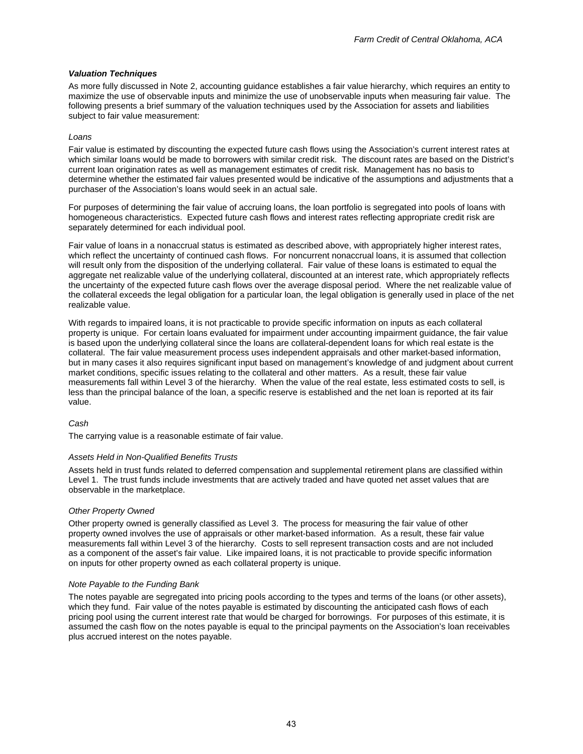***Valuation Techniques***

As more fully discussed in Note 2, accounting guidance establishes a fair value hierarchy, which requires an entity to maximize the use of observable inputs and minimize the use of unobservable inputs when measuring fair value. The following presents a brief summary of the valuation techniques used by the Association for assets and liabilities subject to fair value measurement:

*Loans*

Fair value is estimated by discounting the expected future cash flows using the Association's current interest rates at which similar loans would be made to borrowers with similar credit risk. The discount rates are based on the District's current loan origination rates as well as management estimates of credit risk. Management has no basis to determine whether the estimated fair values presented would be indicative of the assumptions and adjustments that a purchaser of the Association's loans would seek in an actual sale.

For purposes of determining the fair value of accruing loans, the loan portfolio is segregated into pools of loans with homogeneous characteristics. Expected future cash flows and interest rates reflecting appropriate credit risk are separately determined for each individual pool.

Fair value of loans in a nonaccrual status is estimated as described above, with appropriately higher interest rates, which reflect the uncertainty of continued cash flows. For noncurrent nonaccrual loans, it is assumed that collection will result only from the disposition of the underlying collateral. Fair value of these loans is estimated to equal the aggregate net realizable value of the underlying collateral, discounted at an interest rate, which appropriately reflects the uncertainty of the expected future cash flows over the average disposal period. Where the net realizable value of the collateral exceeds the legal obligation for a particular loan, the legal obligation is generally used in place of the net realizable value.

With regards to impaired loans, it is not practicable to provide specific information on inputs as each collateral property is unique. For certain loans evaluated for impairment under accounting impairment guidance, the fair value is based upon the underlying collateral since the loans are collateral-dependent loans for which real estate is the collateral. The fair value measurement process uses independent appraisals and other market-based information, but in many cases it also requires significant input based on management's knowledge of and judgment about current market conditions, specific issues relating to the collateral and other matters. As a result, these fair value measurements fall within Level 3 of the hierarchy. When the value of the real estate, less estimated costs to sell, is less than the principal balance of the loan, a specific reserve is established and the net loan is reported at its fair value.

*Cash*

The carrying value is a reasonable estimate of fair value.

*Assets Held in Non-Qualified Benefits Trusts*

Assets held in trust funds related to deferred compensation and supplemental retirement plans are classified within Level 1. The trust funds include investments that are actively traded and have quoted net asset values that are observable in the marketplace.

*Other Property Owned*

Other property owned is generally classified as Level 3. The process for measuring the fair value of other property owned involves the use of appraisals or other market-based information. As a result, these fair value measurements fall within Level 3 of the hierarchy. Costs to sell represent transaction costs and are not included as a component of the asset's fair value. Like impaired loans, it is not practicable to provide specific information on inputs for other property owned as each collateral property is unique.

*Note Payable to the Funding Bank*

The notes payable are segregated into pricing pools according to the types and terms of the loans (or other assets), which they fund. Fair value of the notes payable is estimated by discounting the anticipated cash flows of each pricing pool using the current interest rate that would be charged for borrowings. For purposes of this estimate, it is assumed the cash flow on the notes payable is equal to the principal payments on the Association's loan receivables plus accrued interest on the notes payable.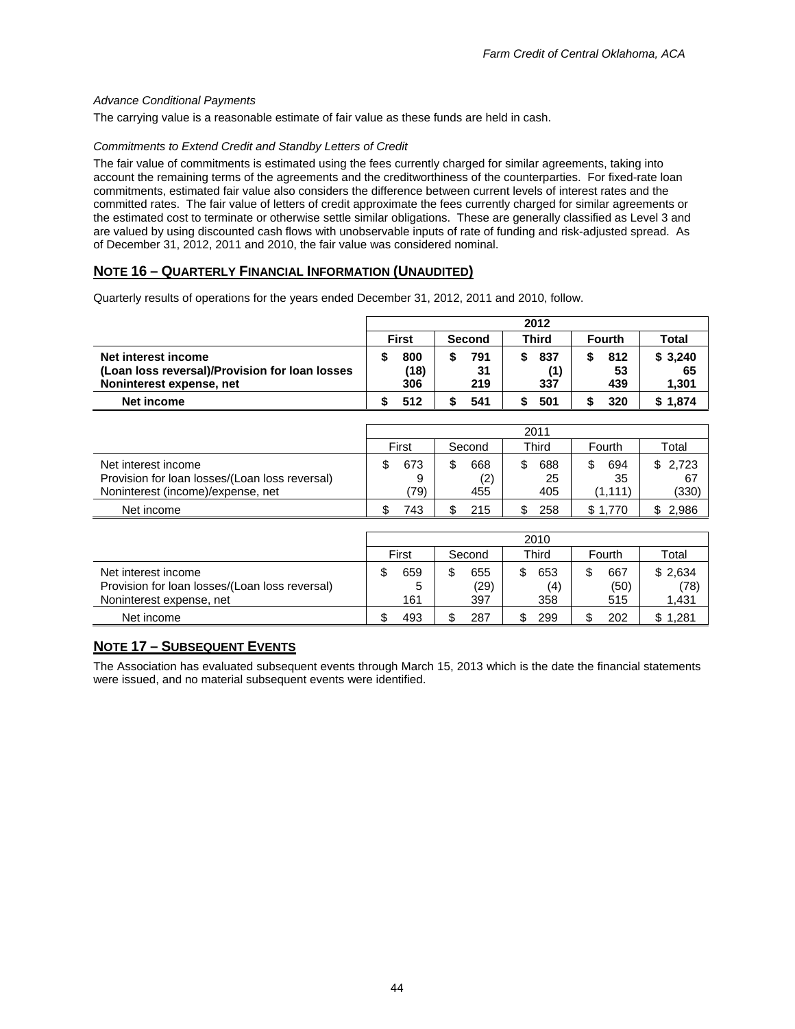*Advance Conditional Payments*

The carrying value is a reasonable estimate of fair value as these funds are held in cash.

*Commitments to Extend Credit and Standby Letters of Credit*

The fair value of commitments is estimated using the fees currently charged for similar agreements, taking into account the remaining terms of the agreements and the creditworthiness of the counterparties. For fixed-rate loan commitments, estimated fair value also considers the difference between current levels of interest rates and the committed rates. The fair value of letters of credit approximate the fees currently charged for similar agreements or the estimated cost to terminate or otherwise settle similar obligations. These are generally classified as Level 3 and are valued by using discounted cash flows with unobservable inputs of rate of funding and risk-adjusted spread. As of December 31, 2012, 2011 and 2010, the fair value was considered nominal.

## NOTE 16 – QUARTERLY FINANCIAL INFORMATION (UNAUDITED)

Quarterly results of operations for the years ended December 31, 2012, 2011 and 2010, follow.

| | 2012 | | | | |
|---|---|---|---|---|---|
| | **First** | **Second** | **Third** | **Fourth** | **Total** |
| **Net interest income** | **$ 800** | **$ 791** | **$ 837** | **$ 812** | **$ 3,240** |
| **(Loan loss reversal)/Provision for loan losses** | **(18)** | **31** | **(1)** | **53** | **65** |
| **Noninterest expense, net** | **306** | **219** | **337** | **439** | **1,301** |
| **Net income** | **$ 512** | **$ 541** | **$ 501** | **$ 320** | **$ 1,874** |

| | 2011 | | | | |
|---|---|---|---|---|---|
| | First | Second | Third | Fourth | Total |
| Net interest income | $ 673 | $ 668 | $ 688 | $ 694 | $ 2,723 |
| Provision for loan losses/(Loan loss reversal) | 9 | (2) | 25 | 35 | 67 |
| Noninterest (income)/expense, net | (79) | 455 | 405 | (1,111) | (330) |
| Net income | $ 743 | $ 215 | $ 258 | $ 1,770 | $ 2,986 |

| | 2010 | | | | |
|---|---|---|---|---|---|
| | First | Second | Third | Fourth | Total |
| Net interest income | $ 659 | $ 655 | $ 653 | $ 667 | $ 2,634 |
| Provision for loan losses/(Loan loss reversal) | 5 | (29) | (4) | (50) | (78) |
| Noninterest expense, net | 161 | 397 | 358 | 515 | 1,431 |
| Net income | $ 493 | $ 287 | $ 299 | $ 202 | $ 1,281 |

## NOTE 17 – SUBSEQUENT EVENTS

The Association has evaluated subsequent events through March 15, 2013 which is the date the financial statements were issued, and no material subsequent events were identified.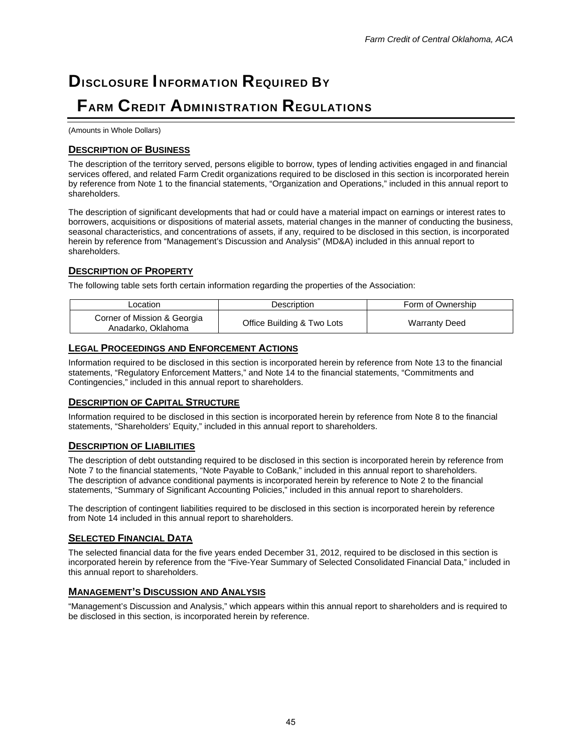# Disclosure Information Required By Farm Credit Administration Regulations

(Amounts in Whole Dollars)

## Description of Business

The description of the territory served, persons eligible to borrow, types of lending activities engaged in and financial services offered, and related Farm Credit organizations required to be disclosed in this section is incorporated herein by reference from Note 1 to the financial statements, "Organization and Operations," included in this annual report to shareholders.

The description of significant developments that had or could have a material impact on earnings or interest rates to borrowers, acquisitions or dispositions of material assets, material changes in the manner of conducting the business, seasonal characteristics, and concentrations of assets, if any, required to be disclosed in this section, is incorporated herein by reference from "Management's Discussion and Analysis" (MD&A) included in this annual report to shareholders.

## Description of Property

The following table sets forth certain information regarding the properties of the Association:

| Location | Description | Form of Ownership |
|---|---|---|
| Corner of Mission & Georgia Anadarko, Oklahoma | Office Building & Two Lots | Warranty Deed |

## Legal Proceedings and Enforcement Actions

Information required to be disclosed in this section is incorporated herein by reference from Note 13 to the financial statements, "Regulatory Enforcement Matters," and Note 14 to the financial statements, "Commitments and Contingencies," included in this annual report to shareholders.

## Description of Capital Structure

Information required to be disclosed in this section is incorporated herein by reference from Note 8 to the financial statements, "Shareholders' Equity," included in this annual report to shareholders.

## Description of Liabilities

The description of debt outstanding required to be disclosed in this section is incorporated herein by reference from Note 7 to the financial statements, "Note Payable to CoBank," included in this annual report to shareholders. The description of advance conditional payments is incorporated herein by reference to Note 2 to the financial statements, "Summary of Significant Accounting Policies," included in this annual report to shareholders.

The description of contingent liabilities required to be disclosed in this section is incorporated herein by reference from Note 14 included in this annual report to shareholders.

## Selected Financial Data

The selected financial data for the five years ended December 31, 2012, required to be disclosed in this section is incorporated herein by reference from the "Five-Year Summary of Selected Consolidated Financial Data," included in this annual report to shareholders.

## Management's Discussion and Analysis

"Management's Discussion and Analysis," which appears within this annual report to shareholders and is required to be disclosed in this section, is incorporated herein by reference.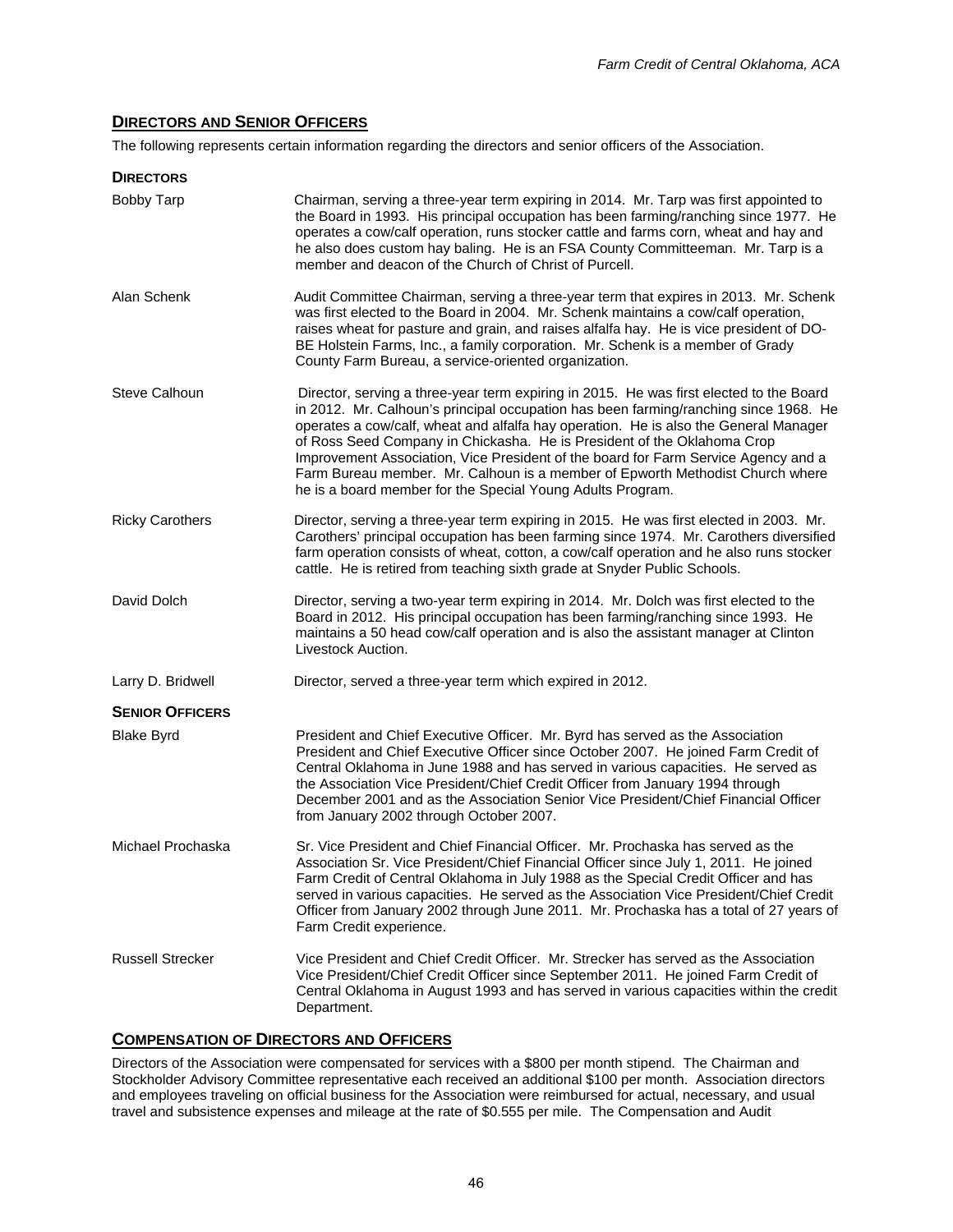## DIRECTORS AND SENIOR OFFICERS

The following represents certain information regarding the directors and senior officers of the Association.

### DIRECTORS

| | |
|---|---|
| Bobby Tarp | Chairman, serving a three-year term expiring in 2014. Mr. Tarp was first appointed to the Board in 1993. His principal occupation has been farming/ranching since 1977. He operates a cow/calf operation, runs stocker cattle and farms corn, wheat and hay and he also does custom hay baling. He is an FSA County Committeeman. Mr. Tarp is a member and deacon of the Church of Christ of Purcell. |
| Alan Schenk | Audit Committee Chairman, serving a three-year term that expires in 2013. Mr. Schenk was first elected to the Board in 2004. Mr. Schenk maintains a cow/calf operation, raises wheat for pasture and grain, and raises alfalfa hay. He is vice president of DO-BE Holstein Farms, Inc., a family corporation. Mr. Schenk is a member of Grady County Farm Bureau, a service-oriented organization. |
| Steve Calhoun | Director, serving a three-year term expiring in 2015. He was first elected to the Board in 2012. Mr. Calhoun's principal occupation has been farming/ranching since 1968. He operates a cow/calf, wheat and alfalfa hay operation. He is also the General Manager of Ross Seed Company in Chickasha. He is President of the Oklahoma Crop Improvement Association, Vice President of the board for Farm Service Agency and a Farm Bureau member. Mr. Calhoun is a member of Epworth Methodist Church where he is a board member for the Special Young Adults Program. |
| Ricky Carothers | Director, serving a three-year term expiring in 2015. He was first elected in 2003. Mr. Carothers' principal occupation has been farming since 1974. Mr. Carothers diversified farm operation consists of wheat, cotton, a cow/calf operation and he also runs stocker cattle. He is retired from teaching sixth grade at Snyder Public Schools. |
| David Dolch | Director, serving a two-year term expiring in 2014. Mr. Dolch was first elected to the Board in 2012. His principal occupation has been farming/ranching since 1993. He maintains a 50 head cow/calf operation and is also the assistant manager at Clinton Livestock Auction. |
| Larry D. Bridwell | Director, served a three-year term which expired in 2012. |

### SENIOR OFFICERS

| | |
|---|---|
| Blake Byrd | President and Chief Executive Officer. Mr. Byrd has served as the Association President and Chief Executive Officer since October 2007. He joined Farm Credit of Central Oklahoma in June 1988 and has served in various capacities. He served as the Association Vice President/Chief Credit Officer from January 1994 through December 2001 and as the Association Senior Vice President/Chief Financial Officer from January 2002 through October 2007. |
| Michael Prochaska | Sr. Vice President and Chief Financial Officer. Mr. Prochaska has served as the Association Sr. Vice President/Chief Financial Officer since July 1, 2011. He joined Farm Credit of Central Oklahoma in July 1988 as the Special Credit Officer and has served in various capacities. He served as the Association Vice President/Chief Credit Officer from January 2002 through June 2011. Mr. Prochaska has a total of 27 years of Farm Credit experience. |
| Russell Strecker | Vice President and Chief Credit Officer. Mr. Strecker has served as the Association Vice President/Chief Credit Officer since September 2011. He joined Farm Credit of Central Oklahoma in August 1993 and has served in various capacities within the credit Department. |

## COMPENSATION OF DIRECTORS AND OFFICERS

Directors of the Association were compensated for services with a $800 per month stipend. The Chairman and Stockholder Advisory Committee representative each received an additional $100 per month. Association directors and employees traveling on official business for the Association were reimbursed for actual, necessary, and usual travel and subsistence expenses and mileage at the rate of $0.555 per mile. The Compensation and Audit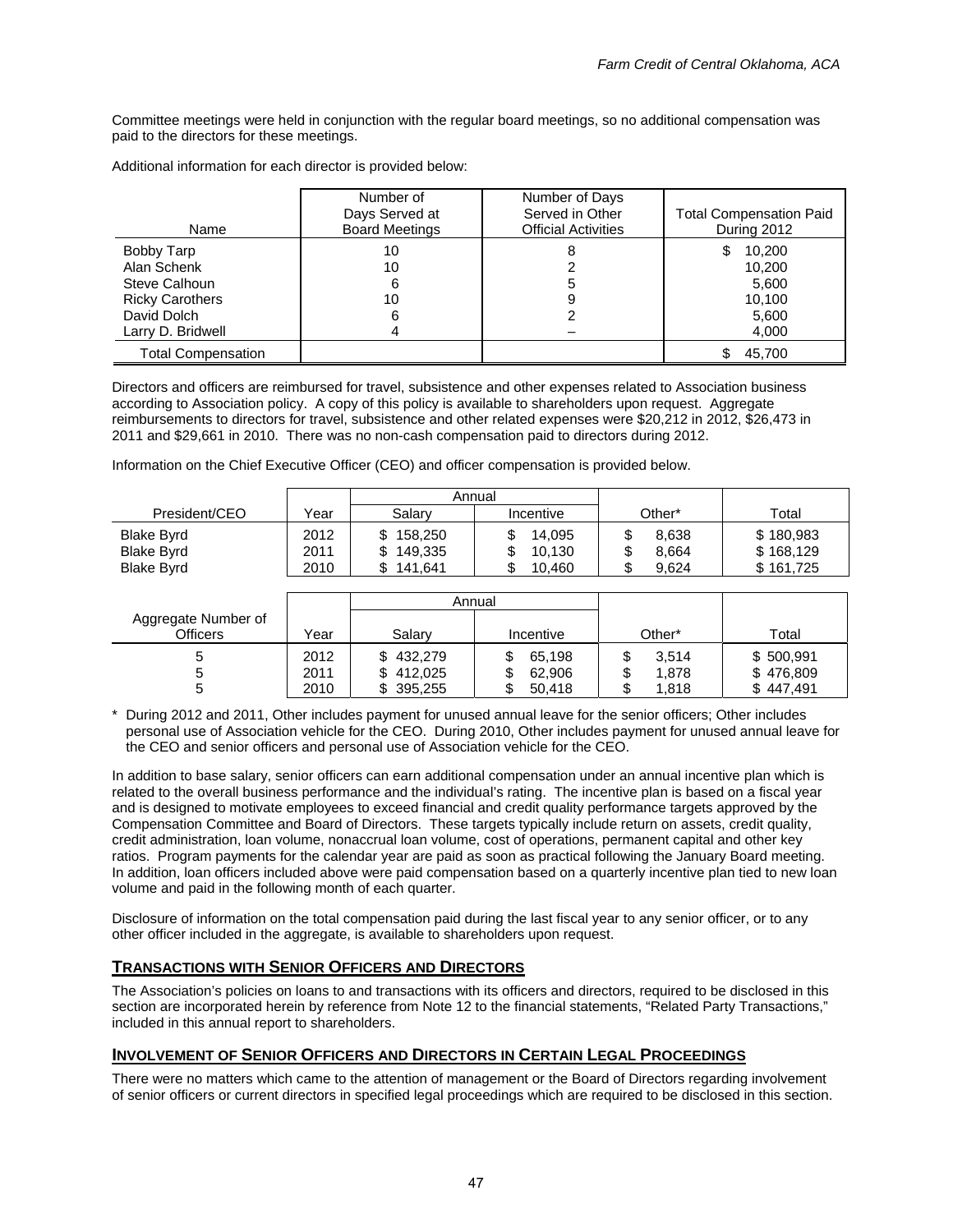Committee meetings were held in conjunction with the regular board meetings, so no additional compensation was paid to the directors for these meetings.

Additional information for each director is provided below:

| Name | Number of Days Served at Board Meetings | Number of Days Served in Other Official Activities | Total Compensation Paid During 2012 |
|---|---|---|---|
| Bobby Tarp | 10 | 8 | $ 10,200 |
| Alan Schenk | 10 | 2 | 10,200 |
| Steve Calhoun | 6 | 5 | 5,600 |
| Ricky Carothers | 10 | 9 | 10,100 |
| David Dolch | 6 | 2 | 5,600 |
| Larry D. Bridwell | 4 | – | 4,000 |
| Total Compensation | | | $ 45,700 |

Directors and officers are reimbursed for travel, subsistence and other expenses related to Association business according to Association policy. A copy of this policy is available to shareholders upon request. Aggregate reimbursements to directors for travel, subsistence and other related expenses were $20,212 in 2012, $26,473 in 2011 and $29,661 in 2010. There was no non-cash compensation paid to directors during 2012.

Information on the Chief Executive Officer (CEO) and officer compensation is provided below.

| | | Annual | | | |
|---|---|---|---|---|---|
| President/CEO | Year | Salary | Incentive | Other* | Total |
| Blake Byrd | 2012 | $ 158,250 | $ 14,095 | $ 8,638 | $ 180,983 |
| Blake Byrd | 2011 | $ 149,335 | $ 10,130 | $ 8,664 | $ 168,129 |
| Blake Byrd | 2010 | $ 141,641 | $ 10,460 | $ 9,624 | $ 161,725 |

| | | Annual | | | |
|---|---|---|---|---|---|
| Aggregate Number of Officers | Year | Salary | Incentive | Other* | Total |
| 5 | 2012 | $ 432,279 | $ 65,198 | $ 3,514 | $ 500,991 |
| 5 | 2011 | $ 412,025 | $ 62,906 | $ 1,878 | $ 476,809 |
| 5 | 2010 | $ 395,255 | $ 50,418 | $ 1,818 | $ 447,491 |

\* During 2012 and 2011, Other includes payment for unused annual leave for the senior officers; Other includes personal use of Association vehicle for the CEO. During 2010, Other includes payment for unused annual leave for the CEO and senior officers and personal use of Association vehicle for the CEO.

In addition to base salary, senior officers can earn additional compensation under an annual incentive plan which is related to the overall business performance and the individual's rating. The incentive plan is based on a fiscal year and is designed to motivate employees to exceed financial and credit quality performance targets approved by the Compensation Committee and Board of Directors. These targets typically include return on assets, credit quality, credit administration, loan volume, nonaccrual loan volume, cost of operations, permanent capital and other key ratios. Program payments for the calendar year are paid as soon as practical following the January Board meeting. In addition, loan officers included above were paid compensation based on a quarterly incentive plan tied to new loan volume and paid in the following month of each quarter.

Disclosure of information on the total compensation paid during the last fiscal year to any senior officer, or to any other officer included in the aggregate, is available to shareholders upon request.

## TRANSACTIONS WITH SENIOR OFFICERS AND DIRECTORS

The Association's policies on loans to and transactions with its officers and directors, required to be disclosed in this section are incorporated herein by reference from Note 12 to the financial statements, "Related Party Transactions," included in this annual report to shareholders.

## INVOLVEMENT OF SENIOR OFFICERS AND DIRECTORS IN CERTAIN LEGAL PROCEEDINGS

There were no matters which came to the attention of management or the Board of Directors regarding involvement of senior officers or current directors in specified legal proceedings which are required to be disclosed in this section.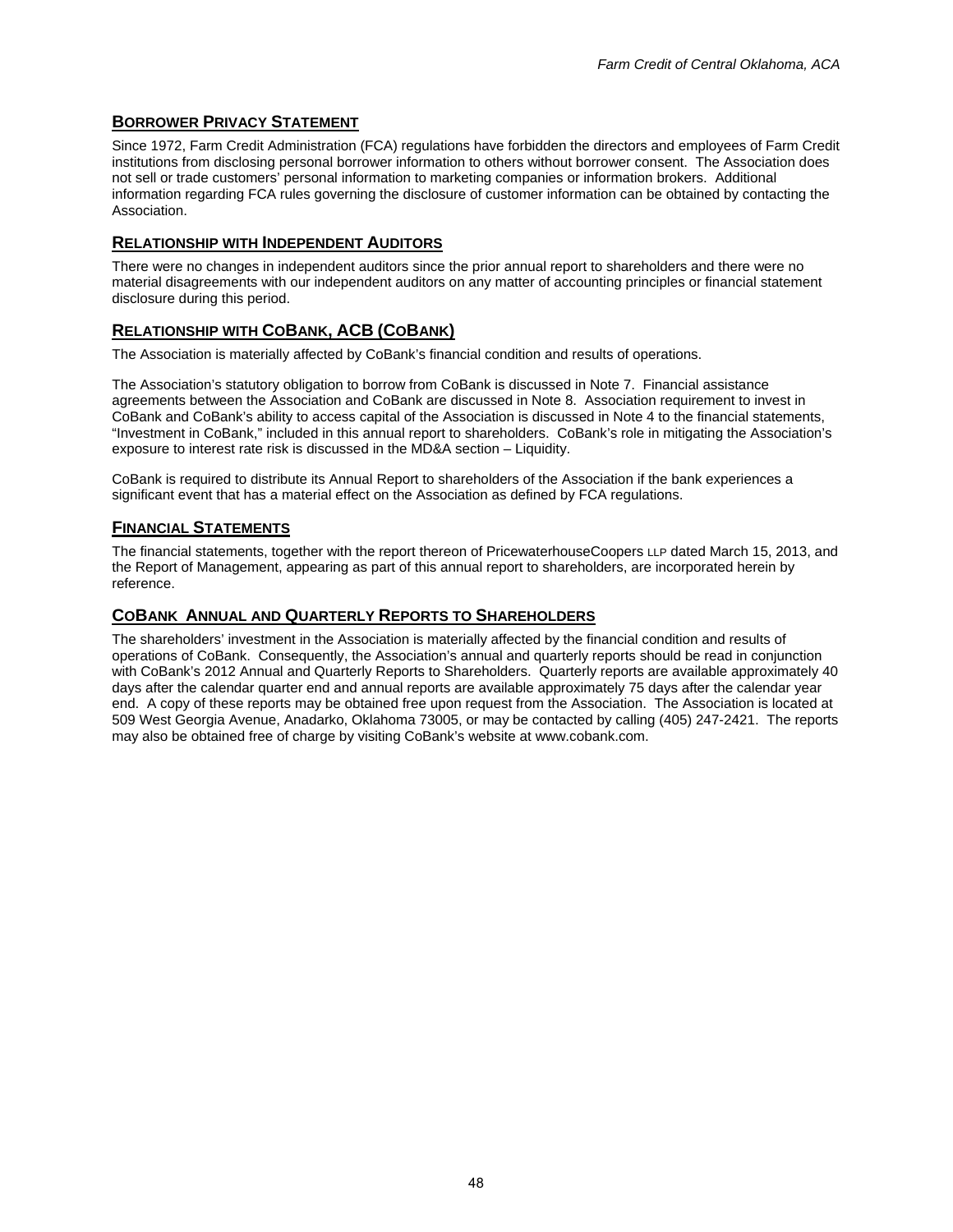## BORROWER PRIVACY STATEMENT

Since 1972, Farm Credit Administration (FCA) regulations have forbidden the directors and employees of Farm Credit institutions from disclosing personal borrower information to others without borrower consent. The Association does not sell or trade customers' personal information to marketing companies or information brokers. Additional information regarding FCA rules governing the disclosure of customer information can be obtained by contacting the Association.

## RELATIONSHIP WITH INDEPENDENT AUDITORS

There were no changes in independent auditors since the prior annual report to shareholders and there were no material disagreements with our independent auditors on any matter of accounting principles or financial statement disclosure during this period.

## RELATIONSHIP WITH COBANK, ACB (COBANK)

The Association is materially affected by CoBank's financial condition and results of operations.

The Association's statutory obligation to borrow from CoBank is discussed in Note 7. Financial assistance agreements between the Association and CoBank are discussed in Note 8. Association requirement to invest in CoBank and CoBank's ability to access capital of the Association is discussed in Note 4 to the financial statements, "Investment in CoBank," included in this annual report to shareholders. CoBank's role in mitigating the Association's exposure to interest rate risk is discussed in the MD&A section – Liquidity.

CoBank is required to distribute its Annual Report to shareholders of the Association if the bank experiences a significant event that has a material effect on the Association as defined by FCA regulations.

## FINANCIAL STATEMENTS

The financial statements, together with the report thereon of PricewaterhouseCoopers LLP dated March 15, 2013, and the Report of Management, appearing as part of this annual report to shareholders, are incorporated herein by reference.

## COBANK ANNUAL AND QUARTERLY REPORTS TO SHAREHOLDERS

The shareholders' investment in the Association is materially affected by the financial condition and results of operations of CoBank. Consequently, the Association's annual and quarterly reports should be read in conjunction with CoBank's 2012 Annual and Quarterly Reports to Shareholders. Quarterly reports are available approximately 40 days after the calendar quarter end and annual reports are available approximately 75 days after the calendar year end. A copy of these reports may be obtained free upon request from the Association. The Association is located at 509 West Georgia Avenue, Anadarko, Oklahoma 73005, or may be contacted by calling (405) 247-2421. The reports may also be obtained free of charge by visiting CoBank's website at www.cobank.com.